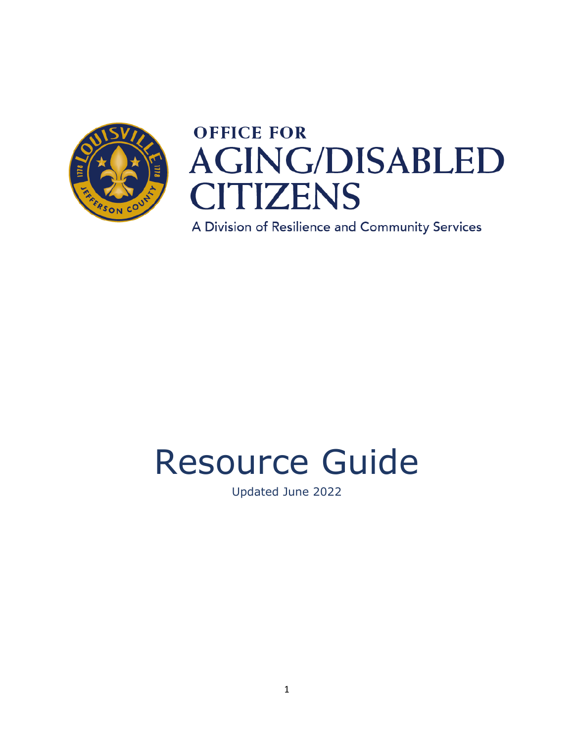# OFFICE FOR AGING/DISABLED CITIZENS

A Division of Resilience and Community Services

# Resource Guide

Updated June 2022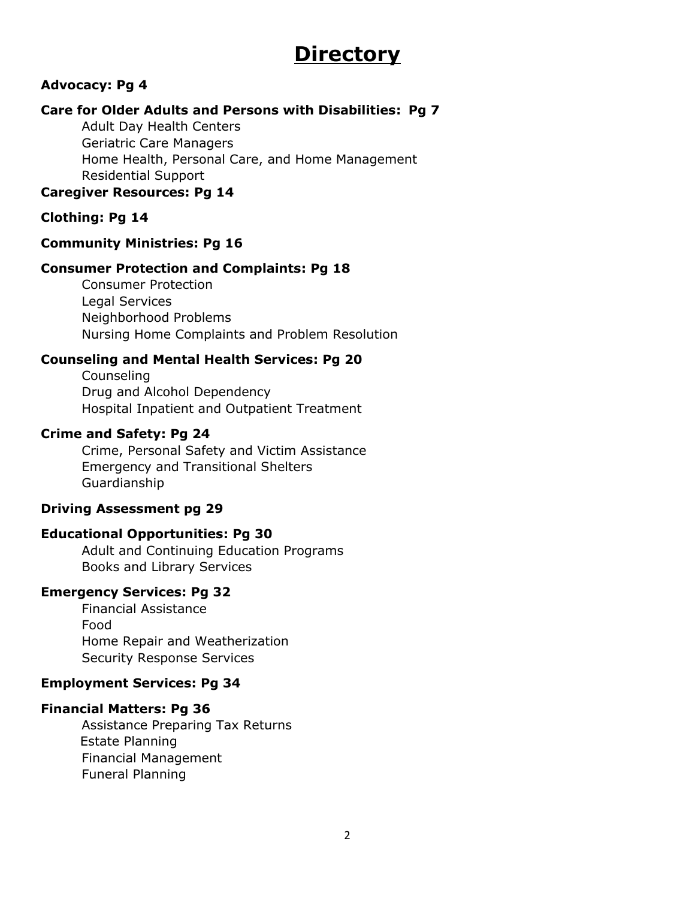# Directory

**Advocacy: Pg 4**

**Care for Older Adults and Persons with Disabilities: Pg 7**

- Adult Day Health Centers
- Geriatric Care Managers
- Home Health, Personal Care, and Home Management
- Residential Support

**Caregiver Resources: Pg 14**

**Clothing: Pg 14**

**Community Ministries: Pg 16**

**Consumer Protection and Complaints: Pg 18**

- Consumer Protection
- Legal Services
- Neighborhood Problems
- Nursing Home Complaints and Problem Resolution

**Counseling and Mental Health Services: Pg 20**

- Counseling
- Drug and Alcohol Dependency
- Hospital Inpatient and Outpatient Treatment

**Crime and Safety: Pg 24**

- Crime, Personal Safety and Victim Assistance
- Emergency and Transitional Shelters
- Guardianship

**Driving Assessment pg 29**

**Educational Opportunities: Pg 30**

- Adult and Continuing Education Programs
- Books and Library Services

**Emergency Services: Pg 32**

- Financial Assistance
- Food
- Home Repair and Weatherization
- Security Response Services

**Employment Services: Pg 34**

**Financial Matters: Pg 36**

- Assistance Preparing Tax Returns
- Estate Planning
- Financial Management
- Funeral Planning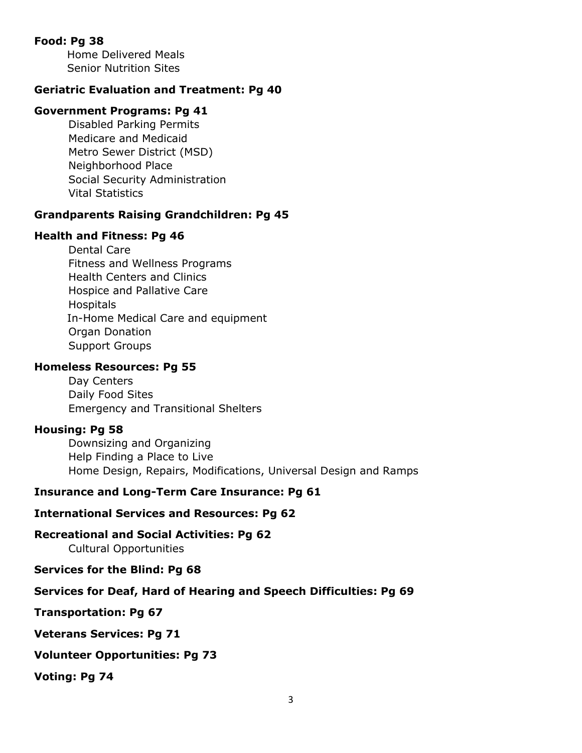**Food: Pg 38**

- Home Delivered Meals
- Senior Nutrition Sites

**Geriatric Evaluation and Treatment: Pg 40**

**Government Programs: Pg 41**

- Disabled Parking Permits
- Medicare and Medicaid
- Metro Sewer District (MSD)
- Neighborhood Place
- Social Security Administration
- Vital Statistics

**Grandparents Raising Grandchildren: Pg 45**

**Health and Fitness: Pg 46**

- Dental Care
- Fitness and Wellness Programs
- Health Centers and Clinics
- Hospice and Pallative Care
- Hospitals
- In-Home Medical Care and equipment
- Organ Donation
- Support Groups

**Homeless Resources: Pg 55**

- Day Centers
- Daily Food Sites
- Emergency and Transitional Shelters

**Housing: Pg 58**

- Downsizing and Organizing
- Help Finding a Place to Live
- Home Design, Repairs, Modifications, Universal Design and Ramps

**Insurance and Long-Term Care Insurance: Pg 61**

**International Services and Resources: Pg 62**

**Recreational and Social Activities: Pg 62**

- Cultural Opportunities

**Services for the Blind: Pg 68**

**Services for Deaf, Hard of Hearing and Speech Difficulties: Pg 69**

**Transportation: Pg 67**

**Veterans Services: Pg 71**

**Volunteer Opportunities: Pg 73**

**Voting: Pg 74**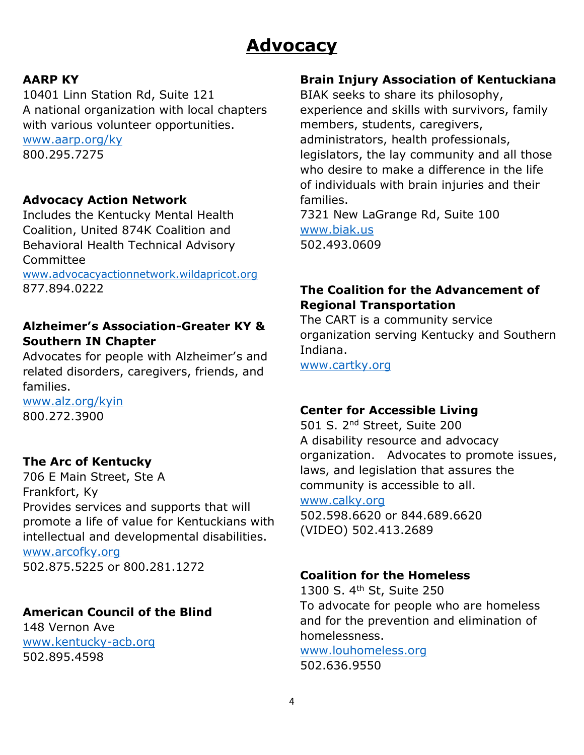# Advocacy

**AARP KY**
10401 Linn Station Rd, Suite 121
A national organization with local chapters with various volunteer opportunities.
www.aarp.org/ky
800.295.7275

**Advocacy Action Network**
Includes the Kentucky Mental Health Coalition, United 874K Coalition and Behavioral Health Technical Advisory Committee
www.advocacyactionnetwork.wildapricot.org
877.894.0222

**Alzheimer's Association-Greater KY & Southern IN Chapter**
Advocates for people with Alzheimer's and related disorders, caregivers, friends, and families.
www.alz.org/kyin
800.272.3900

**The Arc of Kentucky**
706 E Main Street, Ste A
Frankfort, Ky
Provides services and supports that will promote a life of value for Kentuckians with intellectual and developmental disabilities.
www.arcofky.org
502.875.5225 or 800.281.1272

**American Council of the Blind**
148 Vernon Ave
www.kentucky-acb.org
502.895.4598

**Brain Injury Association of Kentuckiana**
BIAK seeks to share its philosophy, experience and skills with survivors, family members, students, caregivers, administrators, health professionals, legislators, the lay community and all those who desire to make a difference in the life of individuals with brain injuries and their families.
7321 New LaGrange Rd, Suite 100
www.biak.us
502.493.0609

**The Coalition for the Advancement of Regional Transportation**
The CART is a community service organization serving Kentucky and Southern Indiana.
www.cartky.org

**Center for Accessible Living**
501 S. 2nd Street, Suite 200
A disability resource and advocacy organization. Advocates to promote issues, laws, and legislation that assures the community is accessible to all.
www.calky.org
502.598.6620 or 844.689.6620
(VIDEO) 502.413.2689

**Coalition for the Homeless**
1300 S. 4th St, Suite 250
To advocate for people who are homeless and for the prevention and elimination of homelessness.
www.louhomeless.org
502.636.9550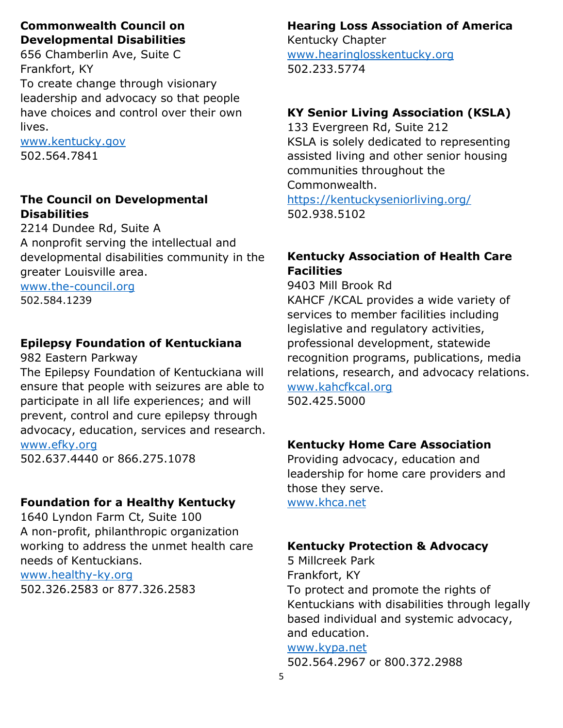**Commonwealth Council on Developmental Disabilities**
656 Chamberlin Ave, Suite C
Frankfort, KY
To create change through visionary leadership and advocacy so that people have choices and control over their own lives.
www.kentucky.gov
502.564.7841

**The Council on Developmental Disabilities**
2214 Dundee Rd, Suite A
A nonprofit serving the intellectual and developmental disabilities community in the greater Louisville area.
www.the-council.org
502.584.1239

**Epilepsy Foundation of Kentuckiana**
982 Eastern Parkway
The Epilepsy Foundation of Kentuckiana will ensure that people with seizures are able to participate in all life experiences; and will prevent, control and cure epilepsy through advocacy, education, services and research.
www.efky.org
502.637.4440 or 866.275.1078

**Foundation for a Healthy Kentucky**
1640 Lyndon Farm Ct, Suite 100
A non-profit, philanthropic organization working to address the unmet health care needs of Kentuckians.
www.healthy-ky.org
502.326.2583 or 877.326.2583

**Hearing Loss Association of America**
Kentucky Chapter
www.hearinglosskentucky.org
502.233.5774

**KY Senior Living Association (KSLA)**
133 Evergreen Rd, Suite 212
KSLA is solely dedicated to representing assisted living and other senior housing communities throughout the Commonwealth.
https://kentuckyseniorliving.org/
502.938.5102

**Kentucky Association of Health Care Facilities**
9403 Mill Brook Rd
KAHCF /KCAL provides a wide variety of services to member facilities including legislative and regulatory activities, professional development, statewide recognition programs, publications, media relations, research, and advocacy relations.
www.kahcfkcal.org
502.425.5000

**Kentucky Home Care Association**
Providing advocacy, education and leadership for home care providers and those they serve.
www.khca.net

**Kentucky Protection & Advocacy**
5 Millcreek Park
Frankfort, KY
To protect and promote the rights of Kentuckians with disabilities through legally based individual and systemic advocacy, and education.
www.kypa.net
502.564.2967 or 800.372.2988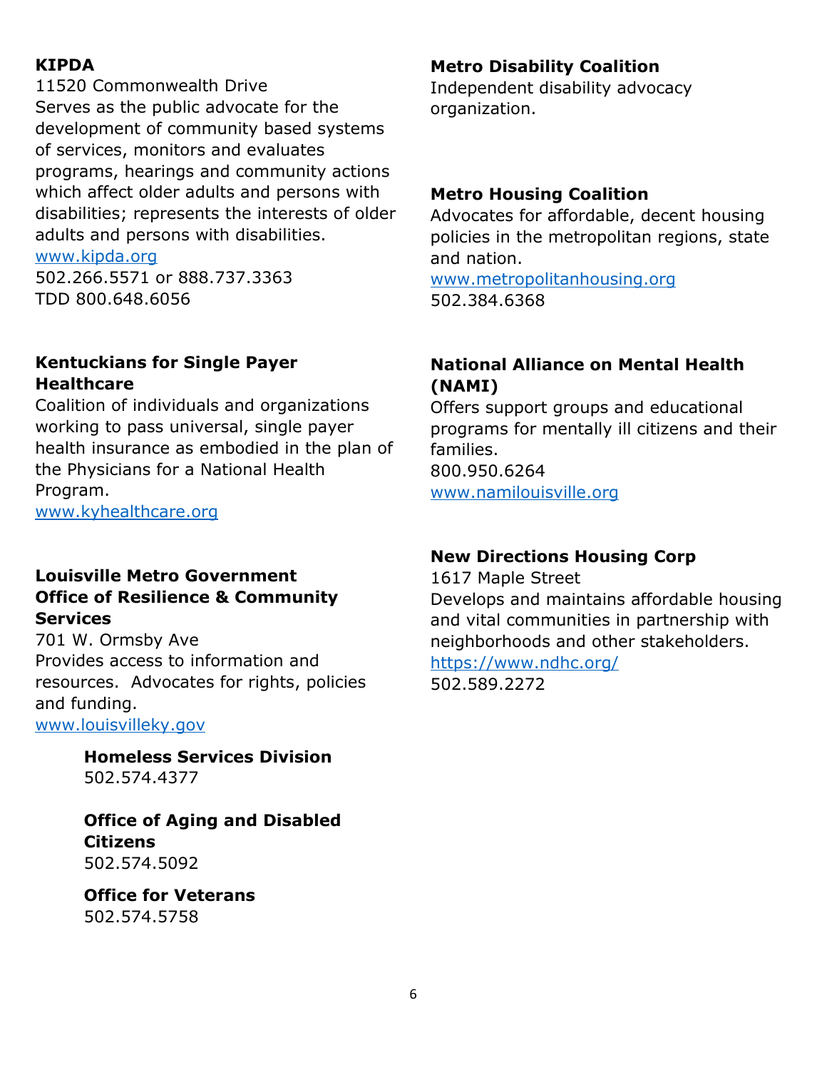**KIPDA**
11520 Commonwealth Drive
Serves as the public advocate for the development of community based systems of services, monitors and evaluates programs, hearings and community actions which affect older adults and persons with disabilities; represents the interests of older adults and persons with disabilities.
www.kipda.org
502.266.5571 or 888.737.3363
TDD 800.648.6056

**Kentuckians for Single Payer Healthcare**
Coalition of individuals and organizations working to pass universal, single payer health insurance as embodied in the plan of the Physicians for a National Health Program.
www.kyhealthcare.org

**Louisville Metro Government Office of Resilience & Community Services**
701 W. Ormsby Ave
Provides access to information and resources. Advocates for rights, policies and funding.
www.louisvilleky.gov

**Homeless Services Division**
502.574.4377

**Office of Aging and Disabled Citizens**
502.574.5092

**Office for Veterans**
502.574.5758

**Metro Disability Coalition**
Independent disability advocacy organization.

**Metro Housing Coalition**
Advocates for affordable, decent housing policies in the metropolitan regions, state and nation.
www.metropolitanhousing.org
502.384.6368

**National Alliance on Mental Health (NAMI)**
Offers support groups and educational programs for mentally ill citizens and their families.
800.950.6264
www.namilouisville.org

**New Directions Housing Corp**
1617 Maple Street
Develops and maintains affordable housing and vital communities in partnership with neighborhoods and other stakeholders.
https://www.ndhc.org/
502.589.2272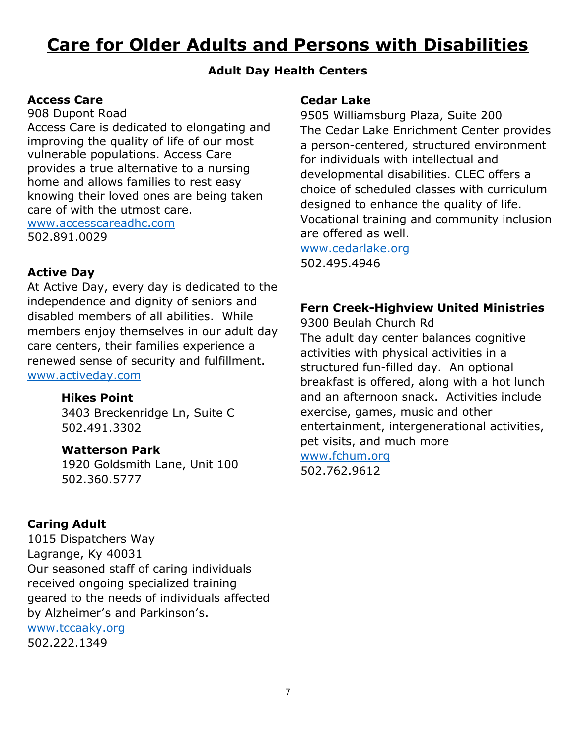# Care for Older Adults and Persons with Disabilities

## Adult Day Health Centers

**Access Care**
908 Dupont Road
Access Care is dedicated to elongating and improving the quality of life of our most vulnerable populations. Access Care provides a true alternative to a nursing home and allows families to rest easy knowing their loved ones are being taken care of with the utmost care.
www.accesscareadhc.com
502.891.0029

**Active Day**
At Active Day, every day is dedicated to the independence and dignity of seniors and disabled members of all abilities. While members enjoy themselves in our adult day care centers, their families experience a renewed sense of security and fulfillment.
www.activeday.com

> **Hikes Point**
> 3403 Breckenridge Ln, Suite C
> 502.491.3302
>
> **Watterson Park**
> 1920 Goldsmith Lane, Unit 100
> 502.360.5777

**Caring Adult**
1015 Dispatchers Way
Lagrange, Ky 40031
Our seasoned staff of caring individuals received ongoing specialized training geared to the needs of individuals affected by Alzheimer's and Parkinson's.
www.tccaaky.org
502.222.1349

**Cedar Lake**
9505 Williamsburg Plaza, Suite 200
The Cedar Lake Enrichment Center provides a person-centered, structured environment for individuals with intellectual and developmental disabilities. CLEC offers a choice of scheduled classes with curriculum designed to enhance the quality of life. Vocational training and community inclusion are offered as well.
www.cedarlake.org
502.495.4946

**Fern Creek-Highview United Ministries**
9300 Beulah Church Rd
The adult day center balances cognitive activities with physical activities in a structured fun-filled day. An optional breakfast is offered, along with a hot lunch and an afternoon snack. Activities include exercise, games, music and other entertainment, intergenerational activities, pet visits, and much more
www.fchum.org
502.762.9612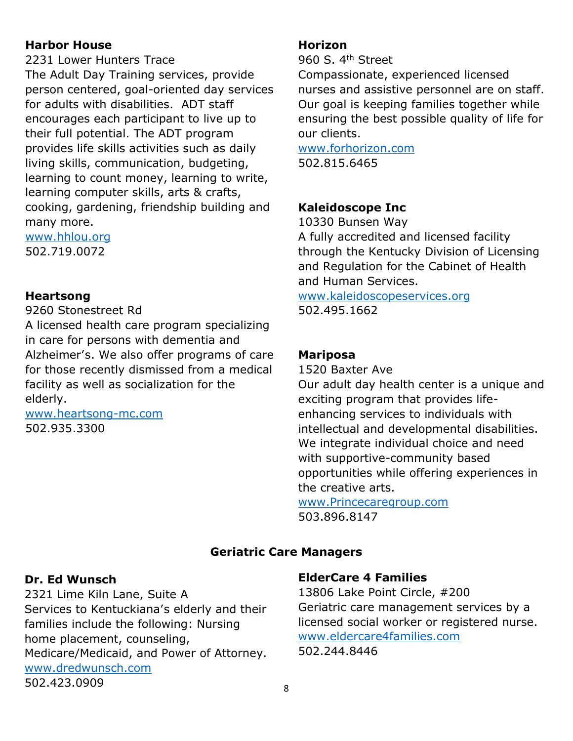**Harbor House**

2231 Lower Hunters Trace

The Adult Day Training services, provide person centered, goal-oriented day services for adults with disabilities. ADT staff encourages each participant to live up to their full potential. The ADT program provides life skills activities such as daily living skills, communication, budgeting, learning to count money, learning to write, learning computer skills, arts & crafts, cooking, gardening, friendship building and many more.

www.hhlou.org

502.719.0072

**Heartsong**

9260 Stonestreet Rd

A licensed health care program specializing in care for persons with dementia and Alzheimer's. We also offer programs of care for those recently dismissed from a medical facility as well as socialization for the elderly.

www.heartsong-mc.com

502.935.3300

**Horizon**

960 S. 4th Street

Compassionate, experienced licensed nurses and assistive personnel are on staff. Our goal is keeping families together while ensuring the best possible quality of life for our clients.

www.forhorizon.com

502.815.6465

**Kaleidoscope Inc**

10330 Bunsen Way

A fully accredited and licensed facility through the Kentucky Division of Licensing and Regulation for the Cabinet of Health and Human Services.

www.kaleidoscopeservices.org

502.495.1662

**Mariposa**

1520 Baxter Ave

Our adult day health center is a unique and exciting program that provides life-enhancing services to individuals with intellectual and developmental disabilities. We integrate individual choice and need with supportive-community based opportunities while offering experiences in the creative arts.

www.Princecaregroup.com

503.896.8147

## Geriatric Care Managers

**Dr. Ed Wunsch**

2321 Lime Kiln Lane, Suite A

Services to Kentuckiana's elderly and their families include the following: Nursing home placement, counseling, Medicare/Medicaid, and Power of Attorney.

www.dredwunsch.com

502.423.0909

**ElderCare 4 Families**

13806 Lake Point Circle, #200

Geriatric care management services by a licensed social worker or registered nurse.

www.eldercare4families.com

502.244.8446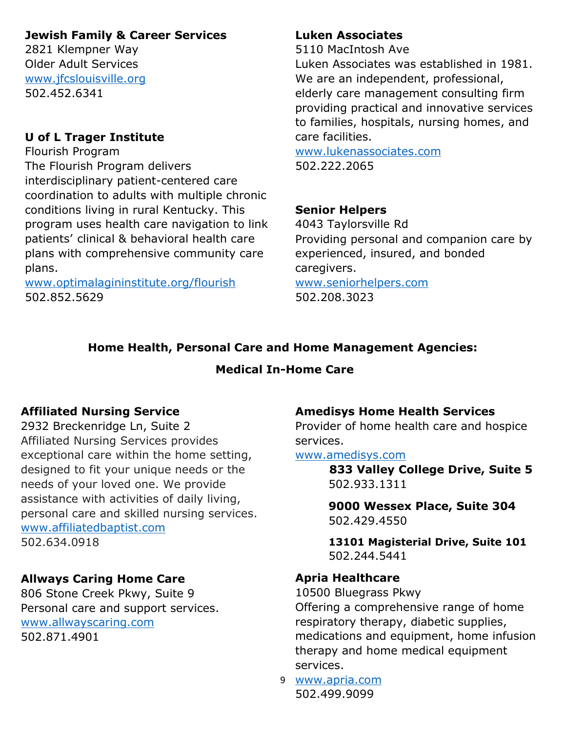**Jewish Family & Career Services**
2821 Klempner Way
Older Adult Services
www.jfcslouisville.org
502.452.6341

**U of L Trager Institute**
Flourish Program
The Flourish Program delivers interdisciplinary patient-centered care coordination to adults with multiple chronic conditions living in rural Kentucky. This program uses health care navigation to link patients' clinical & behavioral health care plans with comprehensive community care plans.
www.optimalagininstitute.org/flourish
502.852.5629

**Luken Associates**
5110 MacIntosh Ave
Luken Associates was established in 1981. We are an independent, professional, elderly care management consulting firm providing practical and innovative services to families, hospitals, nursing homes, and care facilities.
www.lukenassociates.com
502.222.2065

**Senior Helpers**
4043 Taylorsville Rd
Providing personal and companion care by experienced, insured, and bonded caregivers.
www.seniorhelpers.com
502.208.3023

## Home Health, Personal Care and Home Management Agencies:

### Medical In-Home Care

**Affiliated Nursing Service**
2932 Breckenridge Ln, Suite 2
Affiliated Nursing Services provides exceptional care within the home setting, designed to fit your unique needs or the needs of your loved one. We provide assistance with activities of daily living, personal care and skilled nursing services.
www.affiliatedbaptist.com
502.634.0918

**Allways Caring Home Care**
806 Stone Creek Pkwy, Suite 9
Personal care and support services.
www.allwayscaring.com
502.871.4901

**Amedisys Home Health Services**
Provider of home health care and hospice services.
www.amedisys.com

**833 Valley College Drive, Suite 5**
502.933.1311

**9000 Wessex Place, Suite 304**
502.429.4550

**13101 Magisterial Drive, Suite 101**
502.244.5441

**Apria Healthcare**
10500 Bluegrass Pkwy
Offering a comprehensive range of home respiratory therapy, diabetic supplies, medications and equipment, home infusion therapy and home medical equipment services.
www.apria.com
502.499.9099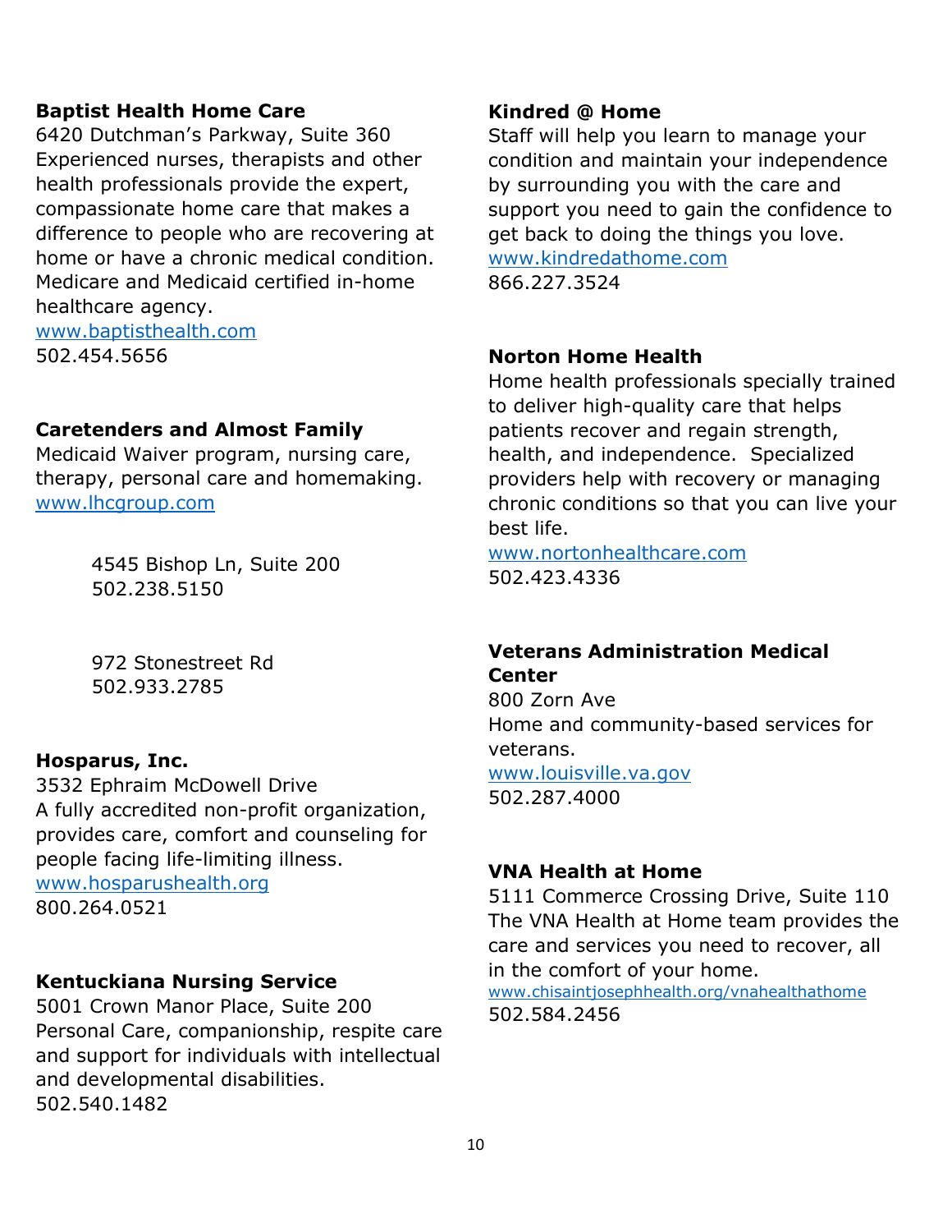**Baptist Health Home Care**
6420 Dutchman's Parkway, Suite 360
Experienced nurses, therapists and other health professionals provide the expert, compassionate home care that makes a difference to people who are recovering at home or have a chronic medical condition. Medicare and Medicaid certified in-home healthcare agency.
www.baptisthealth.com
502.454.5656

**Caretenders and Almost Family**
Medicaid Waiver program, nursing care, therapy, personal care and homemaking.
www.lhcgroup.com

4545 Bishop Ln, Suite 200
502.238.5150

972 Stonestreet Rd
502.933.2785

**Hosparus, Inc.**
3532 Ephraim McDowell Drive
A fully accredited non-profit organization, provides care, comfort and counseling for people facing life-limiting illness.
www.hosparushealth.org
800.264.0521

**Kentuckiana Nursing Service**
5001 Crown Manor Place, Suite 200
Personal Care, companionship, respite care and support for individuals with intellectual and developmental disabilities.
502.540.1482

**Kindred @ Home**
Staff will help you learn to manage your condition and maintain your independence by surrounding you with the care and support you need to gain the confidence to get back to doing the things you love.
www.kindredathome.com
866.227.3524

**Norton Home Health**
Home health professionals specially trained to deliver high-quality care that helps patients recover and regain strength, health, and independence. Specialized providers help with recovery or managing chronic conditions so that you can live your best life.
www.nortonhealthcare.com
502.423.4336

**Veterans Administration Medical Center**
800 Zorn Ave
Home and community-based services for veterans.
www.louisville.va.gov
502.287.4000

**VNA Health at Home**
5111 Commerce Crossing Drive, Suite 110
The VNA Health at Home team provides the care and services you need to recover, all in the comfort of your home.
www.chisaintjosephhealth.org/vnahealthathome
502.584.2456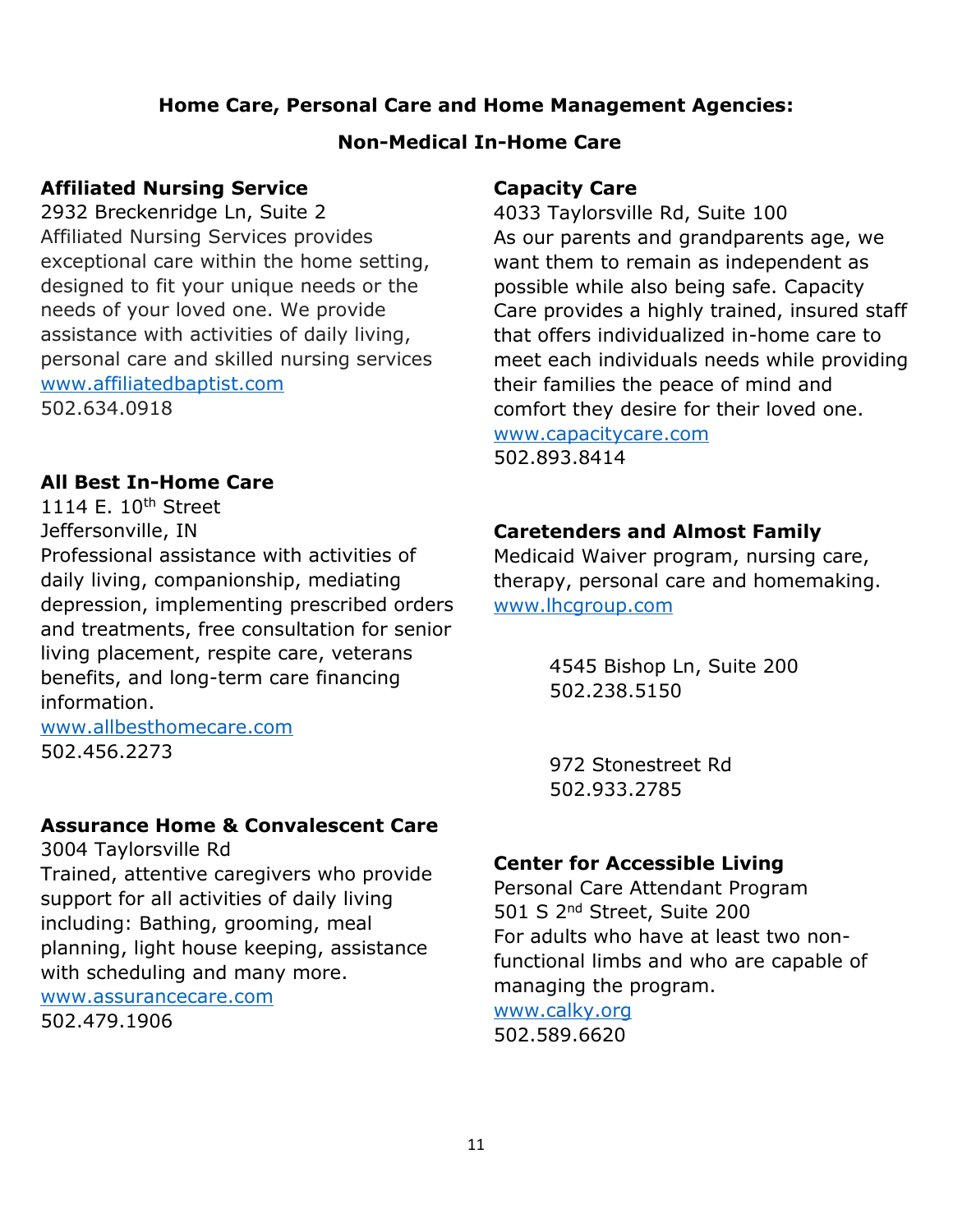## Home Care, Personal Care and Home Management Agencies:

## Non-Medical In-Home Care

**Affiliated Nursing Service**
2932 Breckenridge Ln, Suite 2
Affiliated Nursing Services provides exceptional care within the home setting, designed to fit your unique needs or the needs of your loved one. We provide assistance with activities of daily living, personal care and skilled nursing services
www.affiliatedbaptist.com
502.634.0918

**All Best In-Home Care**
1114 E. 10th Street
Jeffersonville, IN
Professional assistance with activities of daily living, companionship, mediating depression, implementing prescribed orders and treatments, free consultation for senior living placement, respite care, veterans benefits, and long-term care financing information.
www.allbesthomecare.com
502.456.2273

**Assurance Home & Convalescent Care**
3004 Taylorsville Rd
Trained, attentive caregivers who provide support for all activities of daily living including: Bathing, grooming, meal planning, light house keeping, assistance with scheduling and many more.
www.assurancecare.com
502.479.1906

**Capacity Care**
4033 Taylorsville Rd, Suite 100
As our parents and grandparents age, we want them to remain as independent as possible while also being safe. Capacity Care provides a highly trained, insured staff that offers individualized in-home care to meet each individuals needs while providing their families the peace of mind and comfort they desire for their loved one.
www.capacitycare.com
502.893.8414

**Caretenders and Almost Family**
Medicaid Waiver program, nursing care, therapy, personal care and homemaking.
www.lhcgroup.com

4545 Bishop Ln, Suite 200
502.238.5150

972 Stonestreet Rd
502.933.2785

**Center for Accessible Living**
Personal Care Attendant Program
501 S 2nd Street, Suite 200
For adults who have at least two non-functional limbs and who are capable of managing the program.
www.calky.org
502.589.6620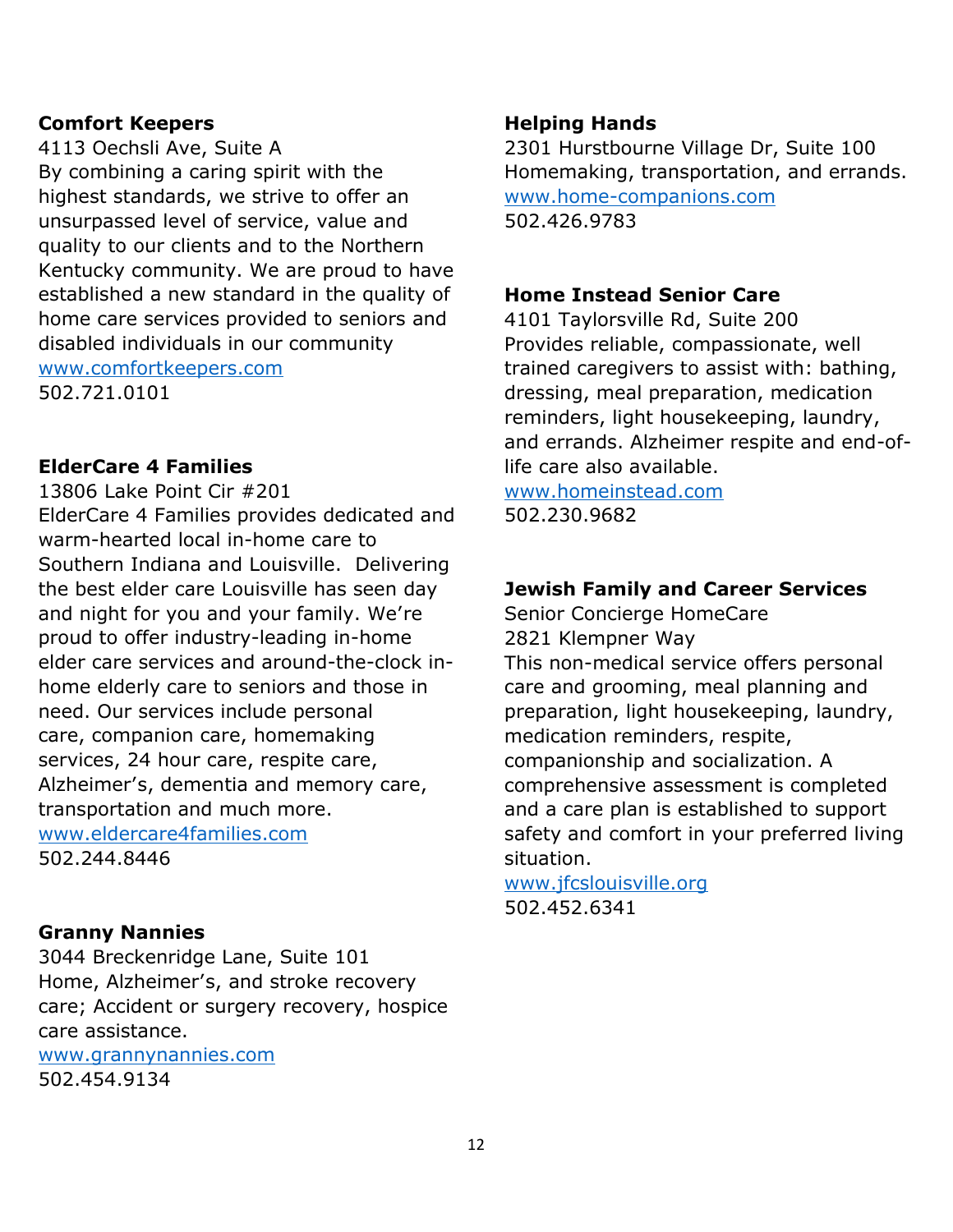**Comfort Keepers**
4113 Oechsli Ave, Suite A
By combining a caring spirit with the highest standards, we strive to offer an unsurpassed level of service, value and quality to our clients and to the Northern Kentucky community. We are proud to have established a new standard in the quality of home care services provided to seniors and disabled individuals in our community
www.comfortkeepers.com
502.721.0101

**ElderCare 4 Families**
13806 Lake Point Cir #201
ElderCare 4 Families provides dedicated and warm-hearted local in-home care to Southern Indiana and Louisville. Delivering the best elder care Louisville has seen day and night for you and your family. We're proud to offer industry-leading in-home elder care services and around-the-clock in-home elderly care to seniors and those in need. Our services include personal care, companion care, homemaking services, 24 hour care, respite care, Alzheimer's, dementia and memory care, transportation and much more.
www.eldercare4families.com
502.244.8446

**Granny Nannies**
3044 Breckenridge Lane, Suite 101
Home, Alzheimer's, and stroke recovery care; Accident or surgery recovery, hospice care assistance.
www.grannynannies.com
502.454.9134

**Helping Hands**
2301 Hurstbourne Village Dr, Suite 100
Homemaking, transportation, and errands.
www.home-companions.com
502.426.9783

**Home Instead Senior Care**
4101 Taylorsville Rd, Suite 200
Provides reliable, compassionate, well trained caregivers to assist with: bathing, dressing, meal preparation, medication reminders, light housekeeping, laundry, and errands. Alzheimer respite and end-of-life care also available.
www.homeinstead.com
502.230.9682

**Jewish Family and Career Services**
Senior Concierge HomeCare
2821 Klempner Way
This non-medical service offers personal care and grooming, meal planning and preparation, light housekeeping, laundry, medication reminders, respite, companionship and socialization. A comprehensive assessment is completed and a care plan is established to support safety and comfort in your preferred living situation.
www.jfcslouisville.org
502.452.6341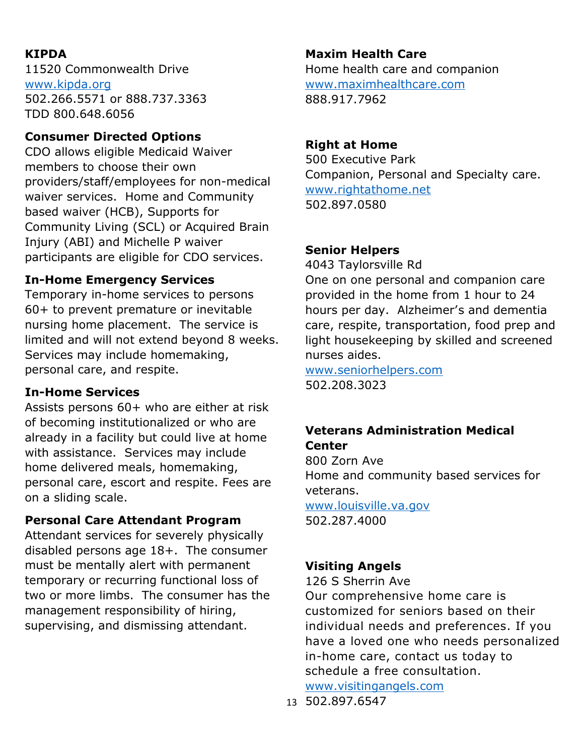**KIPDA**
11520 Commonwealth Drive
www.kipda.org
502.266.5571 or 888.737.3363
TDD 800.648.6056

**Consumer Directed Options**
CDO allows eligible Medicaid Waiver members to choose their own providers/staff/employees for non-medical waiver services. Home and Community based waiver (HCB), Supports for Community Living (SCL) or Acquired Brain Injury (ABI) and Michelle P waiver participants are eligible for CDO services.

**In-Home Emergency Services**
Temporary in-home services to persons 60+ to prevent premature or inevitable nursing home placement. The service is limited and will not extend beyond 8 weeks. Services may include homemaking, personal care, and respite.

**In-Home Services**
Assists persons 60+ who are either at risk of becoming institutionalized or who are already in a facility but could live at home with assistance. Services may include home delivered meals, homemaking, personal care, escort and respite. Fees are on a sliding scale.

**Personal Care Attendant Program**
Attendant services for severely physically disabled persons age 18+. The consumer must be mentally alert with permanent temporary or recurring functional loss of two or more limbs. The consumer has the management responsibility of hiring, supervising, and dismissing attendant.

**Maxim Health Care**
Home health care and companion
www.maximhealthcare.com
888.917.7962

**Right at Home**
500 Executive Park
Companion, Personal and Specialty care.
www.rightathome.net
502.897.0580

**Senior Helpers**
4043 Taylorsville Rd
One on one personal and companion care provided in the home from 1 hour to 24 hours per day. Alzheimer's and dementia care, respite, transportation, food prep and light housekeeping by skilled and screened nurses aides.
www.seniorhelpers.com
502.208.3023

**Veterans Administration Medical Center**
800 Zorn Ave
Home and community based services for veterans.
www.louisville.va.gov
502.287.4000

**Visiting Angels**
126 S Sherrin Ave
Our comprehensive home care is customized for seniors based on their individual needs and preferences. If you have a loved one who needs personalized in-home care, contact us today to schedule a free consultation.
www.visitingangels.com
502.897.6547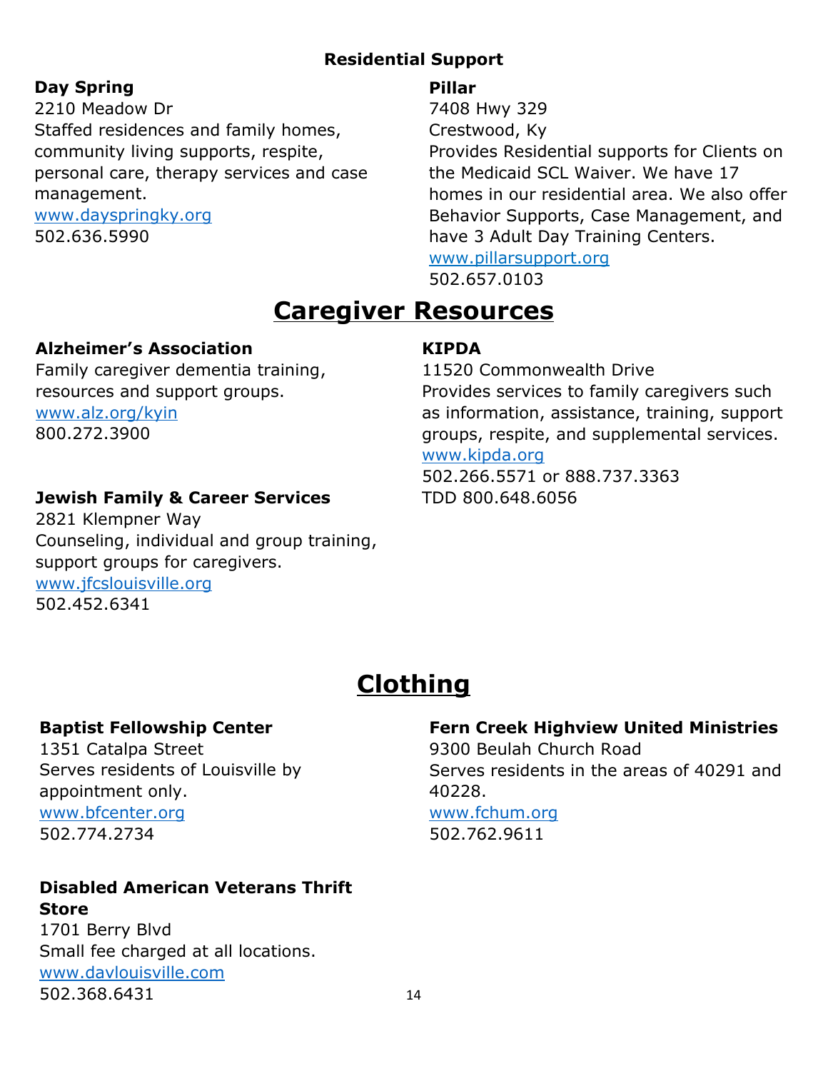### Residential Support

**Day Spring**
2210 Meadow Dr
Staffed residences and family homes, community living supports, respite, personal care, therapy services and case management.
www.dayspringky.org
502.636.5990

**Pillar**
7408 Hwy 329
Crestwood, Ky
Provides Residential supports for Clients on the Medicaid SCL Waiver. We have 17 homes in our residential area. We also offer Behavior Supports, Case Management, and have 3 Adult Day Training Centers.
www.pillarsupport.org
502.657.0103

# Caregiver Resources

**Alzheimer's Association**
Family caregiver dementia training, resources and support groups.
www.alz.org/kyin
800.272.3900

**Jewish Family & Career Services**
2821 Klempner Way
Counseling, individual and group training, support groups for caregivers.
www.jfcslouisville.org
502.452.6341

**KIPDA**
11520 Commonwealth Drive
Provides services to family caregivers such as information, assistance, training, support groups, respite, and supplemental services.
www.kipda.org
502.266.5571 or 888.737.3363
TDD 800.648.6056

# Clothing

**Baptist Fellowship Center**
1351 Catalpa Street
Serves residents of Louisville by appointment only.
www.bfcenter.org
502.774.2734

**Disabled American Veterans Thrift Store**
1701 Berry Blvd
Small fee charged at all locations.
www.davlouisville.com
502.368.6431

**Fern Creek Highview United Ministries**
9300 Beulah Church Road
Serves residents in the areas of 40291 and 40228.
www.fchum.org
502.762.9611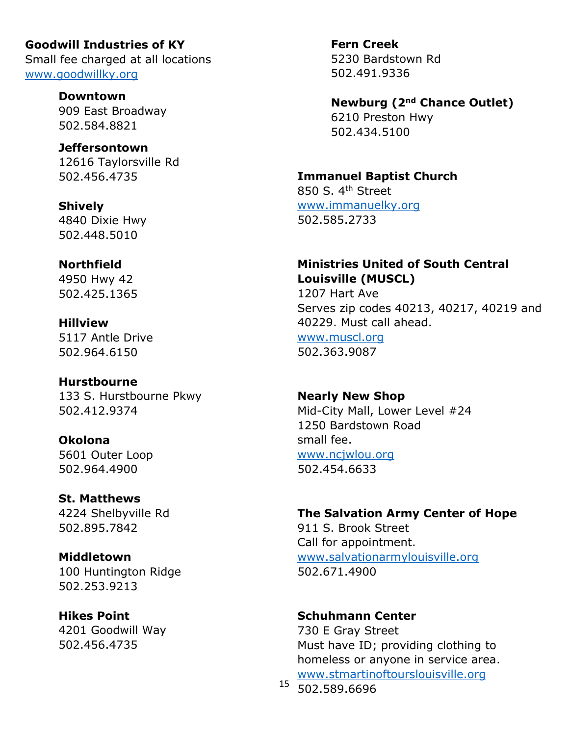**Goodwill Industries of KY**
Small fee charged at all locations
www.goodwillky.org

**Downtown**
909 East Broadway
502.584.8821

**Jeffersontown**
12616 Taylorsville Rd
502.456.4735

**Shively**
4840 Dixie Hwy
502.448.5010

**Northfield**
4950 Hwy 42
502.425.1365

**Hillview**
5117 Antle Drive
502.964.6150

**Hurstbourne**
133 S. Hurstbourne Pkwy
502.412.9374

**Okolona**
5601 Outer Loop
502.964.4900

**St. Matthews**
4224 Shelbyville Rd
502.895.7842

**Middletown**
100 Huntington Ridge
502.253.9213

**Hikes Point**
4201 Goodwill Way
502.456.4735

**Fern Creek**
5230 Bardstown Rd
502.491.9336

**Newburg (2nd Chance Outlet)**
6210 Preston Hwy
502.434.5100

**Immanuel Baptist Church**
850 S. 4th Street
www.immanuelky.org
502.585.2733

**Ministries United of South Central Louisville (MUSCL)**
1207 Hart Ave
Serves zip codes 40213, 40217, 40219 and 40229. Must call ahead.
www.muscl.org
502.363.9087

**Nearly New Shop**
Mid-City Mall, Lower Level #24
1250 Bardstown Road
small fee.
www.ncjwlou.org
502.454.6633

**The Salvation Army Center of Hope**
911 S. Brook Street
Call for appointment.
www.salvationarmylouisville.org
502.671.4900

**Schuhmann Center**
730 E Gray Street
Must have ID; providing clothing to homeless or anyone in service area.
www.stmartinoftourslouisville.org
502.589.6696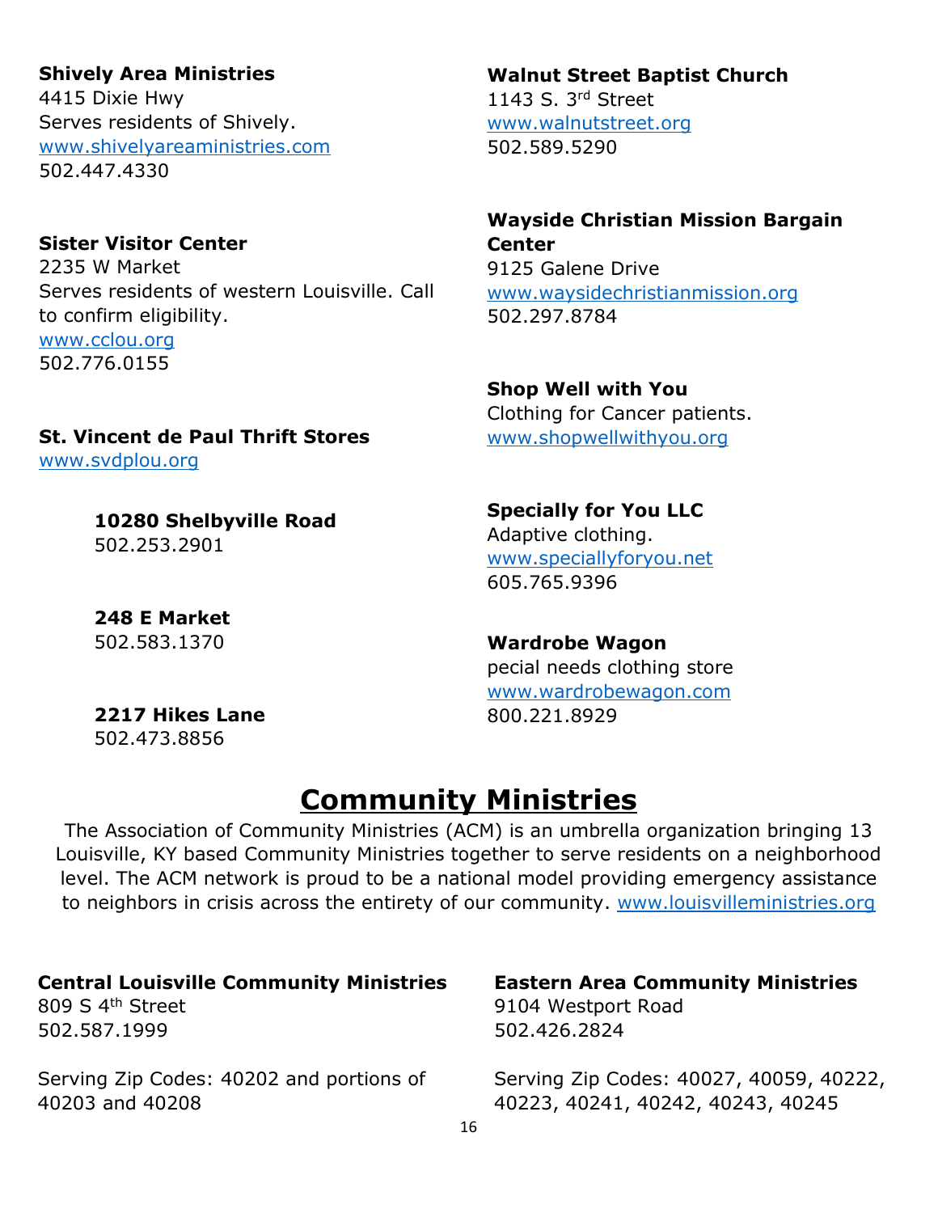**Shively Area Ministries**
4415 Dixie Hwy
Serves residents of Shively.
www.shivelyareaministries.com
502.447.4330

**Sister Visitor Center**
2235 W Market
Serves residents of western Louisville. Call to confirm eligibility.
www.cclou.org
502.776.0155

**St. Vincent de Paul Thrift Stores**
www.svdplou.org

> **10280 Shelbyville Road**
> 502.253.2901
>
> **248 E Market**
> 502.583.1370
>
> **2217 Hikes Lane**
> 502.473.8856

**Walnut Street Baptist Church**
1143 S. 3rd Street
www.walnutstreet.org
502.589.5290

**Wayside Christian Mission Bargain Center**
9125 Galene Drive
www.waysidechristianmission.org
502.297.8784

**Shop Well with You**
Clothing for Cancer patients.
www.shopwellwithyou.org

**Specially for You LLC**
Adaptive clothing.
www.speciallyforyou.net
605.765.9396

**Wardrobe Wagon**
pecial needs clothing store
www.wardrobewagon.com
800.221.8929

# Community Ministries

The Association of Community Ministries (ACM) is an umbrella organization bringing 13 Louisville, KY based Community Ministries together to serve residents on a neighborhood level. The ACM network is proud to be a national model providing emergency assistance to neighbors in crisis across the entirety of our community. www.louisvilleministries.org

**Central Louisville Community Ministries**
809 S 4th Street
502.587.1999

Serving Zip Codes: 40202 and portions of 40203 and 40208

**Eastern Area Community Ministries**
9104 Westport Road
502.426.2824

Serving Zip Codes: 40027, 40059, 40222, 40223, 40241, 40242, 40243, 40245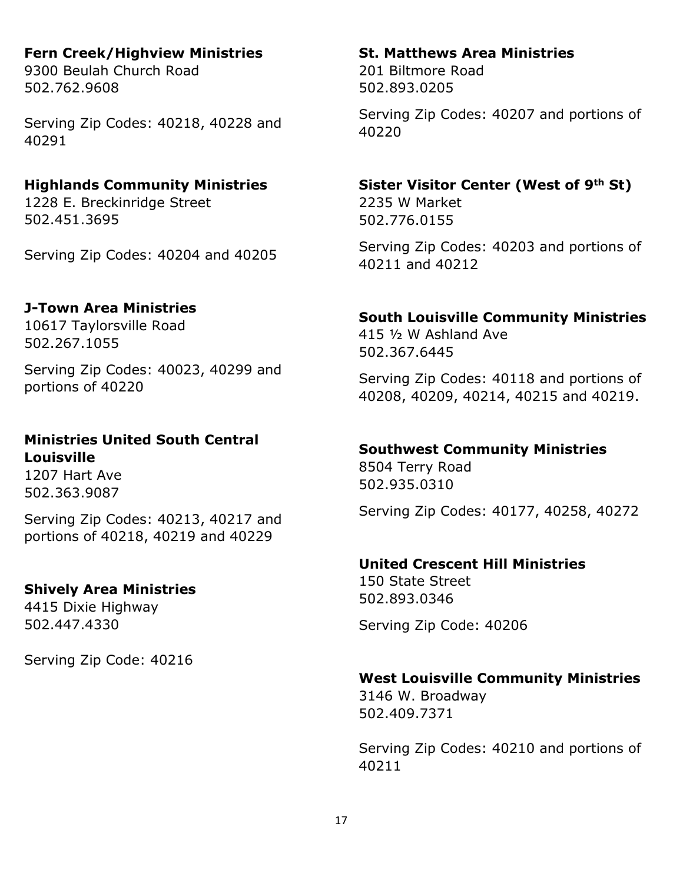**Fern Creek/Highview Ministries**
9300 Beulah Church Road
502.762.9608

Serving Zip Codes: 40218, 40228 and 40291

**Highlands Community Ministries**
1228 E. Breckinridge Street
502.451.3695

Serving Zip Codes: 40204 and 40205

**J-Town Area Ministries**
10617 Taylorsville Road
502.267.1055

Serving Zip Codes: 40023, 40299 and portions of 40220

**Ministries United South Central Louisville**
1207 Hart Ave
502.363.9087

Serving Zip Codes: 40213, 40217 and portions of 40218, 40219 and 40229

**Shively Area Ministries**
4415 Dixie Highway
502.447.4330

Serving Zip Code: 40216

**St. Matthews Area Ministries**
201 Biltmore Road
502.893.0205

Serving Zip Codes: 40207 and portions of 40220

**Sister Visitor Center (West of 9th St)**
2235 W Market
502.776.0155

Serving Zip Codes: 40203 and portions of 40211 and 40212

**South Louisville Community Ministries**
415 ½ W Ashland Ave
502.367.6445

Serving Zip Codes: 40118 and portions of 40208, 40209, 40214, 40215 and 40219.

**Southwest Community Ministries**
8504 Terry Road
502.935.0310

Serving Zip Codes: 40177, 40258, 40272

**United Crescent Hill Ministries**
150 State Street
502.893.0346

Serving Zip Code: 40206

**West Louisville Community Ministries**
3146 W. Broadway
502.409.7371

Serving Zip Codes: 40210 and portions of 40211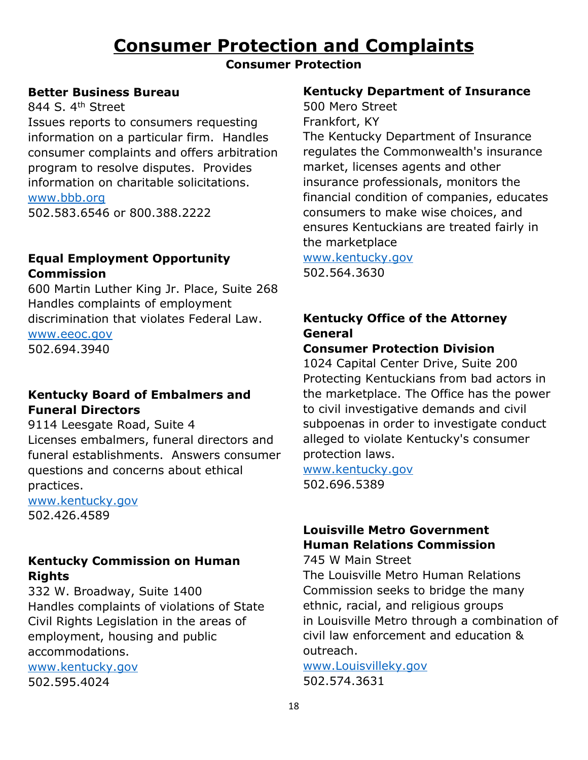# Consumer Protection and Complaints

## Consumer Protection

**Better Business Bureau**
844 S. 4th Street
Issues reports to consumers requesting information on a particular firm. Handles consumer complaints and offers arbitration program to resolve disputes. Provides information on charitable solicitations.
www.bbb.org
502.583.6546 or 800.388.2222

**Equal Employment Opportunity Commission**
600 Martin Luther King Jr. Place, Suite 268
Handles complaints of employment discrimination that violates Federal Law.
www.eeoc.gov
502.694.3940

**Kentucky Board of Embalmers and Funeral Directors**
9114 Leesgate Road, Suite 4
Licenses embalmers, funeral directors and funeral establishments. Answers consumer questions and concerns about ethical practices.
www.kentucky.gov
502.426.4589

**Kentucky Commission on Human Rights**
332 W. Broadway, Suite 1400
Handles complaints of violations of State Civil Rights Legislation in the areas of employment, housing and public accommodations.
www.kentucky.gov
502.595.4024

**Kentucky Department of Insurance**
500 Mero Street
Frankfort, KY
The Kentucky Department of Insurance regulates the Commonwealth's insurance market, licenses agents and other insurance professionals, monitors the financial condition of companies, educates consumers to make wise choices, and ensures Kentuckians are treated fairly in the marketplace
www.kentucky.gov
502.564.3630

**Kentucky Office of the Attorney General**
**Consumer Protection Division**
1024 Capital Center Drive, Suite 200
Protecting Kentuckians from bad actors in the marketplace. The Office has the power to civil investigative demands and civil subpoenas in order to investigate conduct alleged to violate Kentucky's consumer protection laws.
www.kentucky.gov
502.696.5389

**Louisville Metro Government**
**Human Relations Commission**
745 W Main Street
The Louisville Metro Human Relations Commission seeks to bridge the many ethnic, racial, and religious groups in Louisville Metro through a combination of civil law enforcement and education & outreach.
www.Louisvilleky.gov
502.574.3631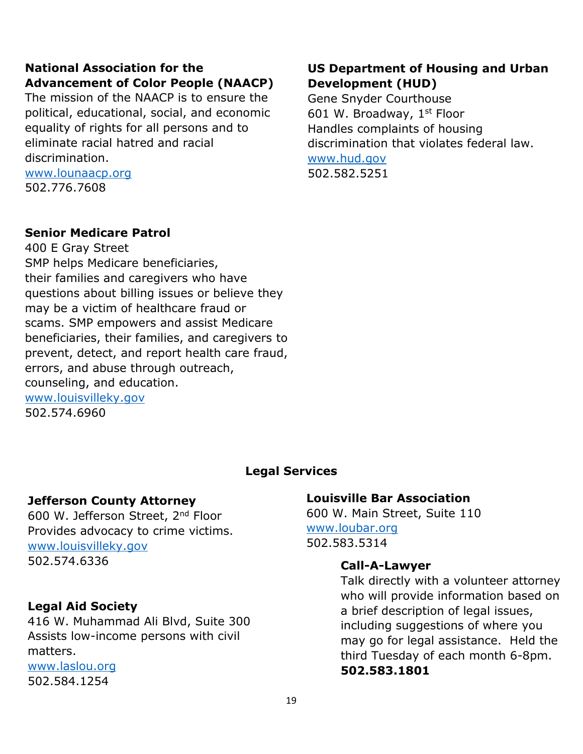**National Association for the Advancement of Color People (NAACP)**
The mission of the NAACP is to ensure the political, educational, social, and economic equality of rights for all persons and to eliminate racial hatred and racial discrimination.
www.lounaacp.org
502.776.7608

**Senior Medicare Patrol**
400 E Gray Street
SMP helps Medicare beneficiaries, their families and caregivers who have questions about billing issues or believe they may be a victim of healthcare fraud or scams. SMP empowers and assist Medicare beneficiaries, their families, and caregivers to prevent, detect, and report health care fraud, errors, and abuse through outreach, counseling, and education.
www.louisvilleky.gov
502.574.6960

**US Department of Housing and Urban Development (HUD)**
Gene Snyder Courthouse
601 W. Broadway, 1st Floor
Handles complaints of housing discrimination that violates federal law.
www.hud.gov
502.582.5251

## Legal Services

**Jefferson County Attorney**
600 W. Jefferson Street, 2nd Floor
Provides advocacy to crime victims.
www.louisvilleky.gov
502.574.6336

**Legal Aid Society**
416 W. Muhammad Ali Blvd, Suite 300
Assists low-income persons with civil matters.
www.laslou.org
502.584.1254

**Louisville Bar Association**
600 W. Main Street, Suite 110
www.loubar.org
502.583.5314

**Call-A-Lawyer**
Talk directly with a volunteer attorney who will provide information based on a brief description of legal issues, including suggestions of where you may go for legal assistance. Held the third Tuesday of each month 6-8pm.
**502.583.1801**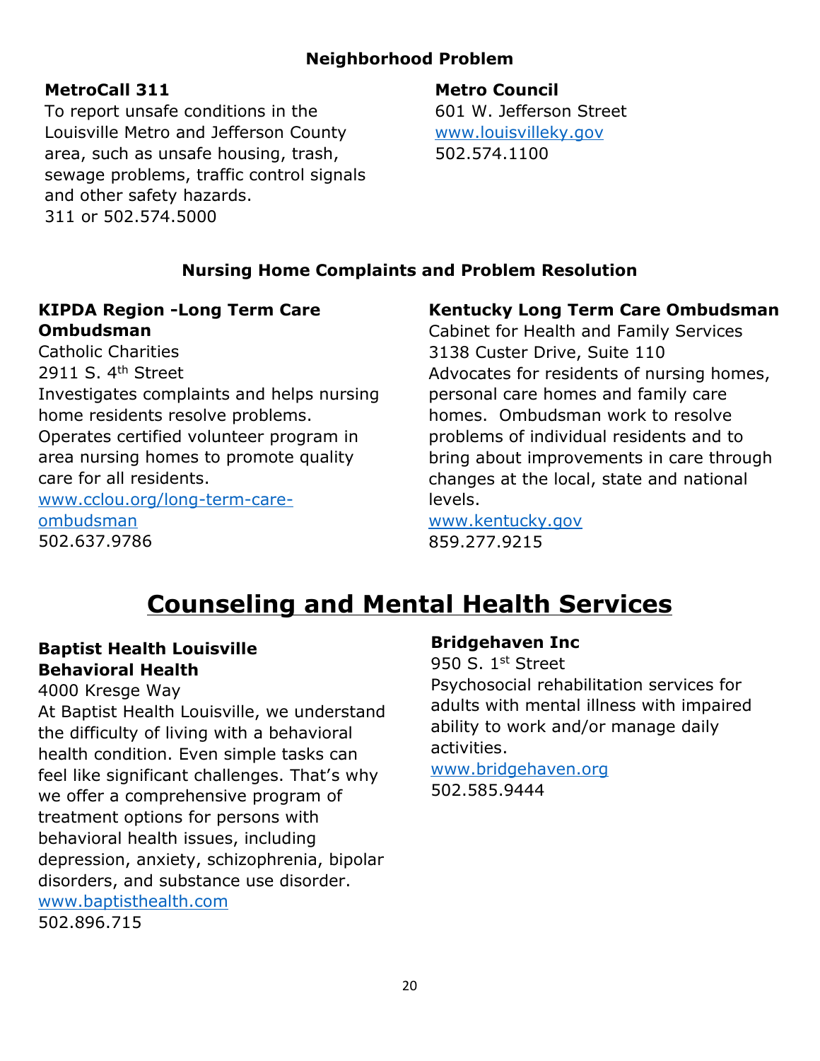### Neighborhood Problem

**MetroCall 311**
To report unsafe conditions in the Louisville Metro and Jefferson County area, such as unsafe housing, trash, sewage problems, traffic control signals and other safety hazards.
311 or 502.574.5000

**Metro Council**
601 W. Jefferson Street
www.louisvilleky.gov
502.574.1100

### Nursing Home Complaints and Problem Resolution

**KIPDA Region -Long Term Care Ombudsman**
Catholic Charities
2911 S. 4th Street
Investigates complaints and helps nursing home residents resolve problems. Operates certified volunteer program in area nursing homes to promote quality care for all residents.
www.cclou.org/long-term-care-ombudsman
502.637.9786

**Kentucky Long Term Care Ombudsman**
Cabinet for Health and Family Services
3138 Custer Drive, Suite 110
Advocates for residents of nursing homes, personal care homes and family care homes. Ombudsman work to resolve problems of individual residents and to bring about improvements in care through changes at the local, state and national levels.
www.kentucky.gov
859.277.9215

# Counseling and Mental Health Services

**Baptist Health Louisville Behavioral Health**
4000 Kresge Way
At Baptist Health Louisville, we understand the difficulty of living with a behavioral health condition. Even simple tasks can feel like significant challenges. That's why we offer a comprehensive program of treatment options for persons with behavioral health issues, including depression, anxiety, schizophrenia, bipolar disorders, and substance use disorder.
www.baptisthealth.com
502.896.715

**Bridgehaven Inc**
950 S. 1st Street
Psychosocial rehabilitation services for adults with mental illness with impaired ability to work and/or manage daily activities.
www.bridgehaven.org
502.585.9444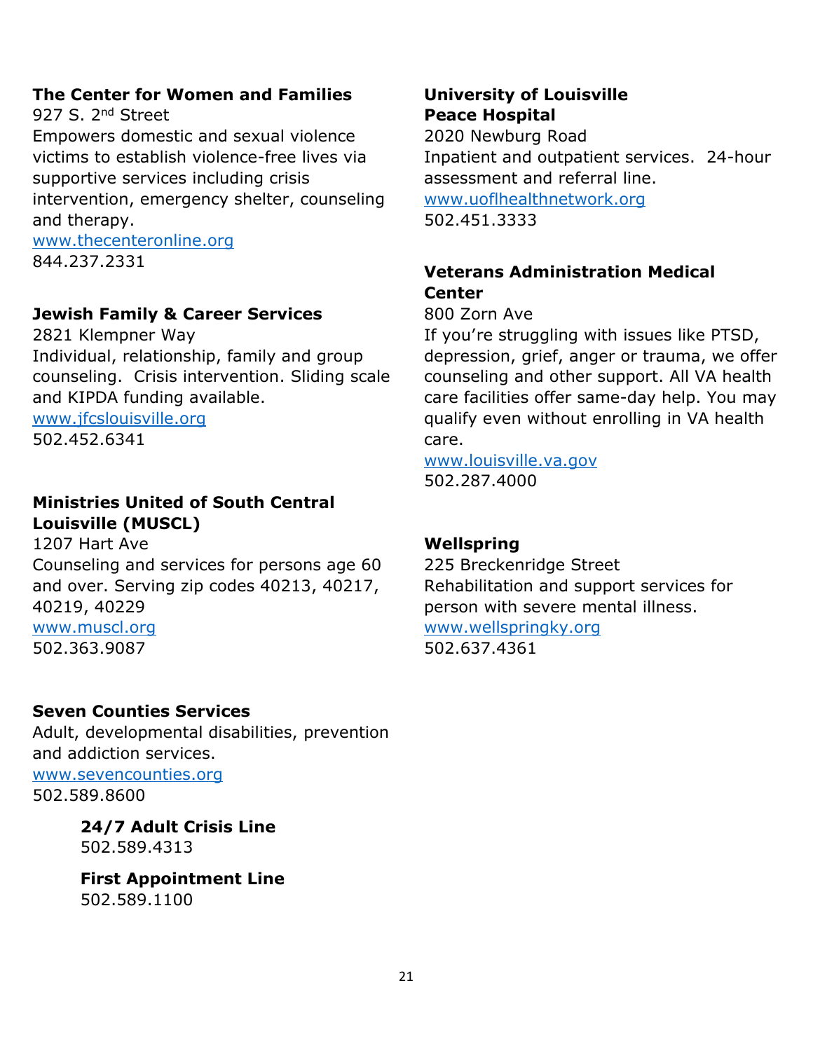**The Center for Women and Families**
927 S. 2nd Street
Empowers domestic and sexual violence victims to establish violence-free lives via supportive services including crisis intervention, emergency shelter, counseling and therapy.
www.thecenteronline.org
844.237.2331

**Jewish Family & Career Services**
2821 Klempner Way
Individual, relationship, family and group counseling. Crisis intervention. Sliding scale and KIPDA funding available.
www.jfcslouisville.org
502.452.6341

**Ministries United of South Central Louisville (MUSCL)**
1207 Hart Ave
Counseling and services for persons age 60 and over. Serving zip codes 40213, 40217, 40219, 40229
www.muscl.org
502.363.9087

**Seven Counties Services**
Adult, developmental disabilities, prevention and addiction services.
www.sevencounties.org
502.589.8600

**24/7 Adult Crisis Line**
502.589.4313

**First Appointment Line**
502.589.1100

**University of Louisville Peace Hospital**
2020 Newburg Road
Inpatient and outpatient services. 24-hour assessment and referral line.
www.uoflhealthnetwork.org
502.451.3333

**Veterans Administration Medical Center**
800 Zorn Ave
If you're struggling with issues like PTSD, depression, grief, anger or trauma, we offer counseling and other support. All VA health care facilities offer same-day help. You may qualify even without enrolling in VA health care.
www.louisville.va.gov
502.287.4000

**Wellspring**
225 Breckenridge Street
Rehabilitation and support services for person with severe mental illness.
www.wellspringky.org
502.637.4361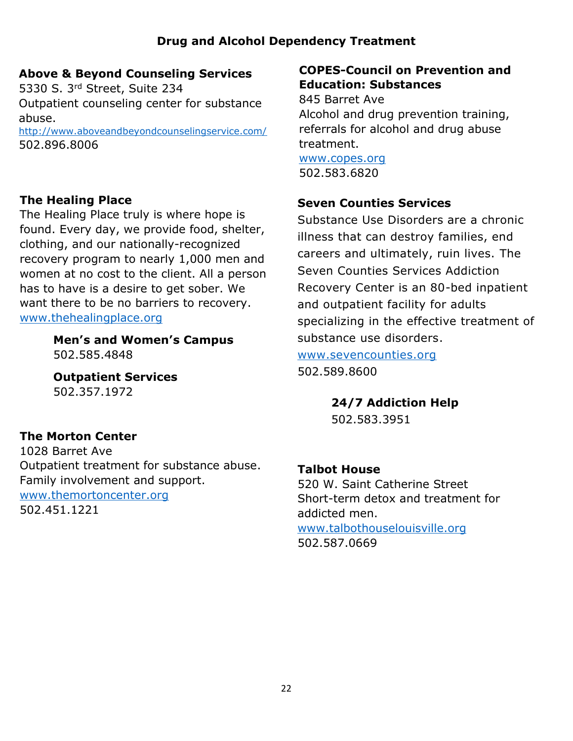# Drug and Alcohol Dependency Treatment

**Above & Beyond Counseling Services**
5330 S. 3rd Street, Suite 234
Outpatient counseling center for substance abuse.
http://www.aboveandbeyondcounselingservice.com/
502.896.8006

**The Healing Place**
The Healing Place truly is where hope is found. Every day, we provide food, shelter, clothing, and our nationally-recognized recovery program to nearly 1,000 men and women at no cost to the client. All a person has to have is a desire to get sober. We want there to be no barriers to recovery.
www.thehealingplace.org

**Men's and Women's Campus**
502.585.4848

**Outpatient Services**
502.357.1972

**The Morton Center**
1028 Barret Ave
Outpatient treatment for substance abuse. Family involvement and support.
www.themortoncenter.org
502.451.1221

**COPES-Council on Prevention and Education: Substances**
845 Barret Ave
Alcohol and drug prevention training, referrals for alcohol and drug abuse treatment.
www.copes.org
502.583.6820

**Seven Counties Services**
Substance Use Disorders are a chronic illness that can destroy families, end careers and ultimately, ruin lives. The Seven Counties Services Addiction Recovery Center is an 80-bed inpatient and outpatient facility for adults specializing in the effective treatment of substance use disorders.
www.sevencounties.org
502.589.8600

**24/7 Addiction Help**
502.583.3951

**Talbot House**
520 W. Saint Catherine Street
Short-term detox and treatment for addicted men.
www.talbothouselouisville.org
502.587.0669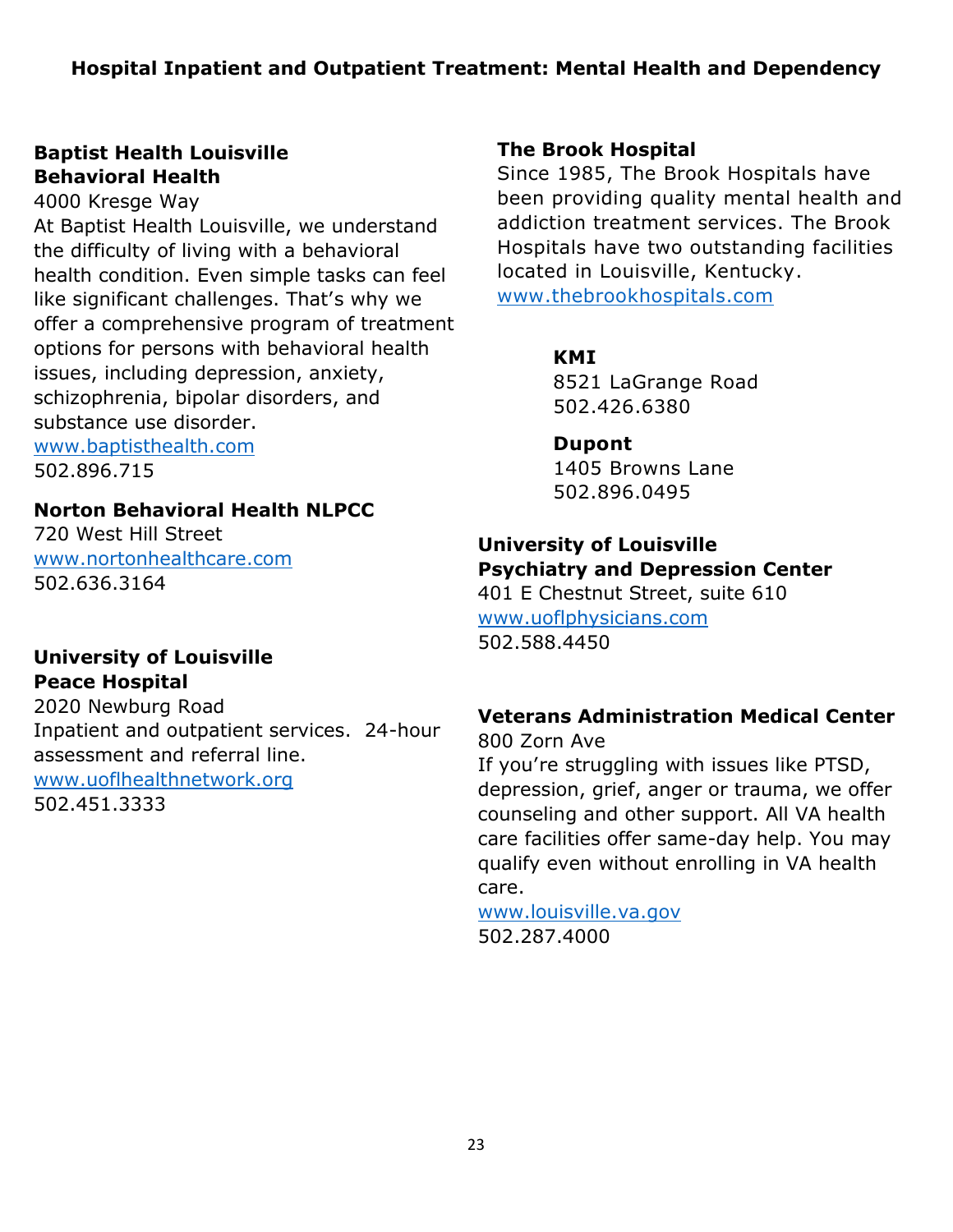## Hospital Inpatient and Outpatient Treatment: Mental Health and Dependency

**Baptist Health Louisville**
**Behavioral Health**
4000 Kresge Way
At Baptist Health Louisville, we understand the difficulty of living with a behavioral health condition. Even simple tasks can feel like significant challenges. That's why we offer a comprehensive program of treatment options for persons with behavioral health issues, including depression, anxiety, schizophrenia, bipolar disorders, and substance use disorder.
www.baptisthealth.com
502.896.715

**Norton Behavioral Health NLPCC**
720 West Hill Street
www.nortonhealthcare.com
502.636.3164

**University of Louisville**
**Peace Hospital**
2020 Newburg Road
Inpatient and outpatient services. 24-hour assessment and referral line.
www.uoflhealthnetwork.org
502.451.3333

**The Brook Hospital**
Since 1985, The Brook Hospitals have been providing quality mental health and addiction treatment services. The Brook Hospitals have two outstanding facilities located in Louisville, Kentucky.
www.thebrookhospitals.com

**KMI**
8521 LaGrange Road
502.426.6380

**Dupont**
1405 Browns Lane
502.896.0495

**University of Louisville**
**Psychiatry and Depression Center**
401 E Chestnut Street, suite 610
www.uoflphysicians.com
502.588.4450

**Veterans Administration Medical Center**
800 Zorn Ave
If you're struggling with issues like PTSD, depression, grief, anger or trauma, we offer counseling and other support. All VA health care facilities offer same-day help. You may qualify even without enrolling in VA health care.
www.louisville.va.gov
502.287.4000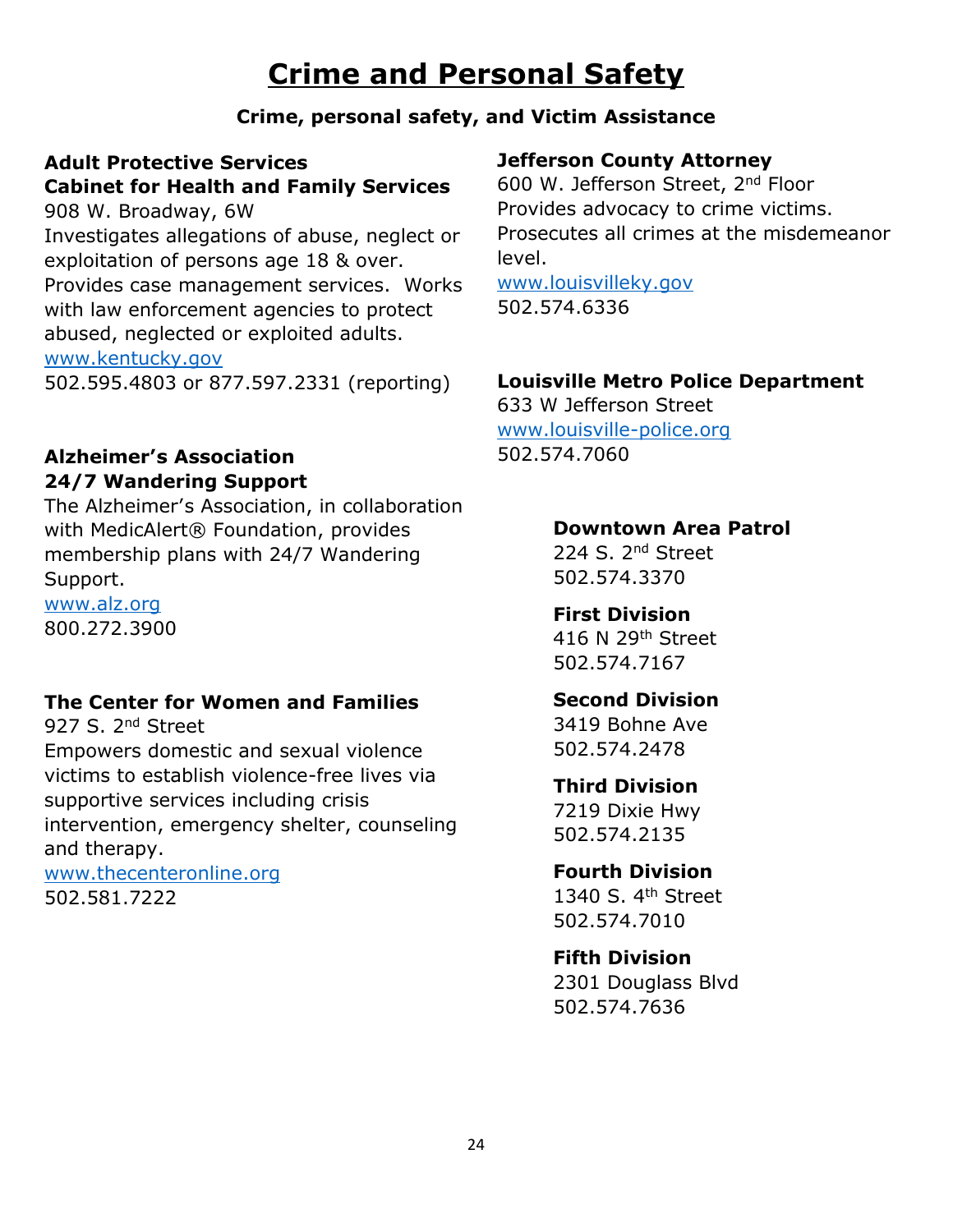# Crime and Personal Safety

**Crime, personal safety, and Victim Assistance**

**Adult Protective Services**
**Cabinet for Health and Family Services**
908 W. Broadway, 6W
Investigates allegations of abuse, neglect or exploitation of persons age 18 & over. Provides case management services. Works with law enforcement agencies to protect abused, neglected or exploited adults.
www.kentucky.gov
502.595.4803 or 877.597.2331 (reporting)

**Alzheimer's Association**
**24/7 Wandering Support**
The Alzheimer's Association, in collaboration with MedicAlert® Foundation, provides membership plans with 24/7 Wandering Support.
www.alz.org
800.272.3900

**The Center for Women and Families**
927 S. 2nd Street
Empowers domestic and sexual violence victims to establish violence-free lives via supportive services including crisis intervention, emergency shelter, counseling and therapy.
www.thecenteronline.org
502.581.7222

**Jefferson County Attorney**
600 W. Jefferson Street, 2nd Floor
Provides advocacy to crime victims. Prosecutes all crimes at the misdemeanor level.
www.louisvilleky.gov
502.574.6336

**Louisville Metro Police Department**
633 W Jefferson Street
www.louisville-police.org
502.574.7060

**Downtown Area Patrol**
224 S. 2nd Street
502.574.3370

**First Division**
416 N 29th Street
502.574.7167

**Second Division**
3419 Bohne Ave
502.574.2478

**Third Division**
7219 Dixie Hwy
502.574.2135

**Fourth Division**
1340 S. 4th Street
502.574.7010

**Fifth Division**
2301 Douglass Blvd
502.574.7636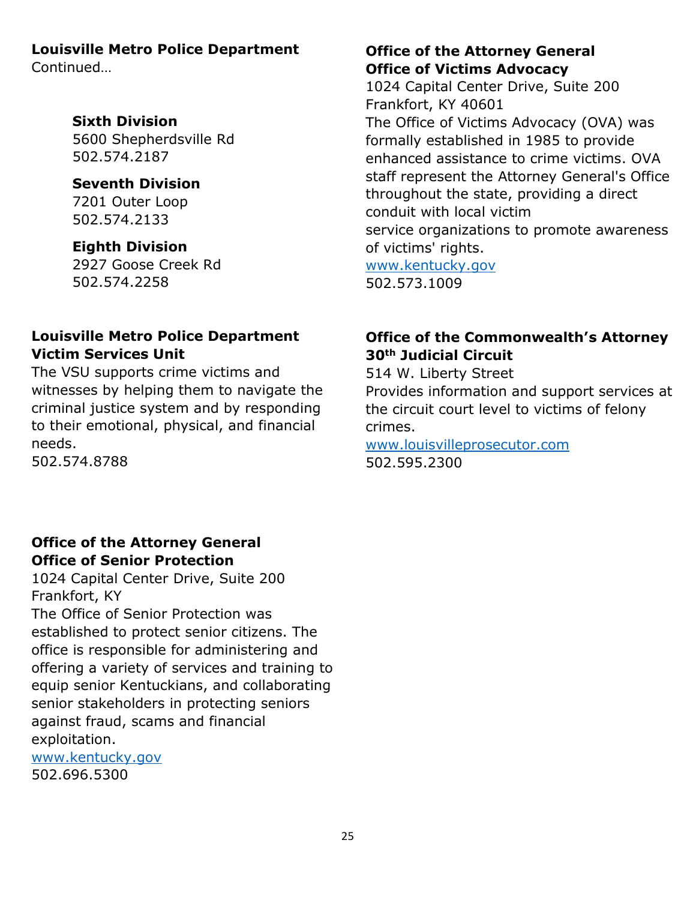**Louisville Metro Police Department**
Continued…

**Sixth Division**
5600 Shepherdsville Rd
502.574.2187

**Seventh Division**
7201 Outer Loop
502.574.2133

**Eighth Division**
2927 Goose Creek Rd
502.574.2258

**Louisville Metro Police Department Victim Services Unit**
The VSU supports crime victims and witnesses by helping them to navigate the criminal justice system and by responding to their emotional, physical, and financial needs.
502.574.8788

**Office of the Attorney General Office of Senior Protection**
1024 Capital Center Drive, Suite 200
Frankfort, KY
The Office of Senior Protection was established to protect senior citizens. The office is responsible for administering and offering a variety of services and training to equip senior Kentuckians, and collaborating senior stakeholders in protecting seniors against fraud, scams and financial exploitation.
www.kentucky.gov
502.696.5300

**Office of the Attorney General Office of Victims Advocacy**
1024 Capital Center Drive, Suite 200
Frankfort, KY 40601
The Office of Victims Advocacy (OVA) was formally established in 1985 to provide enhanced assistance to crime victims. OVA staff represent the Attorney General's Office throughout the state, providing a direct conduit with local victim service organizations to promote awareness of victims' rights.
www.kentucky.gov
502.573.1009

**Office of the Commonwealth's Attorney 30th Judicial Circuit**
514 W. Liberty Street
Provides information and support services at the circuit court level to victims of felony crimes.
www.louisvilleprosecutor.com
502.595.2300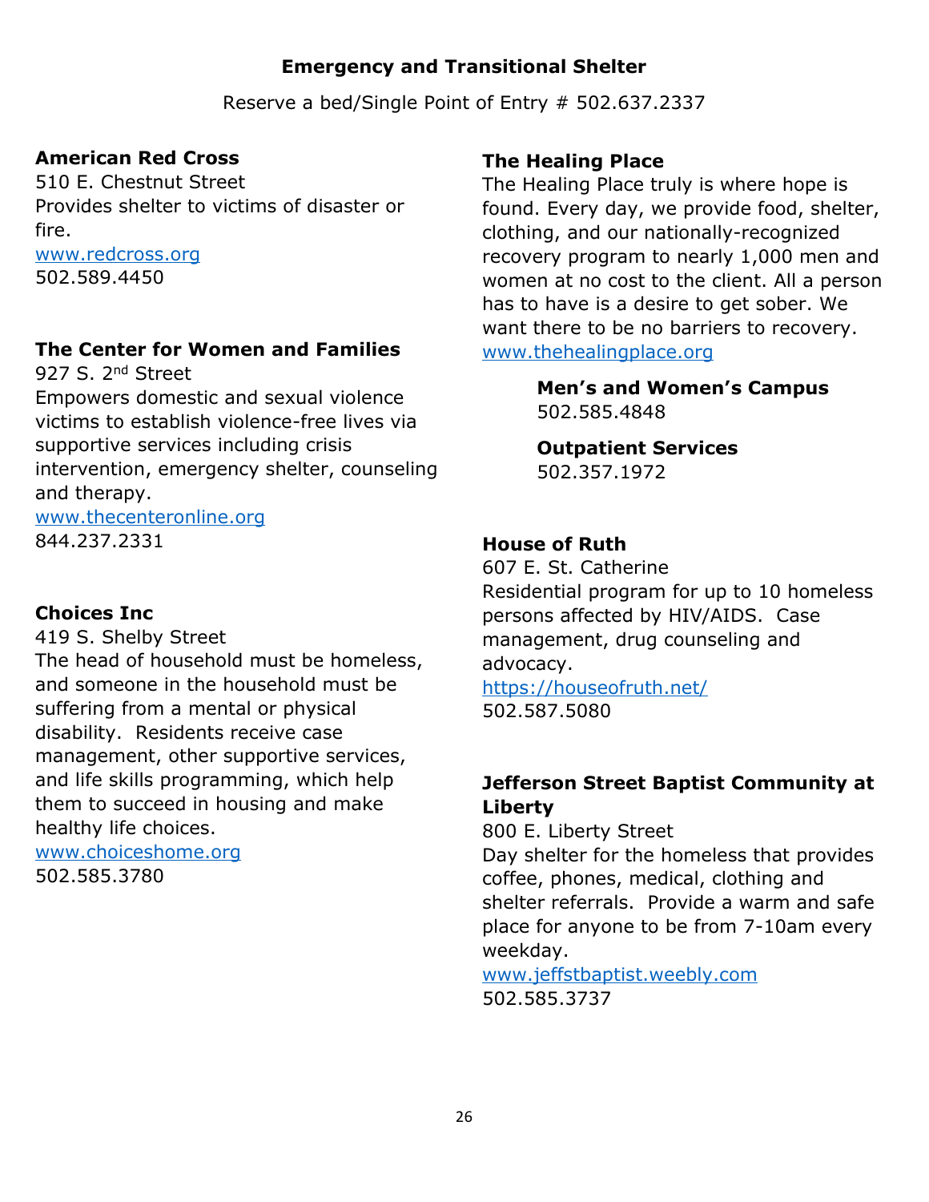## Emergency and Transitional Shelter

Reserve a bed/Single Point of Entry # 502.637.2337

**American Red Cross**
510 E. Chestnut Street
Provides shelter to victims of disaster or fire.
www.redcross.org
502.589.4450

**The Center for Women and Families**
927 S. 2nd Street
Empowers domestic and sexual violence victims to establish violence-free lives via supportive services including crisis intervention, emergency shelter, counseling and therapy.
www.thecenteronline.org
844.237.2331

**Choices Inc**
419 S. Shelby Street
The head of household must be homeless, and someone in the household must be suffering from a mental or physical disability. Residents receive case management, other supportive services, and life skills programming, which help them to succeed in housing and make healthy life choices.
www.choiceshome.org
502.585.3780

**The Healing Place**
The Healing Place truly is where hope is found. Every day, we provide food, shelter, clothing, and our nationally-recognized recovery program to nearly 1,000 men and women at no cost to the client. All a person has to have is a desire to get sober. We want there to be no barriers to recovery.
www.thehealingplace.org

> **Men's and Women's Campus**
> 502.585.4848
>
> **Outpatient Services**
> 502.357.1972

**House of Ruth**
607 E. St. Catherine
Residential program for up to 10 homeless persons affected by HIV/AIDS. Case management, drug counseling and advocacy.
https://houseofruth.net/
502.587.5080

**Jefferson Street Baptist Community at Liberty**
800 E. Liberty Street
Day shelter for the homeless that provides coffee, phones, medical, clothing and shelter referrals. Provide a warm and safe place for anyone to be from 7-10am every weekday.
www.jeffstbaptist.weebly.com
502.585.3737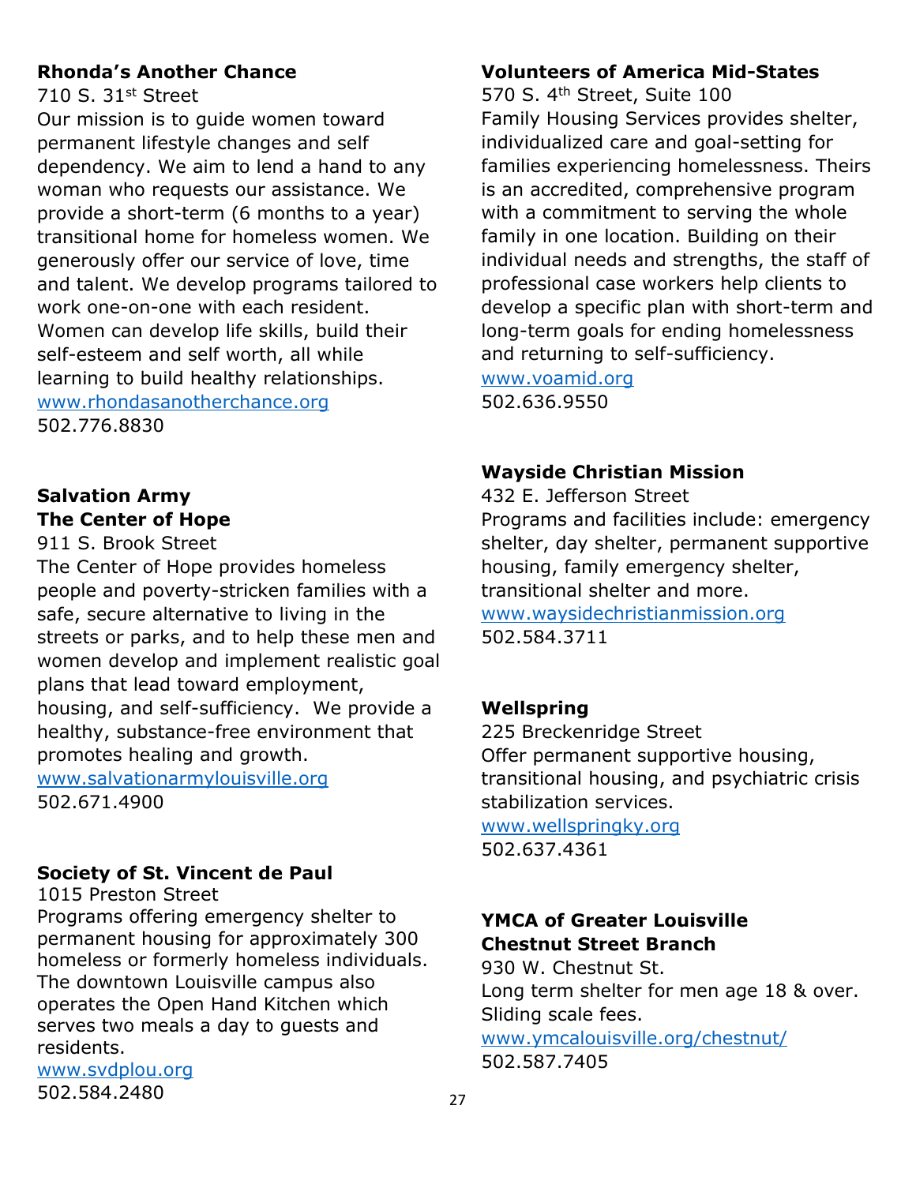**Rhonda's Another Chance**
710 S. 31st Street
Our mission is to guide women toward permanent lifestyle changes and self dependency. We aim to lend a hand to any woman who requests our assistance. We provide a short-term (6 months to a year) transitional home for homeless women. We generously offer our service of love, time and talent. We develop programs tailored to work one-on-one with each resident. Women can develop life skills, build their self-esteem and self worth, all while learning to build healthy relationships.
www.rhondasanotherchance.org
502.776.8830

**Salvation Army**
**The Center of Hope**
911 S. Brook Street
The Center of Hope provides homeless people and poverty-stricken families with a safe, secure alternative to living in the streets or parks, and to help these men and women develop and implement realistic goal plans that lead toward employment, housing, and self-sufficiency. We provide a healthy, substance-free environment that promotes healing and growth.
www.salvationarmylouisville.org
502.671.4900

**Society of St. Vincent de Paul**
1015 Preston Street
Programs offering emergency shelter to permanent housing for approximately 300 homeless or formerly homeless individuals. The downtown Louisville campus also operates the Open Hand Kitchen which serves two meals a day to guests and residents.
www.svdplou.org
502.584.2480

**Volunteers of America Mid-States**
570 S. 4th Street, Suite 100
Family Housing Services provides shelter, individualized care and goal-setting for families experiencing homelessness. Theirs is an accredited, comprehensive program with a commitment to serving the whole family in one location. Building on their individual needs and strengths, the staff of professional case workers help clients to develop a specific plan with short-term and long-term goals for ending homelessness and returning to self-sufficiency.
www.voamid.org
502.636.9550

**Wayside Christian Mission**
432 E. Jefferson Street
Programs and facilities include: emergency shelter, day shelter, permanent supportive housing, family emergency shelter, transitional shelter and more.
www.waysidechristianmission.org
502.584.3711

**Wellspring**
225 Breckenridge Street
Offer permanent supportive housing, transitional housing, and psychiatric crisis stabilization services.
www.wellspringky.org
502.637.4361

**YMCA of Greater Louisville**
**Chestnut Street Branch**
930 W. Chestnut St.
Long term shelter for men age 18 & over. Sliding scale fees.
www.ymcalouisville.org/chestnut/
502.587.7405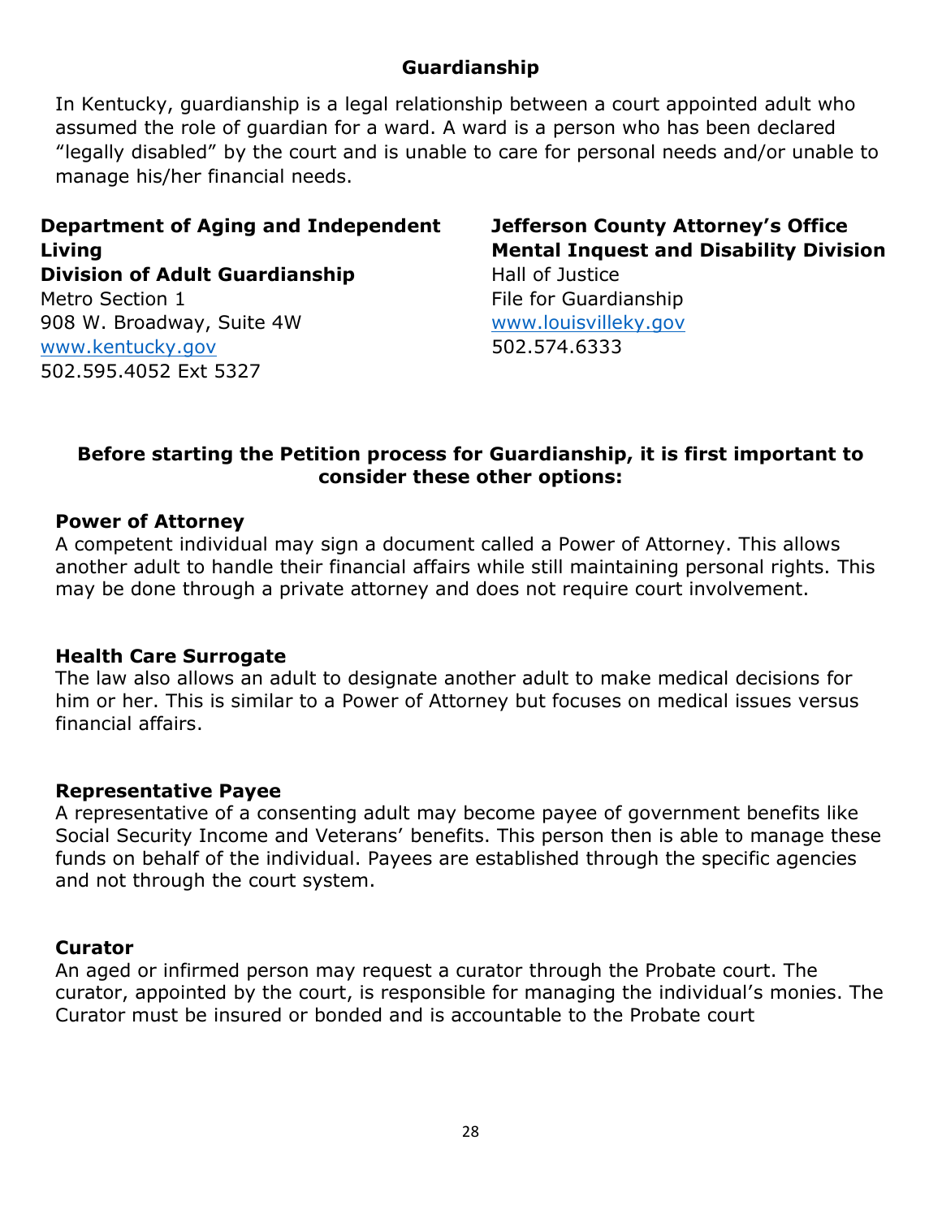## Guardianship

In Kentucky, guardianship is a legal relationship between a court appointed adult who assumed the role of guardian for a ward. A ward is a person who has been declared “legally disabled” by the court and is unable to care for personal needs and/or unable to manage his/her financial needs.

**Department of Aging and Independent Living**
**Division of Adult Guardianship**
Metro Section 1
908 W. Broadway, Suite 4W
www.kentucky.gov
502.595.4052 Ext 5327

**Jefferson County Attorney’s Office**
**Mental Inquest and Disability Division**
Hall of Justice
File for Guardianship
www.louisvilleky.gov
502.574.6333

**Before starting the Petition process for Guardianship, it is first important to consider these other options:**

**Power of Attorney**
A competent individual may sign a document called a Power of Attorney. This allows another adult to handle their financial affairs while still maintaining personal rights. This may be done through a private attorney and does not require court involvement.

**Health Care Surrogate**
The law also allows an adult to designate another adult to make medical decisions for him or her. This is similar to a Power of Attorney but focuses on medical issues versus financial affairs.

**Representative Payee**
A representative of a consenting adult may become payee of government benefits like Social Security Income and Veterans’ benefits. This person then is able to manage these funds on behalf of the individual. Payees are established through the specific agencies and not through the court system.

**Curator**
An aged or infirmed person may request a curator through the Probate court. The curator, appointed by the court, is responsible for managing the individual’s monies. The Curator must be insured or bonded and is accountable to the Probate court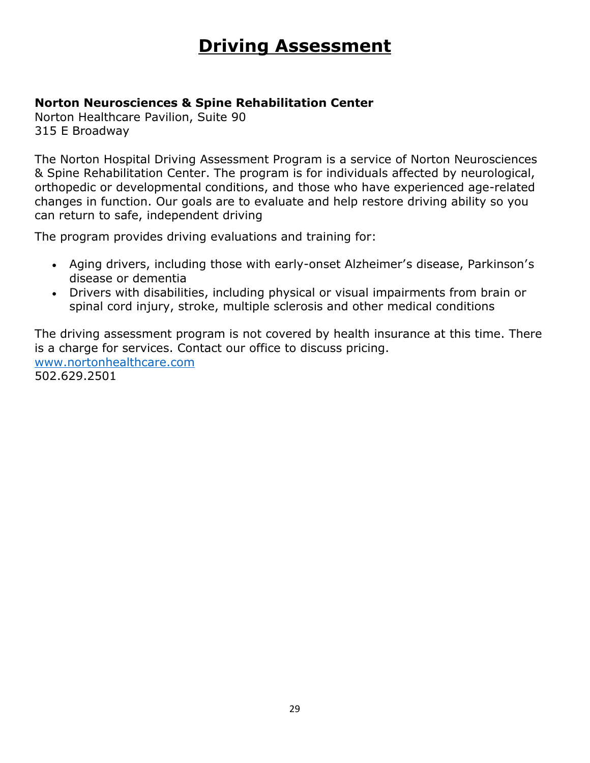# Driving Assessment

**Norton Neurosciences & Spine Rehabilitation Center**
Norton Healthcare Pavilion, Suite 90
315 E Broadway

The Norton Hospital Driving Assessment Program is a service of Norton Neurosciences & Spine Rehabilitation Center. The program is for individuals affected by neurological, orthopedic or developmental conditions, and those who have experienced age-related changes in function. Our goals are to evaluate and help restore driving ability so you can return to safe, independent driving

The program provides driving evaluations and training for:

- Aging drivers, including those with early-onset Alzheimer's disease, Parkinson's disease or dementia
- Drivers with disabilities, including physical or visual impairments from brain or spinal cord injury, stroke, multiple sclerosis and other medical conditions

The driving assessment program is not covered by health insurance at this time. There is a charge for services. Contact our office to discuss pricing.
[www.nortonhealthcare.com](http://www.nortonhealthcare.com)
502.629.2501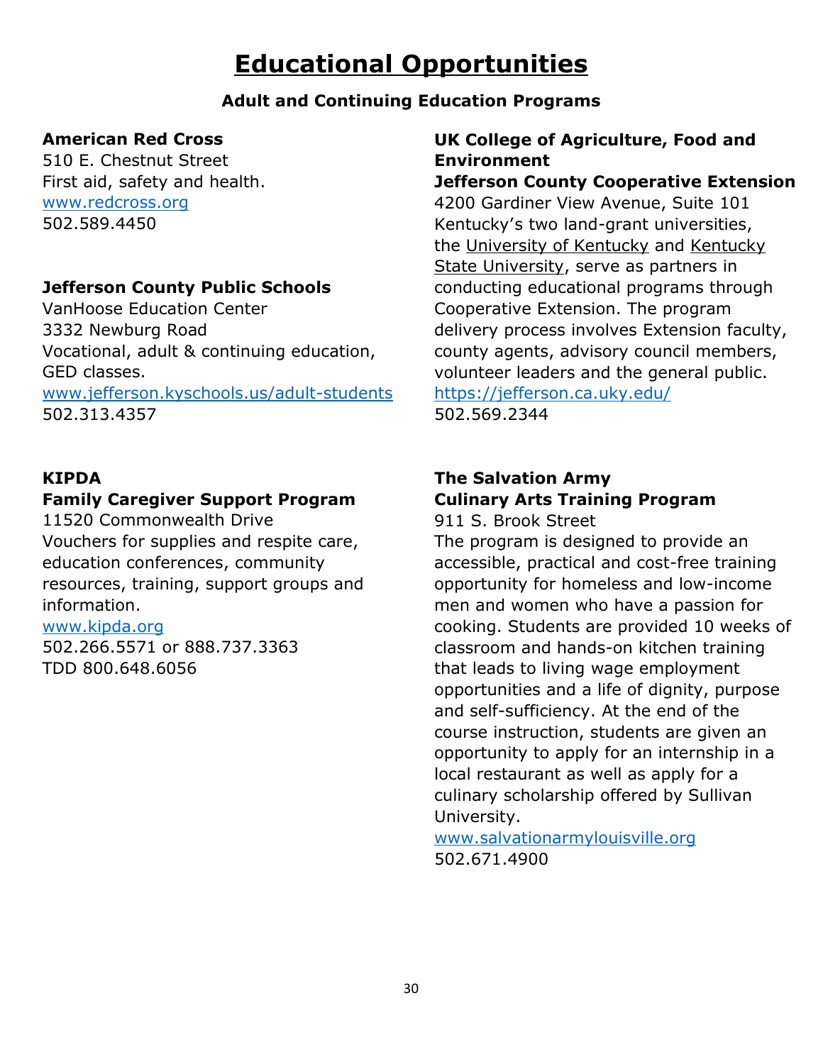# Educational Opportunities

## Adult and Continuing Education Programs

**American Red Cross**
510 E. Chestnut Street
First aid, safety and health.
www.redcross.org
502.589.4450

**Jefferson County Public Schools**
VanHoose Education Center
3332 Newburg Road
Vocational, adult & continuing education, GED classes.
www.jefferson.kyschools.us/adult-students
502.313.4357

**KIPDA**
**Family Caregiver Support Program**
11520 Commonwealth Drive
Vouchers for supplies and respite care, education conferences, community resources, training, support groups and information.
www.kipda.org
502.266.5571 or 888.737.3363
TDD 800.648.6056

**UK College of Agriculture, Food and Environment**
**Jefferson County Cooperative Extension**
4200 Gardiner View Avenue, Suite 101
Kentucky's two land-grant universities, the University of Kentucky and Kentucky State University, serve as partners in conducting educational programs through Cooperative Extension. The program delivery process involves Extension faculty, county agents, advisory council members, volunteer leaders and the general public.
https://jefferson.ca.uky.edu/
502.569.2344

**The Salvation Army**
**Culinary Arts Training Program**
911 S. Brook Street
The program is designed to provide an accessible, practical and cost-free training opportunity for homeless and low-income men and women who have a passion for cooking. Students are provided 10 weeks of classroom and hands-on kitchen training that leads to living wage employment opportunities and a life of dignity, purpose and self-sufficiency. At the end of the course instruction, students are given an opportunity to apply for an internship in a local restaurant as well as apply for a culinary scholarship offered by Sullivan University.
www.salvationarmylouisville.org
502.671.4900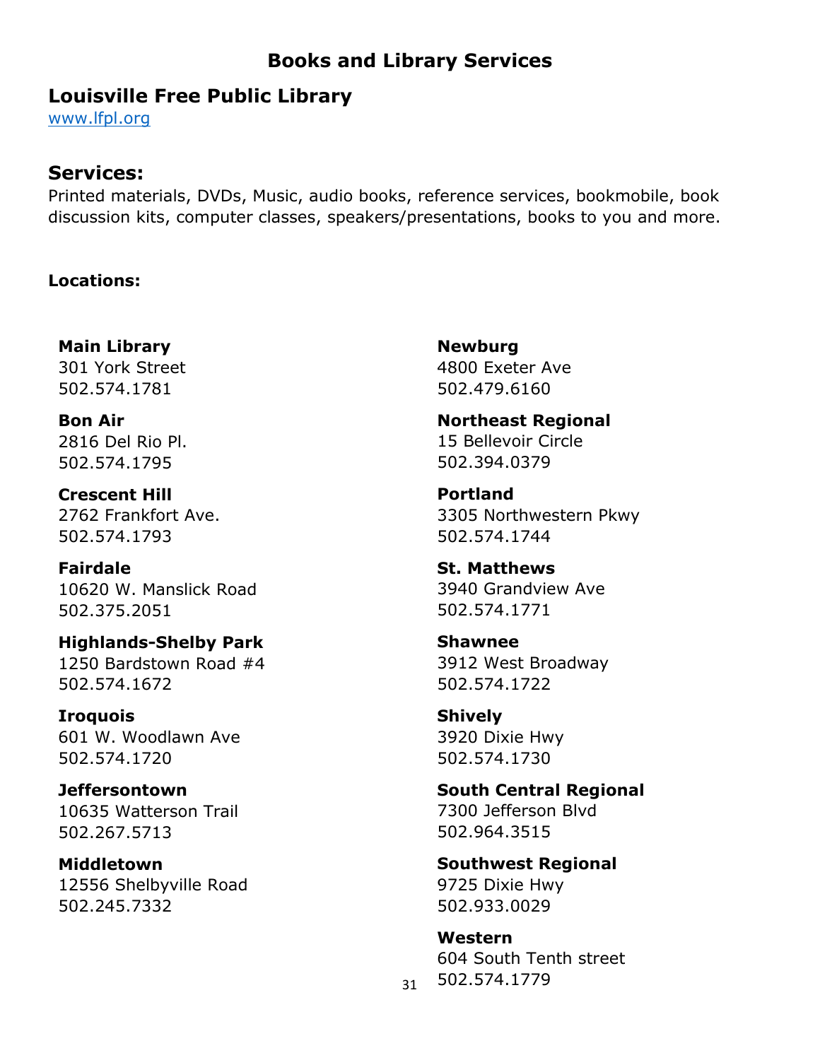# Books and Library Services

## Louisville Free Public Library

www.lfpl.org

## Services:

Printed materials, DVDs, Music, audio books, reference services, bookmobile, book discussion kits, computer classes, speakers/presentations, books to you and more.

**Locations:**

**Main Library**
301 York Street
502.574.1781

**Bon Air**
2816 Del Rio Pl.
502.574.1795

**Crescent Hill**
2762 Frankfort Ave.
502.574.1793

**Fairdale**
10620 W. Manslick Road
502.375.2051

**Highlands-Shelby Park**
1250 Bardstown Road #4
502.574.1672

**Iroquois**
601 W. Woodlawn Ave
502.574.1720

**Jeffersontown**
10635 Watterson Trail
502.267.5713

**Middletown**
12556 Shelbyville Road
502.245.7332

**Newburg**
4800 Exeter Ave
502.479.6160

**Northeast Regional**
15 Bellevoir Circle
502.394.0379

**Portland**
3305 Northwestern Pkwy
502.574.1744

**St. Matthews**
3940 Grandview Ave
502.574.1771

**Shawnee**
3912 West Broadway
502.574.1722

**Shively**
3920 Dixie Hwy
502.574.1730

**South Central Regional**
7300 Jefferson Blvd
502.964.3515

**Southwest Regional**
9725 Dixie Hwy
502.933.0029

**Western**
604 South Tenth street
502.574.1779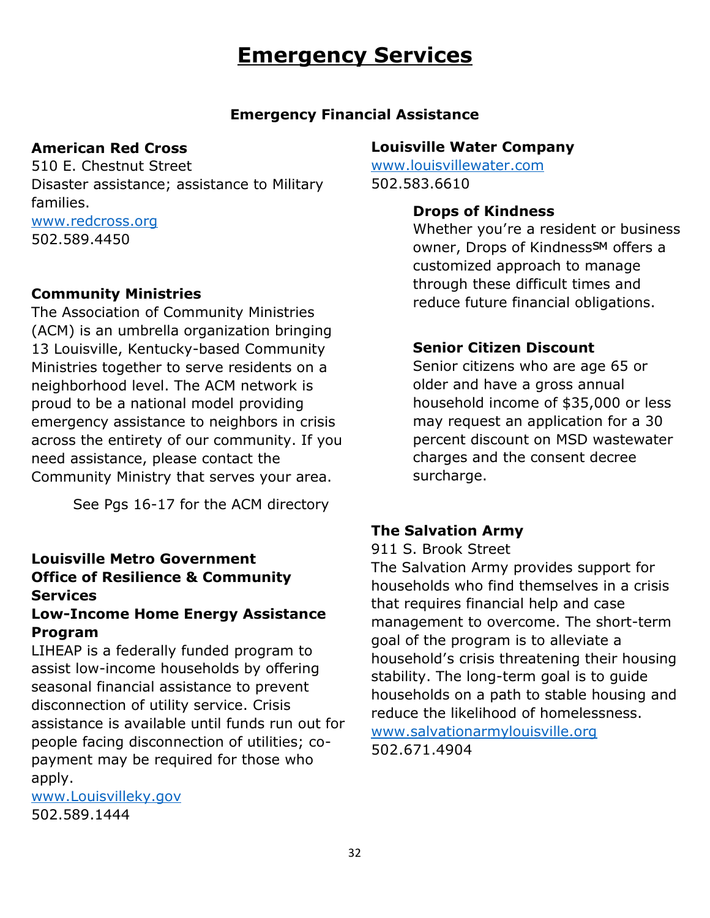# Emergency Services

## Emergency Financial Assistance

### American Red Cross

510 E. Chestnut Street
Disaster assistance; assistance to Military families.
www.redcross.org
502.589.4450

### Community Ministries

The Association of Community Ministries (ACM) is an umbrella organization bringing 13 Louisville, Kentucky-based Community Ministries together to serve residents on a neighborhood level. The ACM network is proud to be a national model providing emergency assistance to neighbors in crisis across the entirety of our community. If you need assistance, please contact the Community Ministry that serves your area.

See Pgs 16-17 for the ACM directory

### Louisville Metro Government Office of Resilience & Community Services Low-Income Home Energy Assistance Program

LIHEAP is a federally funded program to assist low-income households by offering seasonal financial assistance to prevent disconnection of utility service. Crisis assistance is available until funds run out for people facing disconnection of utilities; co-payment may be required for those who apply.
www.Louisvilleky.gov
502.589.1444

### Louisville Water Company

www.louisvillewater.com
502.583.6610

**Drops of Kindness**

Whether you're a resident or business owner, Drops of Kindness℠ offers a customized approach to manage through these difficult times and reduce future financial obligations.

**Senior Citizen Discount**

Senior citizens who are age 65 or older and have a gross annual household income of $35,000 or less may request an application for a 30 percent discount on MSD wastewater charges and the consent decree surcharge.

### The Salvation Army

911 S. Brook Street
The Salvation Army provides support for households who find themselves in a crisis that requires financial help and case management to overcome. The short-term goal of the program is to alleviate a household's crisis threatening their housing stability. The long-term goal is to guide households on a path to stable housing and reduce the likelihood of homelessness.
www.salvationarmylouisville.org
502.671.4904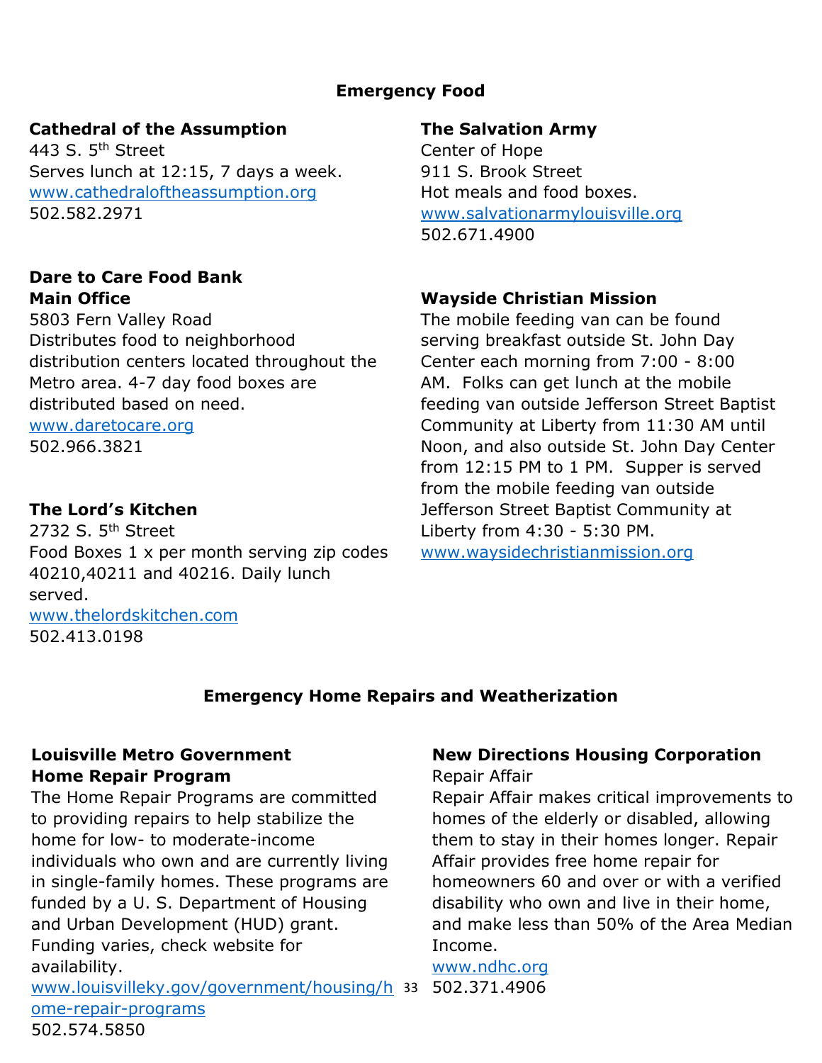## Emergency Food

**Cathedral of the Assumption**
443 S. 5th Street
Serves lunch at 12:15, 7 days a week.
www.cathedraloftheassumption.org
502.582.2971

**Dare to Care Food Bank**
**Main Office**
5803 Fern Valley Road
Distributes food to neighborhood distribution centers located throughout the Metro area. 4-7 day food boxes are distributed based on need.
www.daretocare.org
502.966.3821

**The Lord's Kitchen**
2732 S. 5th Street
Food Boxes 1 x per month serving zip codes 40210,40211 and 40216. Daily lunch served.
www.thelordskitchen.com
502.413.0198

**The Salvation Army**
Center of Hope
911 S. Brook Street
Hot meals and food boxes.
www.salvationarmylouisville.org
502.671.4900

**Wayside Christian Mission**
The mobile feeding van can be found serving breakfast outside St. John Day Center each morning from 7:00 - 8:00 AM. Folks can get lunch at the mobile feeding van outside Jefferson Street Baptist Community at Liberty from 11:30 AM until Noon, and also outside St. John Day Center from 12:15 PM to 1 PM. Supper is served from the mobile feeding van outside Jefferson Street Baptist Community at Liberty from 4:30 - 5:30 PM.
www.waysidechristianmission.org

## Emergency Home Repairs and Weatherization

**Louisville Metro Government**
**Home Repair Program**
The Home Repair Programs are committed to providing repairs to help stabilize the home for low- to moderate-income individuals who own and are currently living in single-family homes. These programs are funded by a U. S. Department of Housing and Urban Development (HUD) grant. Funding varies, check website for availability.
www.louisvilleky.gov/government/housing/home-repair-programs
502.574.5850

**New Directions Housing Corporation**
Repair Affair
Repair Affair makes critical improvements to homes of the elderly or disabled, allowing them to stay in their homes longer. Repair Affair provides free home repair for homeowners 60 and over or with a verified disability who own and live in their home, and make less than 50% of the Area Median Income.
www.ndhc.org
502.371.4906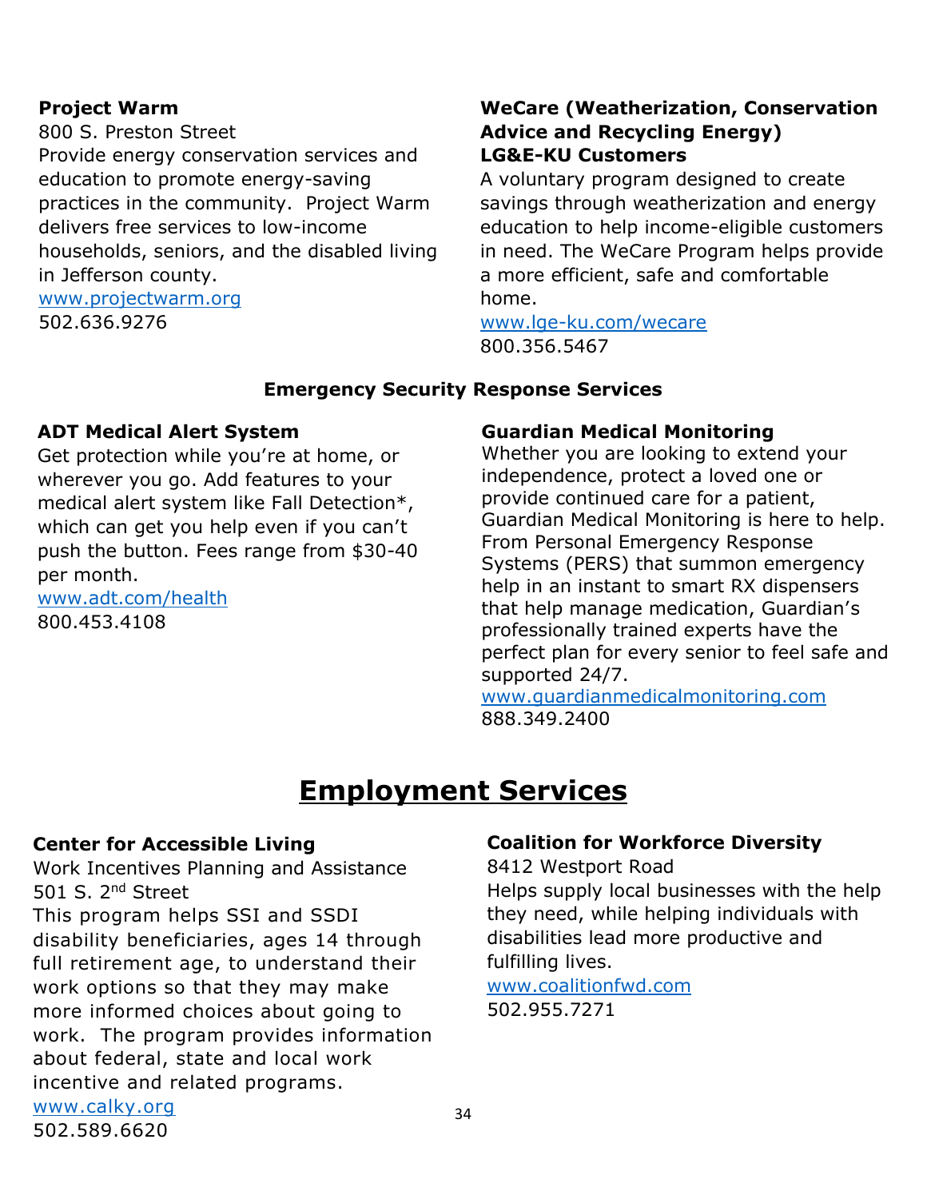**Project Warm**
800 S. Preston Street
Provide energy conservation services and education to promote energy-saving practices in the community. Project Warm delivers free services to low-income households, seniors, and the disabled living in Jefferson county.
www.projectwarm.org
502.636.9276

**WeCare (Weatherization, Conservation Advice and Recycling Energy)**
**LG&E-KU Customers**
A voluntary program designed to create savings through weatherization and energy education to help income-eligible customers in need. The WeCare Program helps provide a more efficient, safe and comfortable home.
www.lge-ku.com/wecare
800.356.5467

### Emergency Security Response Services

**ADT Medical Alert System**
Get protection while you're at home, or wherever you go. Add features to your medical alert system like Fall Detection*, which can get you help even if you can't push the button. Fees range from $30-40 per month.
www.adt.com/health
800.453.4108

**Guardian Medical Monitoring**
Whether you are looking to extend your independence, protect a loved one or provide continued care for a patient, Guardian Medical Monitoring is here to help. From Personal Emergency Response Systems (PERS) that summon emergency help in an instant to smart RX dispensers that help manage medication, Guardian's professionally trained experts have the perfect plan for every senior to feel safe and supported 24/7.
www.guardianmedicalmonitoring.com
888.349.2400

## Employment Services

**Center for Accessible Living**
Work Incentives Planning and Assistance
501 S. 2nd Street
This program helps SSI and SSDI disability beneficiaries, ages 14 through full retirement age, to understand their work options so that they may make more informed choices about going to work. The program provides information about federal, state and local work incentive and related programs.
www.calky.org
502.589.6620

**Coalition for Workforce Diversity**
8412 Westport Road
Helps supply local businesses with the help they need, while helping individuals with disabilities lead more productive and fulfilling lives.
www.coalitionfwd.com
502.955.7271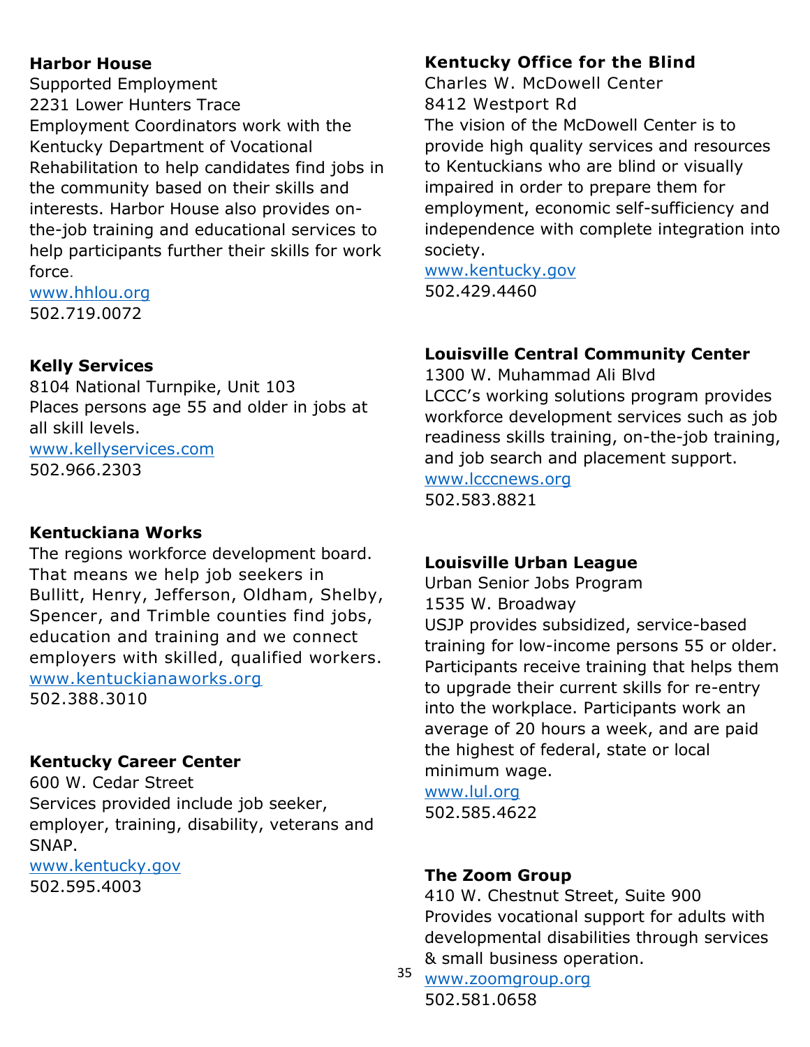**Harbor House**
Supported Employment
2231 Lower Hunters Trace
Employment Coordinators work with the Kentucky Department of Vocational Rehabilitation to help candidates find jobs in the community based on their skills and interests. Harbor House also provides on-the-job training and educational services to help participants further their skills for work force.
www.hhlou.org
502.719.0072

**Kelly Services**
8104 National Turnpike, Unit 103
Places persons age 55 and older in jobs at all skill levels.
www.kellyservices.com
502.966.2303

**Kentuckiana Works**
The regions workforce development board. That means we help job seekers in Bullitt, Henry, Jefferson, Oldham, Shelby, Spencer, and Trimble counties find jobs, education and training and we connect employers with skilled, qualified workers.
www.kentuckianaworks.org
502.388.3010

**Kentucky Career Center**
600 W. Cedar Street
Services provided include job seeker, employer, training, disability, veterans and SNAP.
www.kentucky.gov
502.595.4003

**Kentucky Office for the Blind**
Charles W. McDowell Center
8412 Westport Rd
The vision of the McDowell Center is to provide high quality services and resources to Kentuckians who are blind or visually impaired in order to prepare them for employment, economic self-sufficiency and independence with complete integration into society.
www.kentucky.gov
502.429.4460

**Louisville Central Community Center**
1300 W. Muhammad Ali Blvd
LCCC's working solutions program provides workforce development services such as job readiness skills training, on-the-job training, and job search and placement support.
www.lcccnews.org
502.583.8821

**Louisville Urban League**
Urban Senior Jobs Program
1535 W. Broadway
USJP provides subsidized, service-based training for low-income persons 55 or older. Participants receive training that helps them to upgrade their current skills for re-entry into the workplace. Participants work an average of 20 hours a week, and are paid the highest of federal, state or local minimum wage.
www.lul.org
502.585.4622

**The Zoom Group**
410 W. Chestnut Street, Suite 900
Provides vocational support for adults with developmental disabilities through services & small business operation.
www.zoomgroup.org
502.581.0658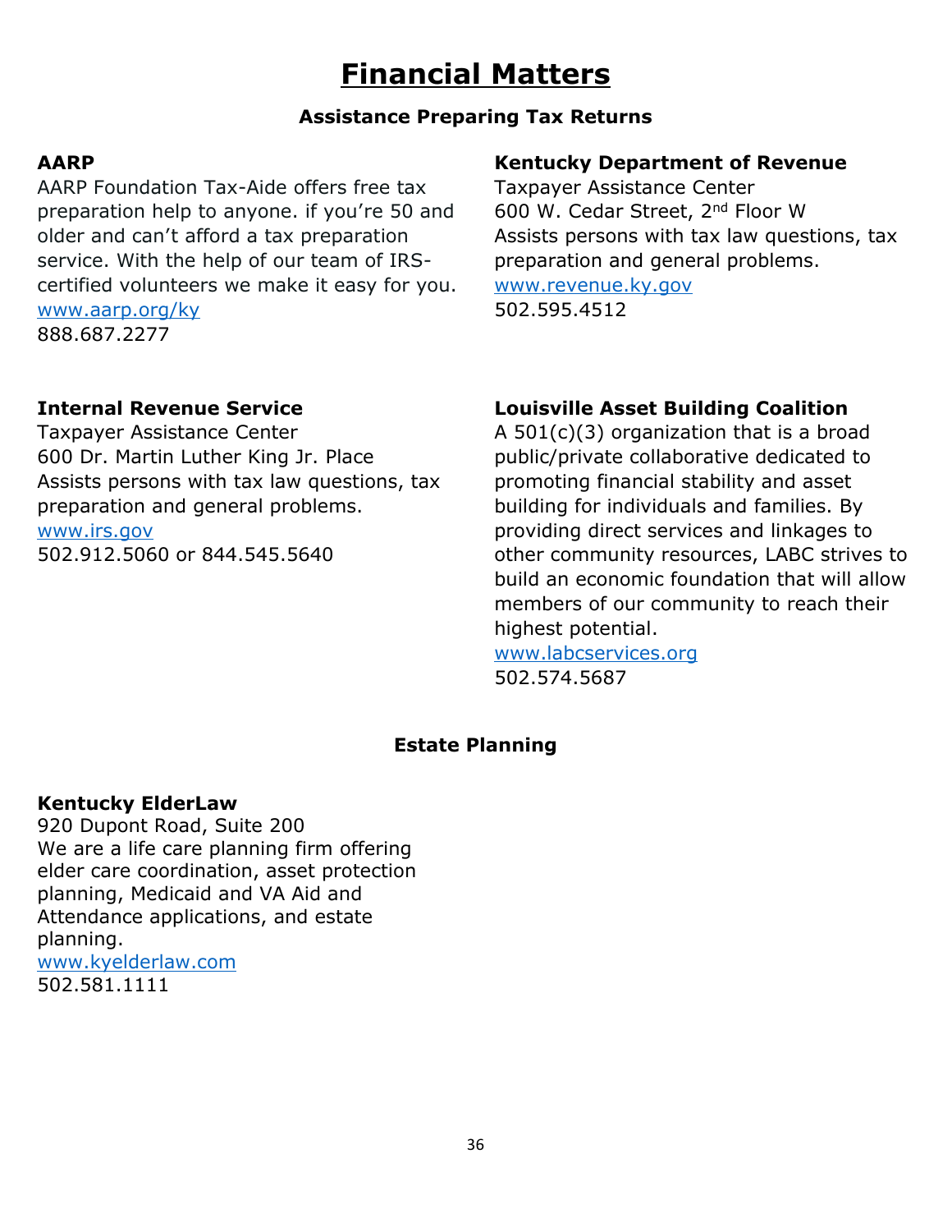# Financial Matters

## Assistance Preparing Tax Returns

**AARP**
AARP Foundation Tax-Aide offers free tax preparation help to anyone. if you're 50 and older and can't afford a tax preparation service. With the help of our team of IRS-certified volunteers we make it easy for you.
www.aarp.org/ky
888.687.2277

**Kentucky Department of Revenue**
Taxpayer Assistance Center
600 W. Cedar Street, 2nd Floor W
Assists persons with tax law questions, tax preparation and general problems.
www.revenue.ky.gov
502.595.4512

**Internal Revenue Service**
Taxpayer Assistance Center
600 Dr. Martin Luther King Jr. Place
Assists persons with tax law questions, tax preparation and general problems.
www.irs.gov
502.912.5060 or 844.545.5640

**Louisville Asset Building Coalition**
A 501(c)(3) organization that is a broad public/private collaborative dedicated to promoting financial stability and asset building for individuals and families. By providing direct services and linkages to other community resources, LABC strives to build an economic foundation that will allow members of our community to reach their highest potential.
www.labcservices.org
502.574.5687

## Estate Planning

**Kentucky ElderLaw**
920 Dupont Road, Suite 200
We are a life care planning firm offering elder care coordination, asset protection planning, Medicaid and VA Aid and Attendance applications, and estate planning.
www.kyelderlaw.com
502.581.1111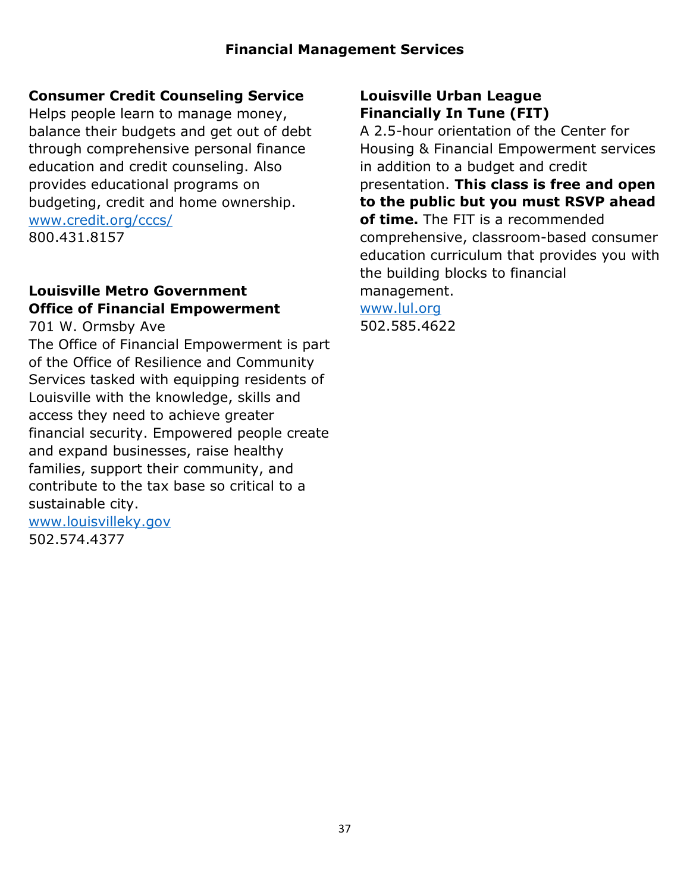## Financial Management Services

**Consumer Credit Counseling Service**
Helps people learn to manage money, balance their budgets and get out of debt through comprehensive personal finance education and credit counseling. Also provides educational programs on budgeting, credit and home ownership.
www.credit.org/cccs/
800.431.8157

**Louisville Metro Government**
**Office of Financial Empowerment**
701 W. Ormsby Ave
The Office of Financial Empowerment is part of the Office of Resilience and Community Services tasked with equipping residents of Louisville with the knowledge, skills and access they need to achieve greater financial security. Empowered people create and expand businesses, raise healthy families, support their community, and contribute to the tax base so critical to a sustainable city.
www.louisvilleky.gov
502.574.4377

**Louisville Urban League**
**Financially In Tune (FIT)**
A 2.5-hour orientation of the Center for Housing & Financial Empowerment services in addition to a budget and credit presentation. **This class is free and open to the public but you must RSVP ahead of time.** The FIT is a recommended comprehensive, classroom-based consumer education curriculum that provides you with the building blocks to financial management.
www.lul.org
502.585.4622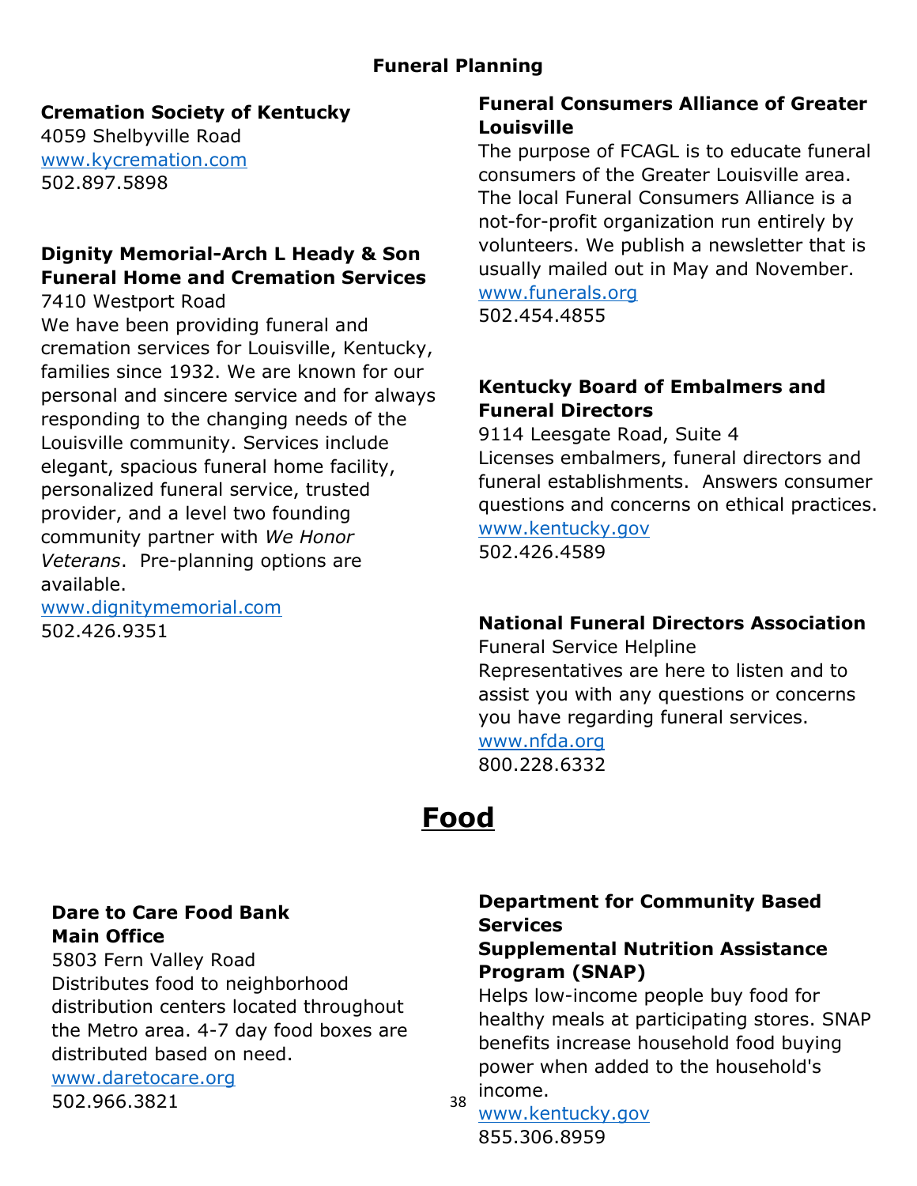## Funeral Planning

**Cremation Society of Kentucky**
4059 Shelbyville Road
www.kycremation.com
502.897.5898

**Dignity Memorial-Arch L Heady & Son Funeral Home and Cremation Services**
7410 Westport Road
We have been providing funeral and cremation services for Louisville, Kentucky, families since 1932. We are known for our personal and sincere service and for always responding to the changing needs of the Louisville community. Services include elegant, spacious funeral home facility, personalized funeral service, trusted provider, and a level two founding community partner with *We Honor Veterans*. Pre-planning options are available.
www.dignitymemorial.com
502.426.9351

**Funeral Consumers Alliance of Greater Louisville**
The purpose of FCAGL is to educate funeral consumers of the Greater Louisville area. The local Funeral Consumers Alliance is a not-for-profit organization run entirely by volunteers. We publish a newsletter that is usually mailed out in May and November.
www.funerals.org
502.454.4855

**Kentucky Board of Embalmers and Funeral Directors**
9114 Leesgate Road, Suite 4
Licenses embalmers, funeral directors and funeral establishments. Answers consumer questions and concerns on ethical practices.
www.kentucky.gov
502.426.4589

**National Funeral Directors Association**
Funeral Service Helpline
Representatives are here to listen and to assist you with any questions or concerns you have regarding funeral services.
www.nfda.org
800.228.6332

# Food

**Dare to Care Food Bank**
**Main Office**
5803 Fern Valley Road
Distributes food to neighborhood distribution centers located throughout the Metro area. 4-7 day food boxes are distributed based on need.
www.daretocare.org
502.966.3821

**Department for Community Based Services**
**Supplemental Nutrition Assistance Program (SNAP)**
Helps low-income people buy food for healthy meals at participating stores. SNAP benefits increase household food buying power when added to the household's income.
www.kentucky.gov
855.306.8959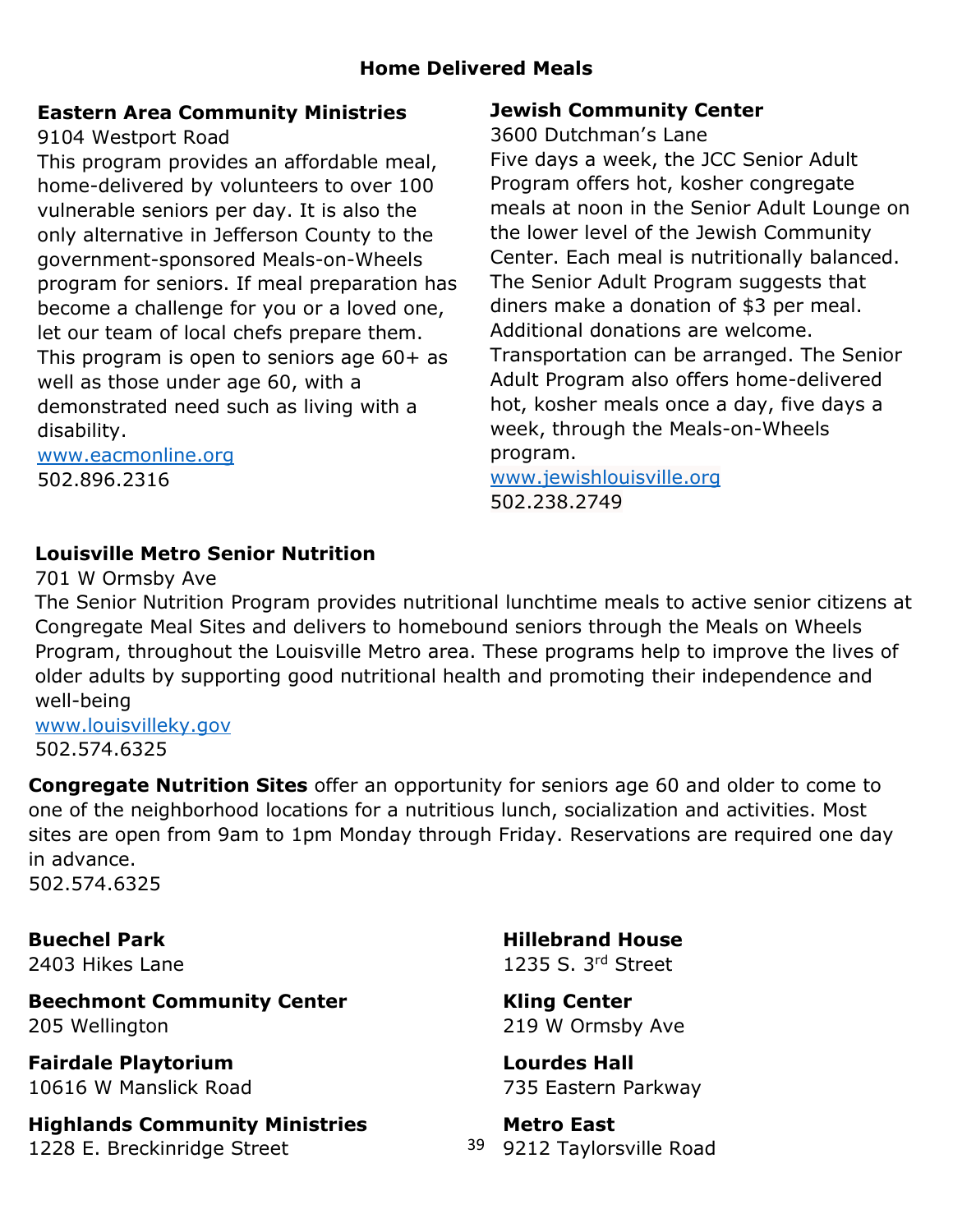## Home Delivered Meals

**Eastern Area Community Ministries**
9104 Westport Road
This program provides an affordable meal, home-delivered by volunteers to over 100 vulnerable seniors per day. It is also the only alternative in Jefferson County to the government-sponsored Meals-on-Wheels program for seniors. If meal preparation has become a challenge for you or a loved one, let our team of local chefs prepare them. This program is open to seniors age 60+ as well as those under age 60, with a demonstrated need such as living with a disability.
www.eacmonline.org
502.896.2316

**Jewish Community Center**
3600 Dutchman's Lane
Five days a week, the JCC Senior Adult Program offers hot, kosher congregate meals at noon in the Senior Adult Lounge on the lower level of the Jewish Community Center. Each meal is nutritionally balanced. The Senior Adult Program suggests that diners make a donation of $3 per meal. Additional donations are welcome. Transportation can be arranged. The Senior Adult Program also offers home-delivered hot, kosher meals once a day, five days a week, through the Meals-on-Wheels program.
www.jewishlouisville.org
502.238.2749

**Louisville Metro Senior Nutrition**
701 W Ormsby Ave
The Senior Nutrition Program provides nutritional lunchtime meals to active senior citizens at Congregate Meal Sites and delivers to homebound seniors through the Meals on Wheels Program, throughout the Louisville Metro area. These programs help to improve the lives of older adults by supporting good nutritional health and promoting their independence and well-being
www.louisvilleky.gov
502.574.6325

**Congregate Nutrition Sites** offer an opportunity for seniors age 60 and older to come to one of the neighborhood locations for a nutritious lunch, socialization and activities. Most sites are open from 9am to 1pm Monday through Friday. Reservations are required one day in advance.
502.574.6325

**Buechel Park**
2403 Hikes Lane

**Beechmont Community Center**
205 Wellington

**Fairdale Playtorium**
10616 W Manslick Road

**Highlands Community Ministries**
1228 E. Breckinridge Street

**Hillebrand House**
1235 S. 3rd Street

**Kling Center**
219 W Ormsby Ave

**Lourdes Hall**
735 Eastern Parkway

**Metro East**
9212 Taylorsville Road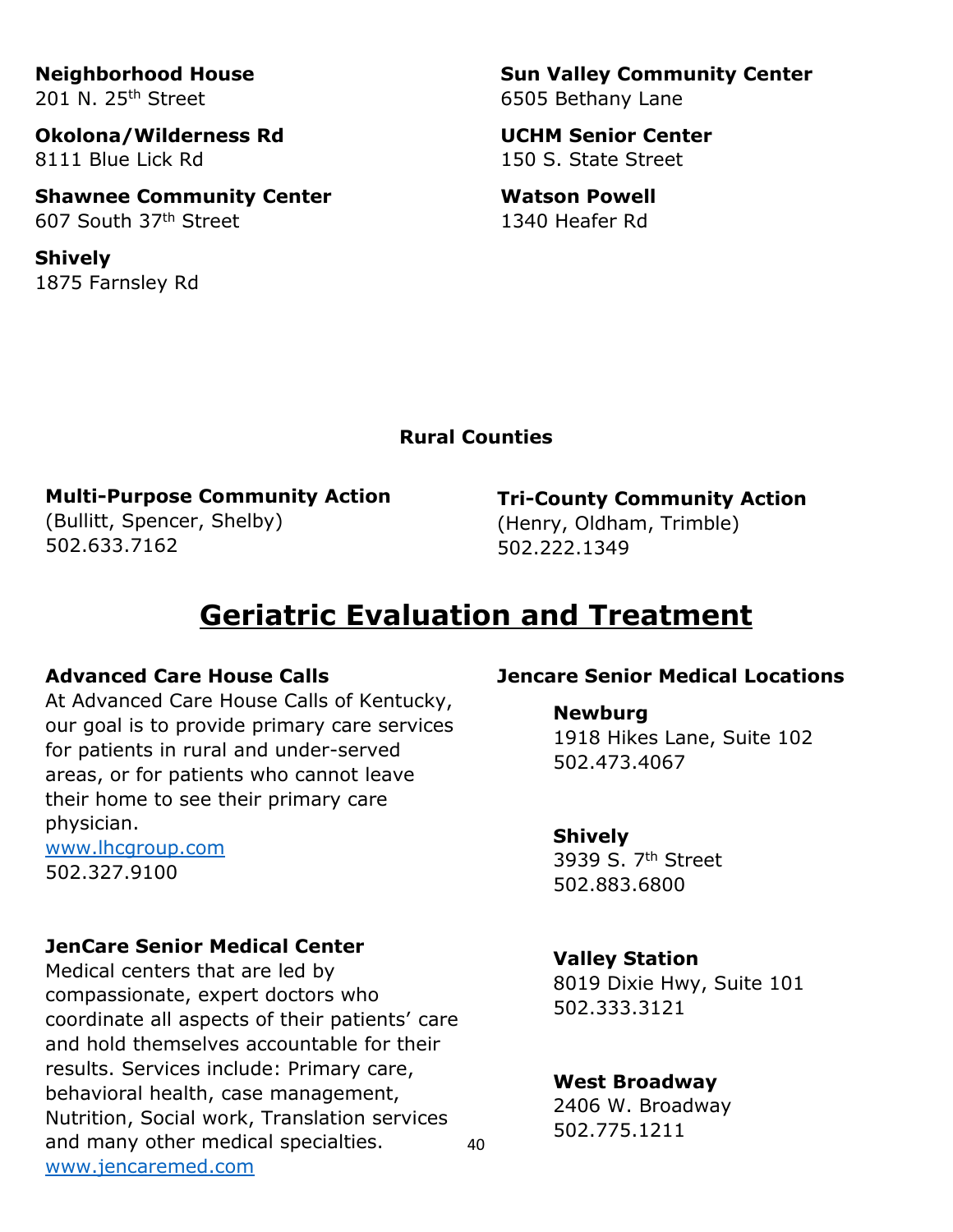**Neighborhood House**
201 N. 25th Street

**Okolona/Wilderness Rd**
8111 Blue Lick Rd

**Shawnee Community Center**
607 South 37th Street

**Shively**
1875 Farnsley Rd

**Sun Valley Community Center**
6505 Bethany Lane

**UCHM Senior Center**
150 S. State Street

**Watson Powell**
1340 Heafer Rd

**Rural Counties**

**Multi-Purpose Community Action**
(Bullitt, Spencer, Shelby)
502.633.7162

**Tri-County Community Action**
(Henry, Oldham, Trimble)
502.222.1349

# Geriatric Evaluation and Treatment

**Advanced Care House Calls**
At Advanced Care House Calls of Kentucky, our goal is to provide primary care services for patients in rural and under-served areas, or for patients who cannot leave their home to see their primary care physician.
www.lhcgroup.com
502.327.9100

**JenCare Senior Medical Center**
Medical centers that are led by compassionate, expert doctors who coordinate all aspects of their patients' care and hold themselves accountable for their results. Services include: Primary care, behavioral health, case management, Nutrition, Social work, Translation services and many other medical specialties.
www.jencaremed.com

**Jencare Senior Medical Locations**

**Newburg**
1918 Hikes Lane, Suite 102
502.473.4067

**Shively**
3939 S. 7th Street
502.883.6800

**Valley Station**
8019 Dixie Hwy, Suite 101
502.333.3121

**West Broadway**
2406 W. Broadway
502.775.1211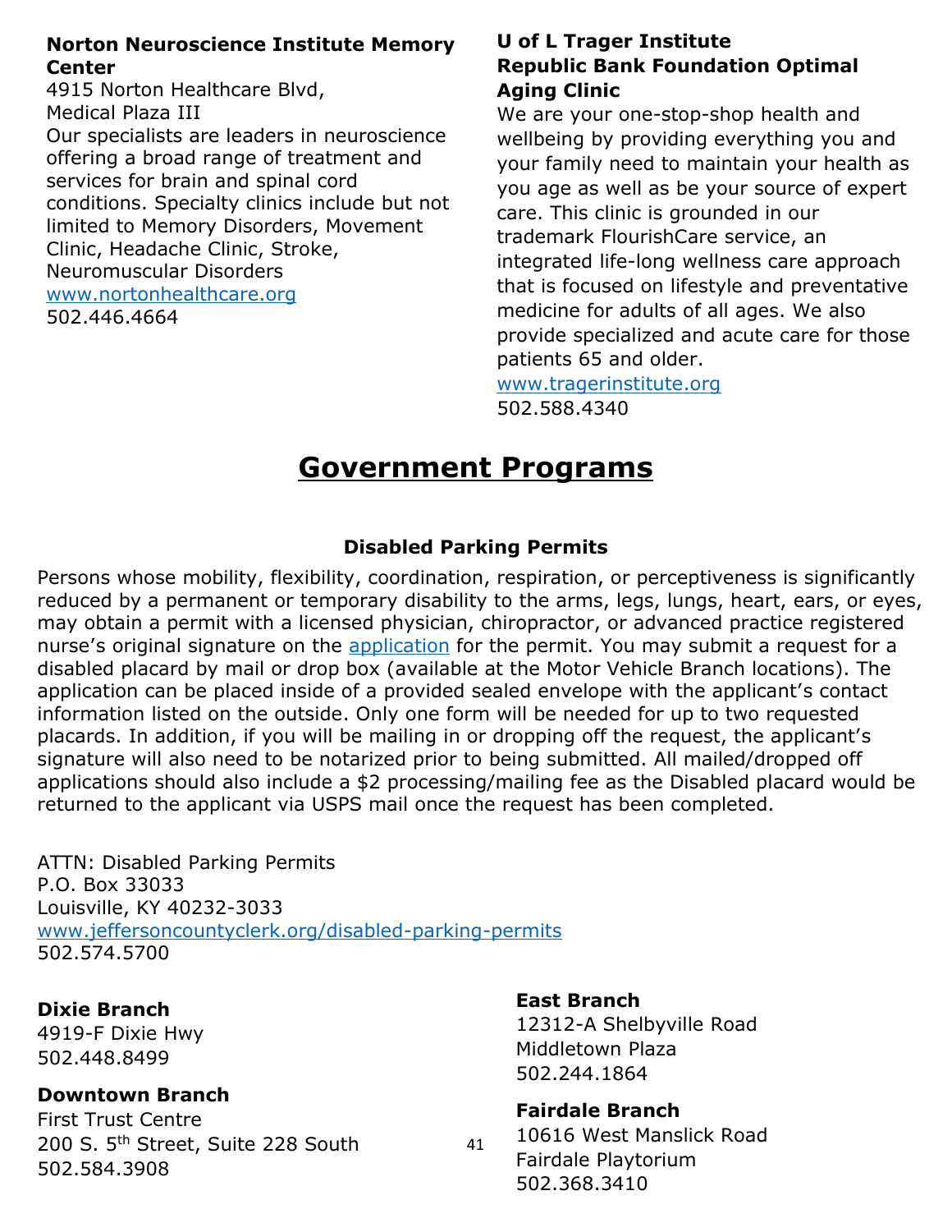**Norton Neuroscience Institute Memory Center**
4915 Norton Healthcare Blvd,
Medical Plaza III
Our specialists are leaders in neuroscience offering a broad range of treatment and services for brain and spinal cord conditions. Specialty clinics include but not limited to Memory Disorders, Movement Clinic, Headache Clinic, Stroke, Neuromuscular Disorders
www.nortonhealthcare.org
502.446.4664

**U of L Trager Institute Republic Bank Foundation Optimal Aging Clinic**
We are your one-stop-shop health and wellbeing by providing everything you and your family need to maintain your health as you age as well as be your source of expert care. This clinic is grounded in our trademark FlourishCare service, an integrated life-long wellness care approach that is focused on lifestyle and preventative medicine for adults of all ages. We also provide specialized and acute care for those patients 65 and older.
www.tragerinstitute.org
502.588.4340

# Government Programs

### Disabled Parking Permits

Persons whose mobility, flexibility, coordination, respiration, or perceptiveness is significantly reduced by a permanent or temporary disability to the arms, legs, lungs, heart, ears, or eyes, may obtain a permit with a licensed physician, chiropractor, or advanced practice registered nurse's original signature on the application for the permit. You may submit a request for a disabled placard by mail or drop box (available at the Motor Vehicle Branch locations). The application can be placed inside of a provided sealed envelope with the applicant's contact information listed on the outside. Only one form will be needed for up to two requested placards. In addition, if you will be mailing in or dropping off the request, the applicant's signature will also need to be notarized prior to being submitted. All mailed/dropped off applications should also include a $2 processing/mailing fee as the Disabled placard would be returned to the applicant via USPS mail once the request has been completed.

ATTN: Disabled Parking Permits
P.O. Box 33033
Louisville, KY 40232-3033
www.jeffersoncountyclerk.org/disabled-parking-permits
502.574.5700

**Dixie Branch**
4919-F Dixie Hwy
502.448.8499

**Downtown Branch**
First Trust Centre
200 S. 5th Street, Suite 228 South
502.584.3908

**East Branch**
12312-A Shelbyville Road
Middletown Plaza
502.244.1864

**Fairdale Branch**
10616 West Manslick Road
Fairdale Playtorium
502.368.3410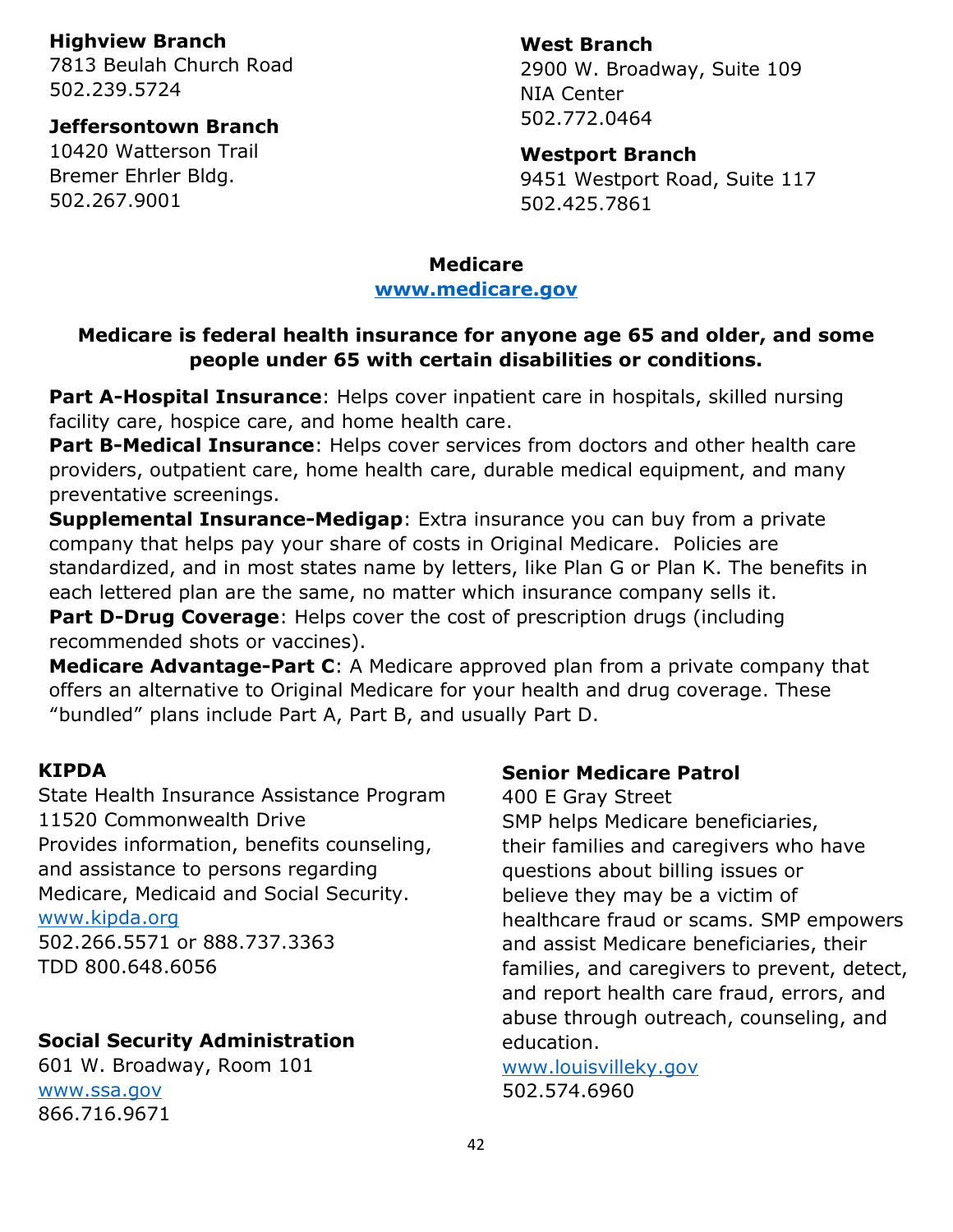**Highview Branch**
7813 Beulah Church Road
502.239.5724

**Jeffersontown Branch**
10420 Watterson Trail
Bremer Ehrler Bldg.
502.267.9001

**West Branch**
2900 W. Broadway, Suite 109
NIA Center
502.772.0464

**Westport Branch**
9451 Westport Road, Suite 117
502.425.7861

## Medicare

**www.medicare.gov**

**Medicare is federal health insurance for anyone age 65 and older, and some people under 65 with certain disabilities or conditions.**

**Part A-Hospital Insurance**: Helps cover inpatient care in hospitals, skilled nursing facility care, hospice care, and home health care.

**Part B-Medical Insurance**: Helps cover services from doctors and other health care providers, outpatient care, home health care, durable medical equipment, and many preventative screenings.

**Supplemental Insurance-Medigap**: Extra insurance you can buy from a private company that helps pay your share of costs in Original Medicare. Policies are standardized, and in most states name by letters, like Plan G or Plan K. The benefits in each lettered plan are the same, no matter which insurance company sells it.

**Part D-Drug Coverage**: Helps cover the cost of prescription drugs (including recommended shots or vaccines).

**Medicare Advantage-Part C**: A Medicare approved plan from a private company that offers an alternative to Original Medicare for your health and drug coverage. These "bundled" plans include Part A, Part B, and usually Part D.

**KIPDA**
State Health Insurance Assistance Program
11520 Commonwealth Drive
Provides information, benefits counseling, and assistance to persons regarding Medicare, Medicaid and Social Security.
www.kipda.org
502.266.5571 or 888.737.3363
TDD 800.648.6056

**Social Security Administration**
601 W. Broadway, Room 101
www.ssa.gov
866.716.9671

**Senior Medicare Patrol**
400 E Gray Street
SMP helps Medicare beneficiaries, their families and caregivers who have questions about billing issues or believe they may be a victim of healthcare fraud or scams. SMP empowers and assist Medicare beneficiaries, their families, and caregivers to prevent, detect, and report health care fraud, errors, and abuse through outreach, counseling, and education.
www.louisvilleky.gov
502.574.6960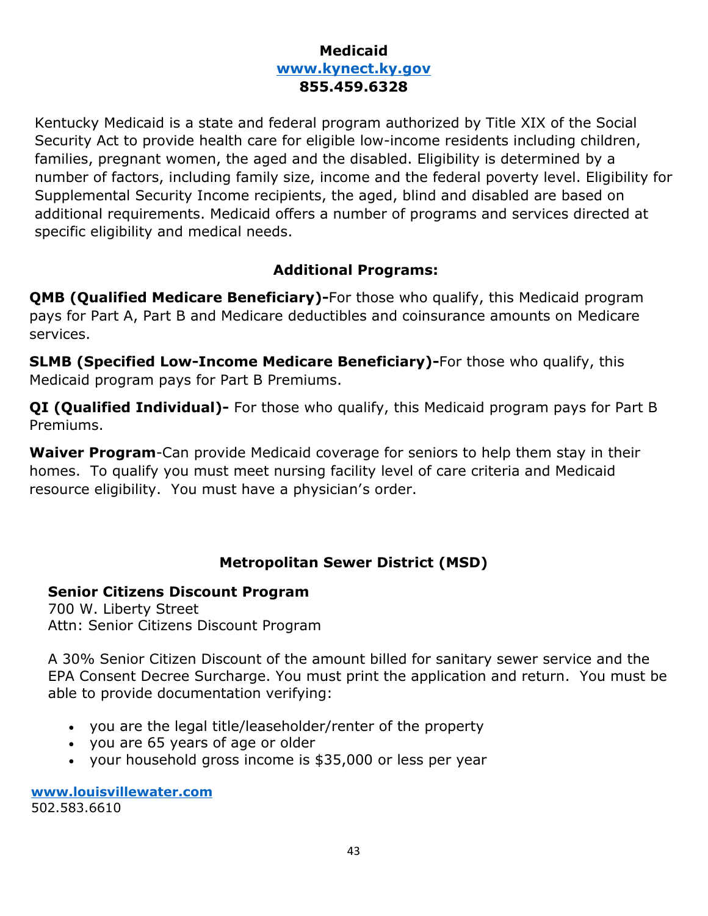## Medicaid

**www.kynect.ky.gov**
**855.459.6328**

Kentucky Medicaid is a state and federal program authorized by Title XIX of the Social Security Act to provide health care for eligible low-income residents including children, families, pregnant women, the aged and the disabled. Eligibility is determined by a number of factors, including family size, income and the federal poverty level. Eligibility for Supplemental Security Income recipients, the aged, blind and disabled are based on additional requirements. Medicaid offers a number of programs and services directed at specific eligibility and medical needs.

### Additional Programs:

**QMB (Qualified Medicare Beneficiary)-**For those who qualify, this Medicaid program pays for Part A, Part B and Medicare deductibles and coinsurance amounts on Medicare services.

**SLMB (Specified Low-Income Medicare Beneficiary)-**For those who qualify, this Medicaid program pays for Part B Premiums.

**QI (Qualified Individual)-** For those who qualify, this Medicaid program pays for Part B Premiums.

**Waiver Program**-Can provide Medicaid coverage for seniors to help them stay in their homes. To qualify you must meet nursing facility level of care criteria and Medicaid resource eligibility. You must have a physician's order.

## Metropolitan Sewer District (MSD)

**Senior Citizens Discount Program**
700 W. Liberty Street
Attn: Senior Citizens Discount Program

A 30% Senior Citizen Discount of the amount billed for sanitary sewer service and the EPA Consent Decree Surcharge. You must print the application and return. You must be able to provide documentation verifying:

- you are the legal title/leaseholder/renter of the property
- you are 65 years of age or older
- your household gross income is $35,000 or less per year

**www.louisvillewater.com**
502.583.6610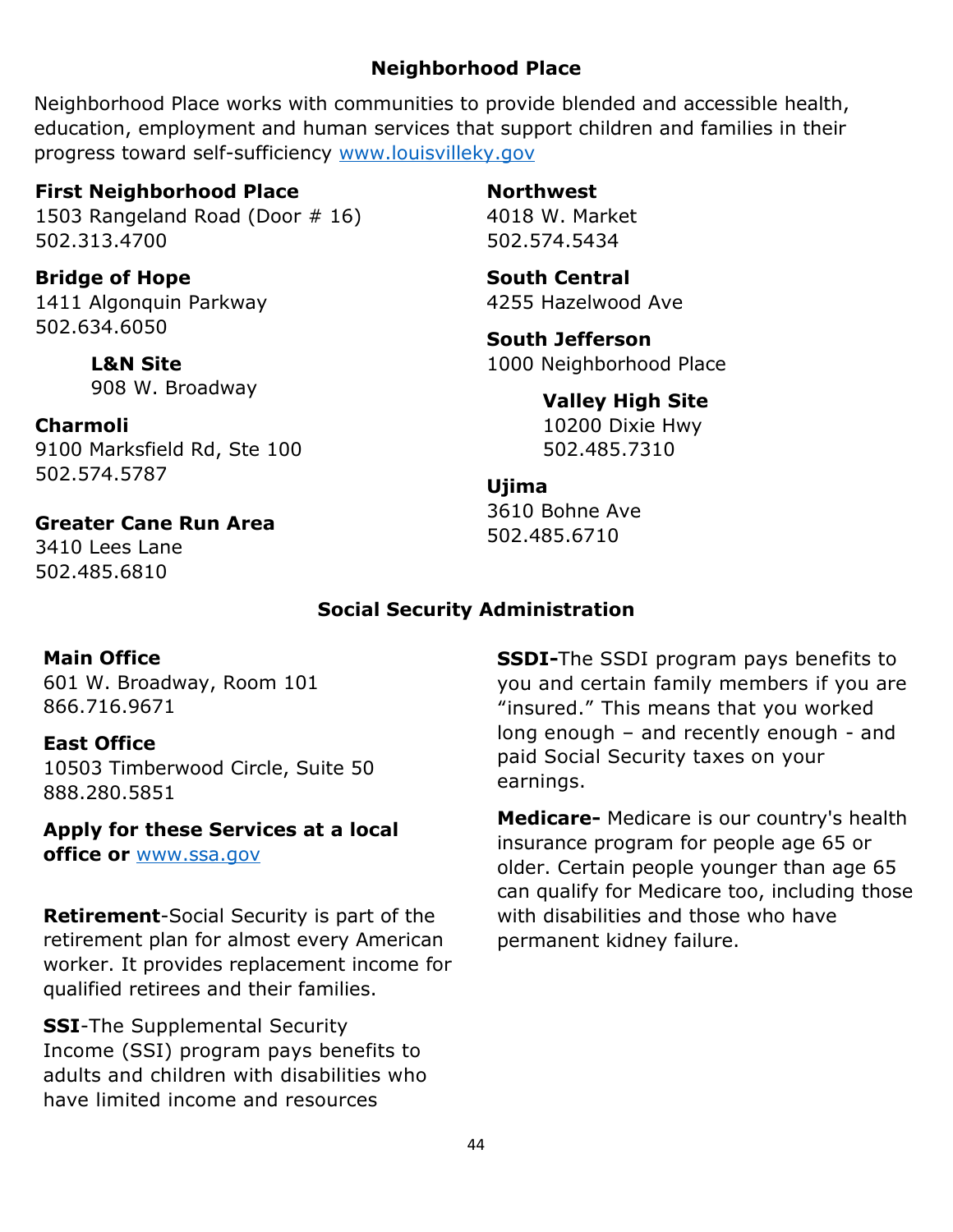## Neighborhood Place

Neighborhood Place works with communities to provide blended and accessible health, education, employment and human services that support children and families in their progress toward self-sufficiency [www.louisvilleky.gov](www.louisvilleky.gov)

**First Neighborhood Place**
1503 Rangeland Road (Door # 16)
502.313.4700

**Bridge of Hope**
1411 Algonquin Parkway
502.634.6050

**L&N Site**
908 W. Broadway

**Charmoli**
9100 Marksfield Rd, Ste 100
502.574.5787

**Greater Cane Run Area**
3410 Lees Lane
502.485.6810

**Northwest**
4018 W. Market
502.574.5434

**South Central**
4255 Hazelwood Ave

**South Jefferson**
1000 Neighborhood Place

**Valley High Site**
10200 Dixie Hwy
502.485.7310

**Ujima**
3610 Bohne Ave
502.485.6710

## Social Security Administration

**Main Office**
601 W. Broadway, Room 101
866.716.9671

**East Office**
10503 Timberwood Circle, Suite 50
888.280.5851

**Apply for these Services at a local office or [www.ssa.gov](www.ssa.gov)**

**Retirement**-Social Security is part of the retirement plan for almost every American worker. It provides replacement income for qualified retirees and their families.

**SSI**-The Supplemental Security Income (SSI) program pays benefits to adults and children with disabilities who have limited income and resources

**SSDI-**The SSDI program pays benefits to you and certain family members if you are "insured." This means that you worked long enough – and recently enough - and paid Social Security taxes on your earnings.

**Medicare-** Medicare is our country's health insurance program for people age 65 or older. Certain people younger than age 65 can qualify for Medicare too, including those with disabilities and those who have permanent kidney failure.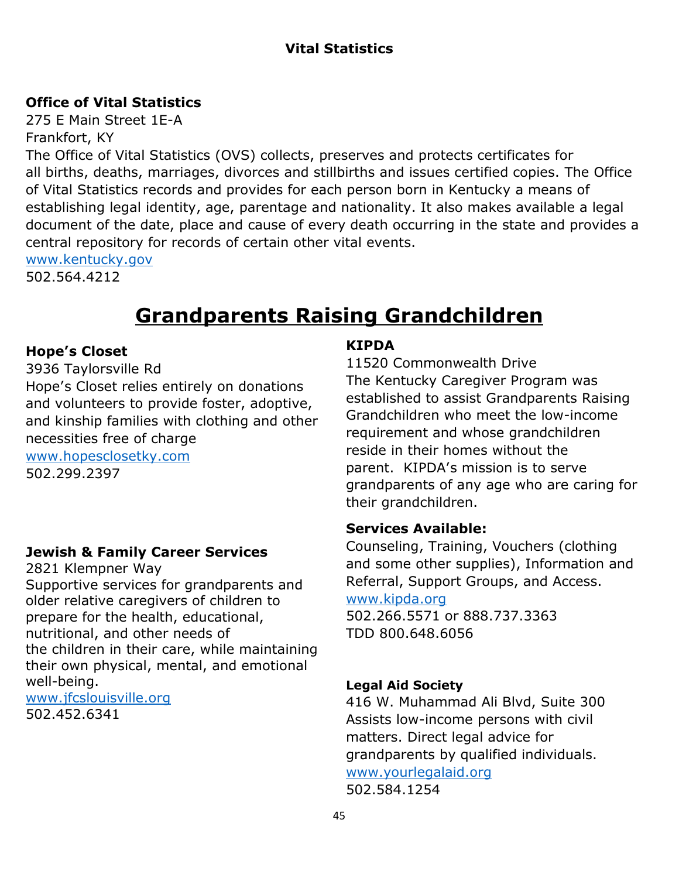## Vital Statistics

**Office of Vital Statistics**
275 E Main Street 1E-A
Frankfort, KY
The Office of Vital Statistics (OVS) collects, preserves and protects certificates for all births, deaths, marriages, divorces and stillbirths and issues certified copies. The Office of Vital Statistics records and provides for each person born in Kentucky a means of establishing legal identity, age, parentage and nationality. It also makes available a legal document of the date, place and cause of every death occurring in the state and provides a central repository for records of certain other vital events.
www.kentucky.gov
502.564.4212

# Grandparents Raising Grandchildren

**Hope's Closet**
3936 Taylorsville Rd
Hope's Closet relies entirely on donations and volunteers to provide foster, adoptive, and kinship families with clothing and other necessities free of charge
www.hopesclosetky.com
502.299.2397

**Jewish & Family Career Services**
2821 Klempner Way
Supportive services for grandparents and older relative caregivers of children to prepare for the health, educational, nutritional, and other needs of the children in their care, while maintaining their own physical, mental, and emotional well-being.
www.jfcslouisville.org
502.452.6341

**KIPDA**
11520 Commonwealth Drive
The Kentucky Caregiver Program was established to assist Grandparents Raising Grandchildren who meet the low-income requirement and whose grandchildren reside in their homes without the parent. KIPDA's mission is to serve grandparents of any age who are caring for their grandchildren.

**Services Available:**
Counseling, Training, Vouchers (clothing and some other supplies), Information and Referral, Support Groups, and Access.
www.kipda.org
502.266.5571 or 888.737.3363
TDD 800.648.6056

**Legal Aid Society**
416 W. Muhammad Ali Blvd, Suite 300
Assists low-income persons with civil matters. Direct legal advice for grandparents by qualified individuals.
www.yourlegalaid.org
502.584.1254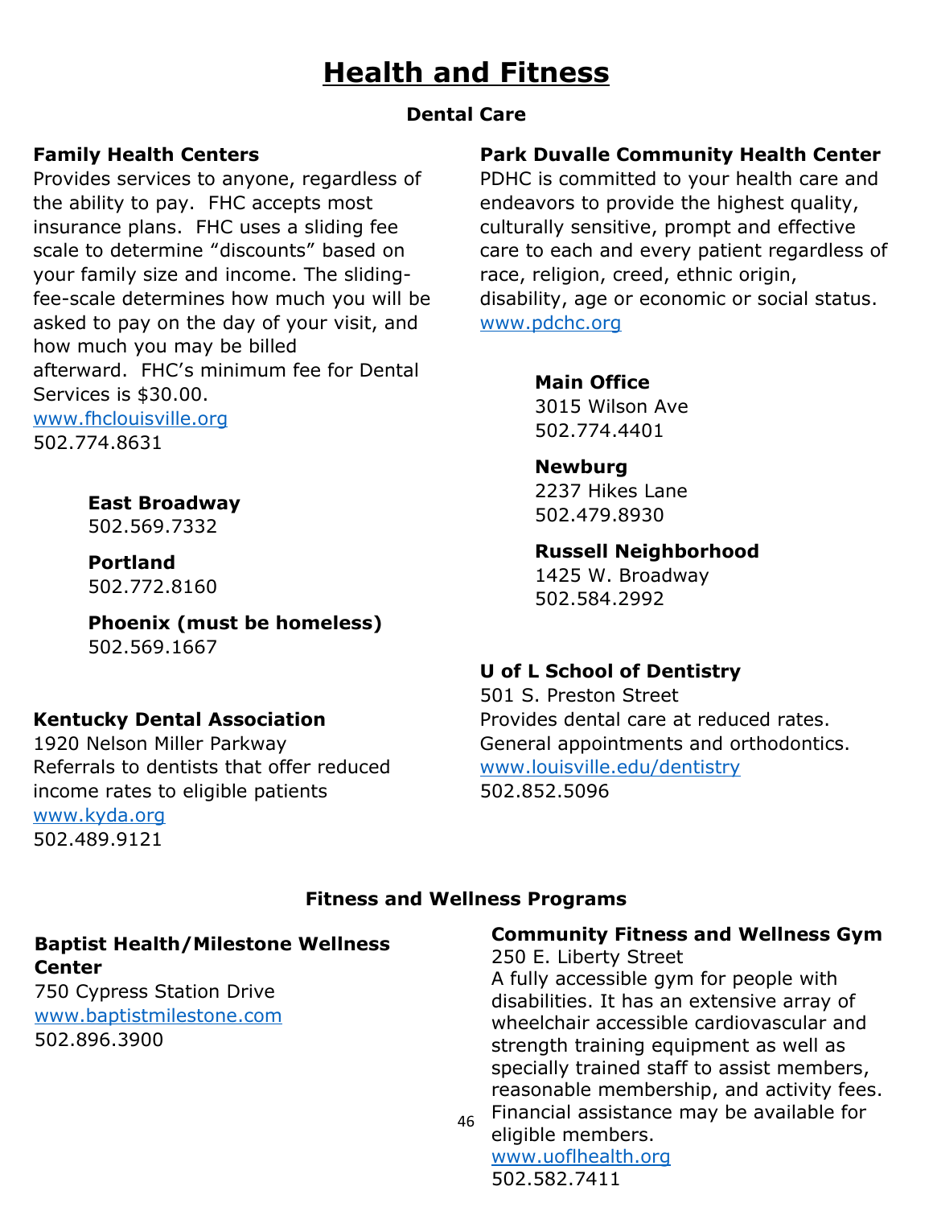# Health and Fitness

## Dental Care

### Family Health Centers

Provides services to anyone, regardless of the ability to pay. FHC accepts most insurance plans. FHC uses a sliding fee scale to determine "discounts" based on your family size and income. The sliding-fee-scale determines how much you will be asked to pay on the day of your visit, and how much you may be billed afterward. FHC's minimum fee for Dental Services is $30.00.
www.fhclouisville.org
502.774.8631

**East Broadway**
502.569.7332

**Portland**
502.772.8160

**Phoenix (must be homeless)**
502.569.1667

### Kentucky Dental Association

1920 Nelson Miller Parkway
Referrals to dentists that offer reduced income rates to eligible patients
www.kyda.org
502.489.9121

### Park Duvalle Community Health Center

PDHC is committed to your health care and endeavors to provide the highest quality, culturally sensitive, prompt and effective care to each and every patient regardless of race, religion, creed, ethnic origin, disability, age or economic or social status.
www.pdchc.org

**Main Office**
3015 Wilson Ave
502.774.4401

**Newburg**
2237 Hikes Lane
502.479.8930

**Russell Neighborhood**
1425 W. Broadway
502.584.2992

### U of L School of Dentistry

501 S. Preston Street
Provides dental care at reduced rates. General appointments and orthodontics.
www.louisville.edu/dentistry
502.852.5096

## Fitness and Wellness Programs

### Baptist Health/Milestone Wellness Center

750 Cypress Station Drive
www.baptistmilestone.com
502.896.3900

### Community Fitness and Wellness Gym

250 E. Liberty Street
A fully accessible gym for people with disabilities. It has an extensive array of wheelchair accessible cardiovascular and strength training equipment as well as specially trained staff to assist members, reasonable membership, and activity fees. Financial assistance may be available for eligible members.
www.uoflhealth.org
502.582.7411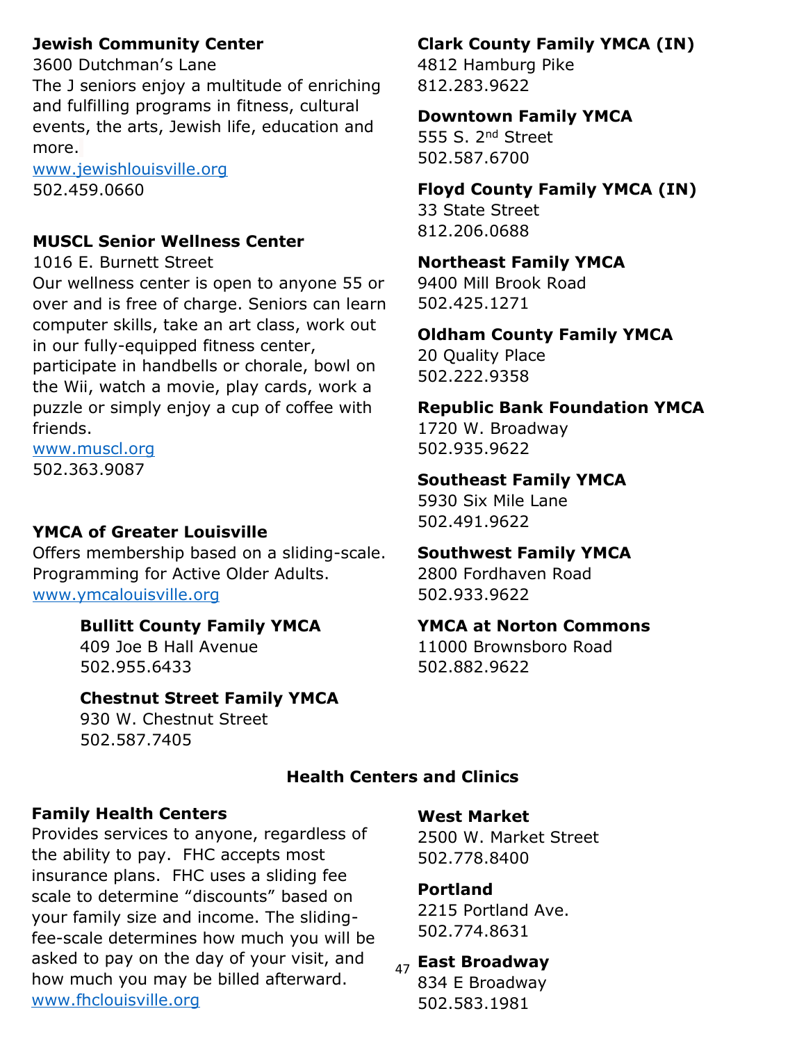**Jewish Community Center**
3600 Dutchman's Lane
The J seniors enjoy a multitude of enriching and fulfilling programs in fitness, cultural events, the arts, Jewish life, education and more.
www.jewishlouisville.org
502.459.0660

**MUSCL Senior Wellness Center**
1016 E. Burnett Street
Our wellness center is open to anyone 55 or over and is free of charge. Seniors can learn computer skills, take an art class, work out in our fully-equipped fitness center, participate in handbells or chorale, bowl on the Wii, watch a movie, play cards, work a puzzle or simply enjoy a cup of coffee with friends.
www.muscl.org
502.363.9087

**YMCA of Greater Louisville**
Offers membership based on a sliding-scale. Programming for Active Older Adults.
www.ymcalouisville.org

**Bullitt County Family YMCA**
409 Joe B Hall Avenue
502.955.6433

**Chestnut Street Family YMCA**
930 W. Chestnut Street
502.587.7405

**Clark County Family YMCA (IN)**
4812 Hamburg Pike
812.283.9622

**Downtown Family YMCA**
555 S. 2nd Street
502.587.6700

**Floyd County Family YMCA (IN)**
33 State Street
812.206.0688

**Northeast Family YMCA**
9400 Mill Brook Road
502.425.1271

**Oldham County Family YMCA**
20 Quality Place
502.222.9358

**Republic Bank Foundation YMCA**
1720 W. Broadway
502.935.9622

**Southeast Family YMCA**
5930 Six Mile Lane
502.491.9622

**Southwest Family YMCA**
2800 Fordhaven Road
502.933.9622

**YMCA at Norton Commons**
11000 Brownsboro Road
502.882.9622

## Health Centers and Clinics

**Family Health Centers**
Provides services to anyone, regardless of the ability to pay. FHC accepts most insurance plans. FHC uses a sliding fee scale to determine "discounts" based on your family size and income. The sliding-fee-scale determines how much you will be asked to pay on the day of your visit, and how much you may be billed afterward.
www.fhclouisville.org

**West Market**
2500 W. Market Street
502.778.8400

**Portland**
2215 Portland Ave.
502.774.8631

**East Broadway**
834 E Broadway
502.583.1981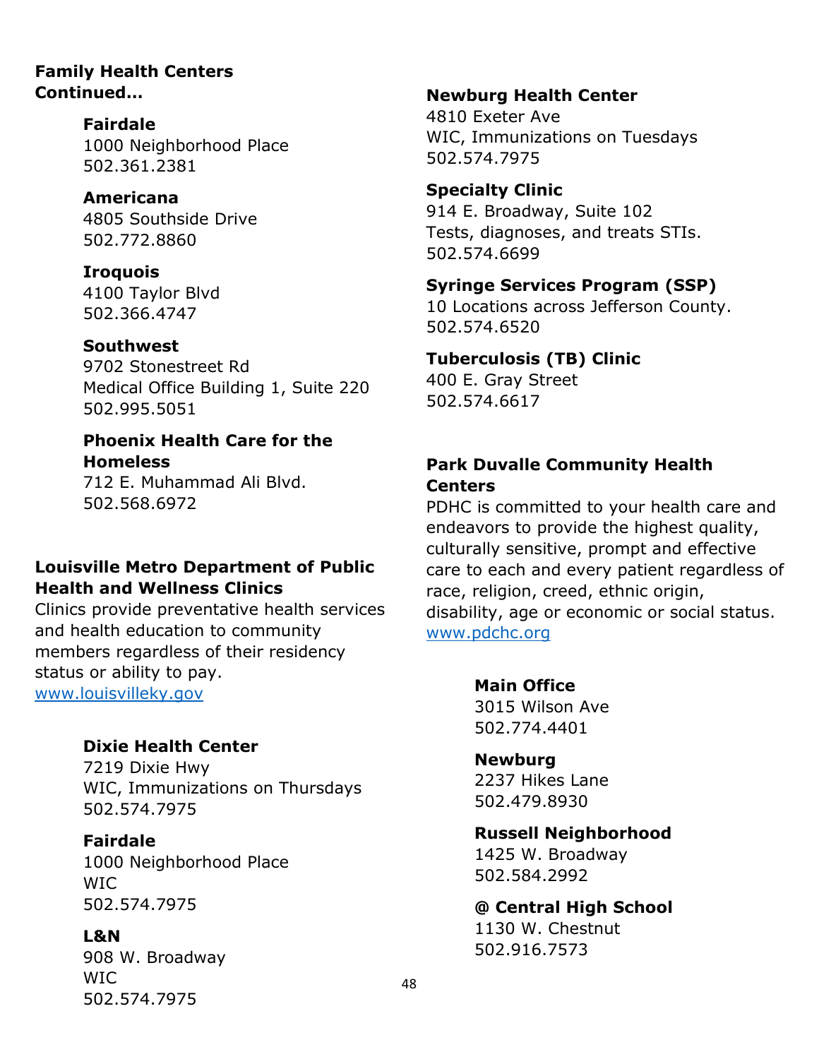**Family Health Centers Continued…**

**Fairdale**
1000 Neighborhood Place
502.361.2381

**Americana**
4805 Southside Drive
502.772.8860

**Iroquois**
4100 Taylor Blvd
502.366.4747

**Southwest**
9702 Stonestreet Rd
Medical Office Building 1, Suite 220
502.995.5051

**Phoenix Health Care for the Homeless**
712 E. Muhammad Ali Blvd.
502.568.6972

**Louisville Metro Department of Public Health and Wellness Clinics**
Clinics provide preventative health services and health education to community members regardless of their residency status or ability to pay.
[www.louisvilleky.gov](www.louisvilleky.gov)

**Dixie Health Center**
7219 Dixie Hwy
WIC, Immunizations on Thursdays
502.574.7975

**Fairdale**
1000 Neighborhood Place
WIC
502.574.7975

**L&N**
908 W. Broadway
WIC
502.574.7975

**Newburg Health Center**
4810 Exeter Ave
WIC, Immunizations on Tuesdays
502.574.7975

**Specialty Clinic**
914 E. Broadway, Suite 102
Tests, diagnoses, and treats STIs.
502.574.6699

**Syringe Services Program (SSP)**
10 Locations across Jefferson County.
502.574.6520

**Tuberculosis (TB) Clinic**
400 E. Gray Street
502.574.6617

**Park Duvalle Community Health Centers**
PDHC is committed to your health care and endeavors to provide the highest quality, culturally sensitive, prompt and effective care to each and every patient regardless of race, religion, creed, ethnic origin, disability, age or economic or social status.
[www.pdchc.org](www.pdchc.org)

**Main Office**
3015 Wilson Ave
502.774.4401

**Newburg**
2237 Hikes Lane
502.479.8930

**Russell Neighborhood**
1425 W. Broadway
502.584.2992

**@ Central High School**
1130 W. Chestnut
502.916.7573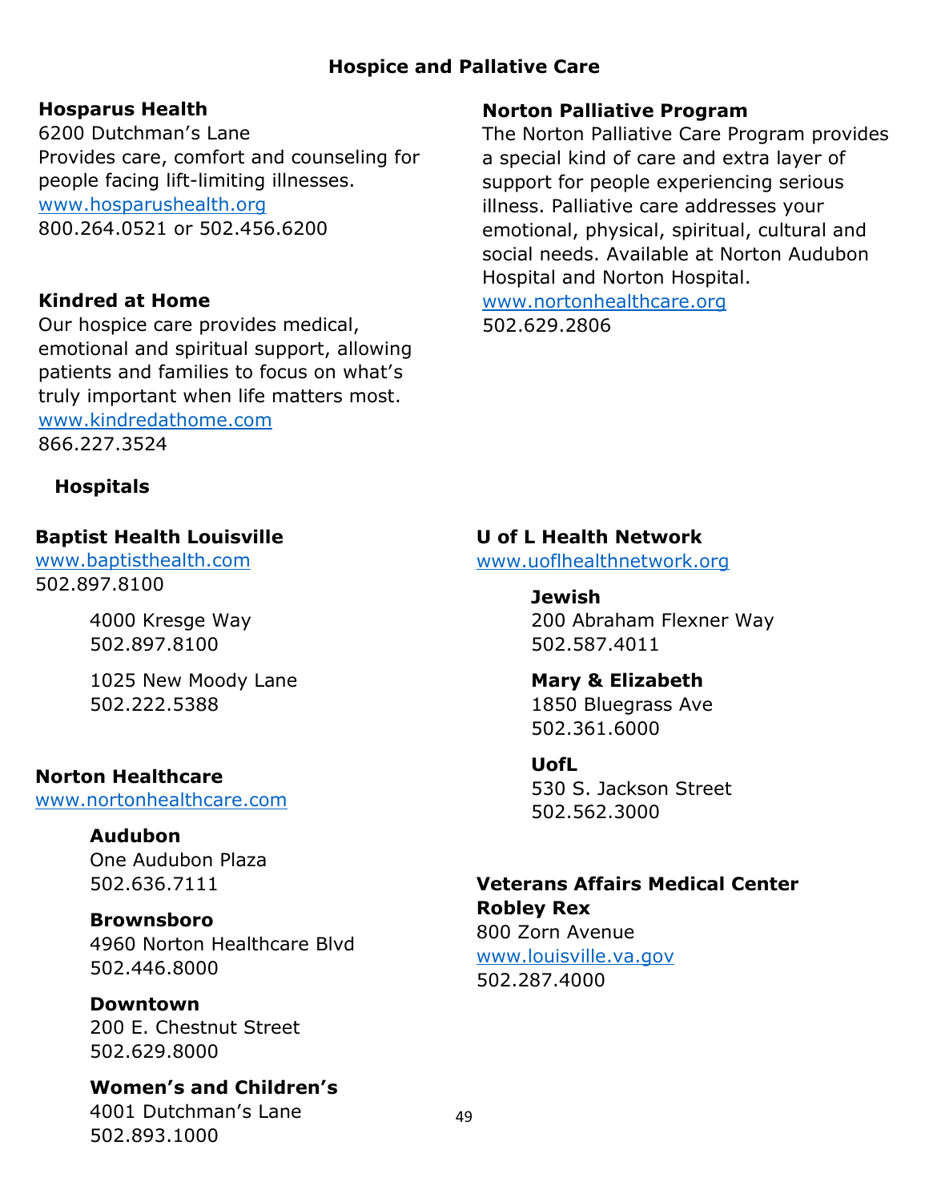## Hospice and Pallative Care

### Hosparus Health

6200 Dutchman's Lane
Provides care, comfort and counseling for people facing lift-limiting illnesses.
www.hosparushealth.org
800.264.0521 or 502.456.6200

### Kindred at Home

Our hospice care provides medical, emotional and spiritual support, allowing patients and families to focus on what's truly important when life matters most.
www.kindredathome.com
866.227.3524

### Norton Palliative Program

The Norton Palliative Care Program provides a special kind of care and extra layer of support for people experiencing serious illness. Palliative care addresses your emotional, physical, spiritual, cultural and social needs. Available at Norton Audubon Hospital and Norton Hospital.
www.nortonhealthcare.org
502.629.2806

## Hospitals

### Baptist Health Louisville

www.baptisthealth.com
502.897.8100

4000 Kresge Way
502.897.8100

1025 New Moody Lane
502.222.5388

### Norton Healthcare

www.nortonhealthcare.com

**Audubon**
One Audubon Plaza
502.636.7111

**Brownsboro**
4960 Norton Healthcare Blvd
502.446.8000

**Downtown**
200 E. Chestnut Street
502.629.8000

**Women's and Children's**
4001 Dutchman's Lane
502.893.1000

### U of L Health Network

www.uoflhealthnetwork.org

**Jewish**
200 Abraham Flexner Way
502.587.4011

**Mary & Elizabeth**
1850 Bluegrass Ave
502.361.6000

**UofL**
530 S. Jackson Street
502.562.3000

### Veterans Affairs Medical Center Robley Rex

800 Zorn Avenue
www.louisville.va.gov
502.287.4000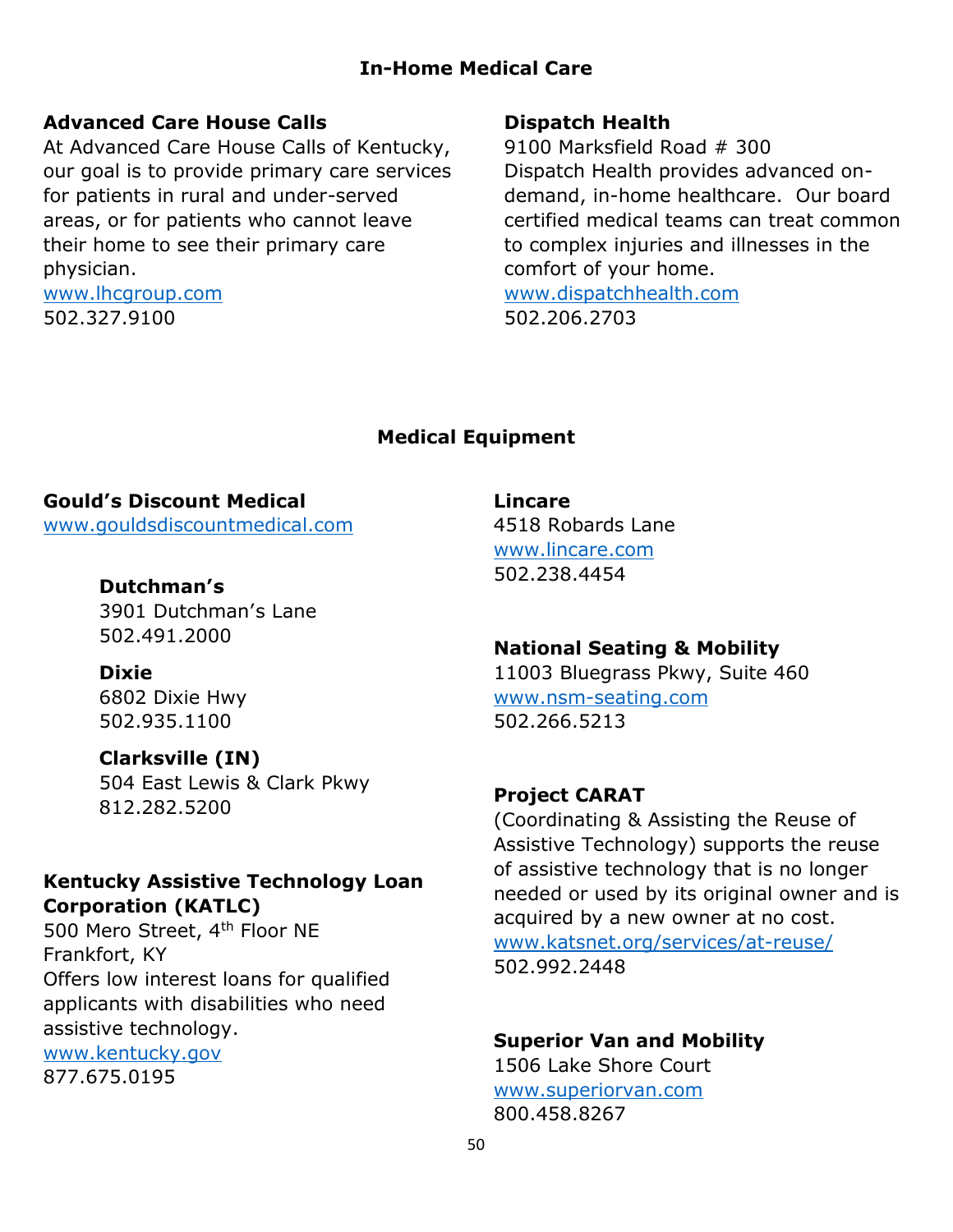## In-Home Medical Care

**Advanced Care House Calls**
At Advanced Care House Calls of Kentucky, our goal is to provide primary care services for patients in rural and under-served areas, or for patients who cannot leave their home to see their primary care physician.
www.lhcgroup.com
502.327.9100

**Dispatch Health**
9100 Marksfield Road # 300
Dispatch Health provides advanced on-demand, in-home healthcare. Our board certified medical teams can treat common to complex injuries and illnesses in the comfort of your home.
www.dispatchhealth.com
502.206.2703

## Medical Equipment

**Gould's Discount Medical**
www.gouldsdiscountmedical.com

**Dutchman's**
3901 Dutchman's Lane
502.491.2000

**Dixie**
6802 Dixie Hwy
502.935.1100

**Clarksville (IN)**
504 East Lewis & Clark Pkwy
812.282.5200

**Kentucky Assistive Technology Loan Corporation (KATLC)**
500 Mero Street, 4th Floor NE
Frankfort, KY
Offers low interest loans for qualified applicants with disabilities who need assistive technology.
www.kentucky.gov
877.675.0195

**Lincare**
4518 Robards Lane
www.lincare.com
502.238.4454

**National Seating & Mobility**
11003 Bluegrass Pkwy, Suite 460
www.nsm-seating.com
502.266.5213

**Project CARAT**
(Coordinating & Assisting the Reuse of Assistive Technology) supports the reuse of assistive technology that is no longer needed or used by its original owner and is acquired by a new owner at no cost.
www.katsnet.org/services/at-reuse/
502.992.2448

**Superior Van and Mobility**
1506 Lake Shore Court
www.superiorvan.com
800.458.8267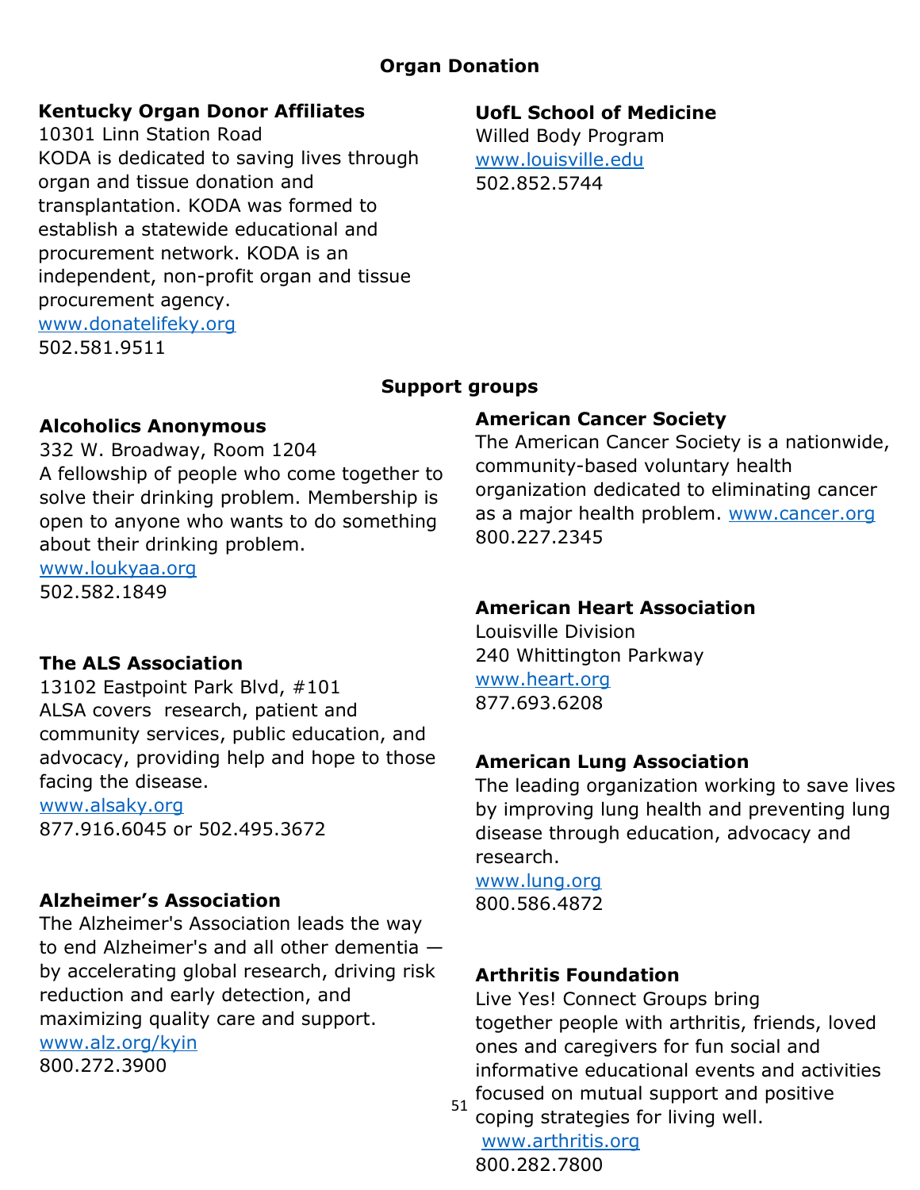## Organ Donation

**Kentucky Organ Donor Affiliates**
10301 Linn Station Road
KODA is dedicated to saving lives through organ and tissue donation and transplantation. KODA was formed to establish a statewide educational and procurement network. KODA is an independent, non-profit organ and tissue procurement agency.
www.donatelifeky.org
502.581.9511

**UofL School of Medicine**
Willed Body Program
www.louisville.edu
502.852.5744

## Support groups

**Alcoholics Anonymous**
332 W. Broadway, Room 1204
A fellowship of people who come together to solve their drinking problem. Membership is open to anyone who wants to do something about their drinking problem.
www.loukyaa.org
502.582.1849

**The ALS Association**
13102 Eastpoint Park Blvd, #101
ALSA covers research, patient and community services, public education, and advocacy, providing help and hope to those facing the disease.
www.alsaky.org
877.916.6045 or 502.495.3672

**Alzheimer's Association**
The Alzheimer's Association leads the way to end Alzheimer's and all other dementia — by accelerating global research, driving risk reduction and early detection, and maximizing quality care and support.
www.alz.org/kyin
800.272.3900

**American Cancer Society**
The American Cancer Society is a nationwide, community-based voluntary health organization dedicated to eliminating cancer as a major health problem. www.cancer.org
800.227.2345

**American Heart Association**
Louisville Division
240 Whittington Parkway
www.heart.org
877.693.6208

**American Lung Association**
The leading organization working to save lives by improving lung health and preventing lung disease through education, advocacy and research.
www.lung.org
800.586.4872

**Arthritis Foundation**
Live Yes! Connect Groups bring together people with arthritis, friends, loved ones and caregivers for fun social and informative educational events and activities focused on mutual support and positive coping strategies for living well.
www.arthritis.org
800.282.7800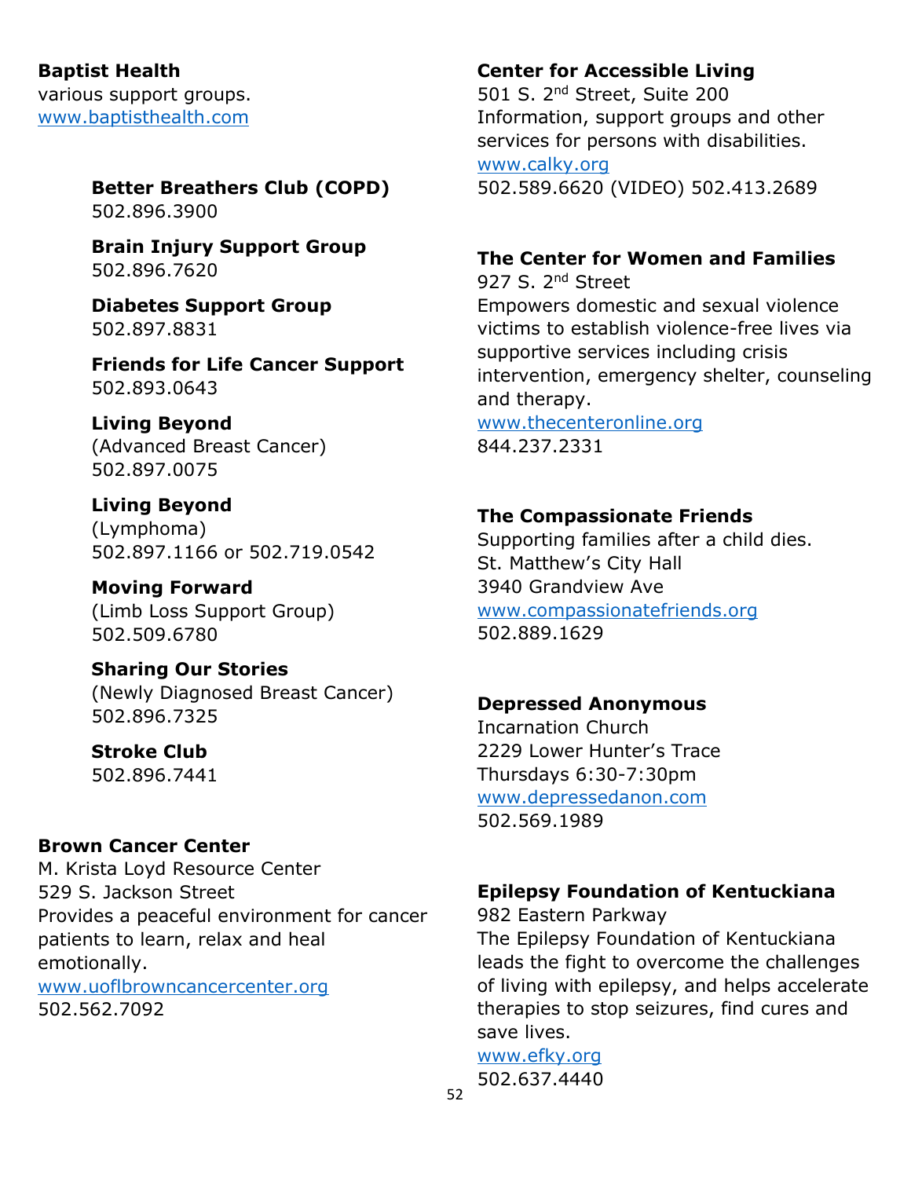**Baptist Health**
various support groups.
www.baptisthealth.com

**Better Breathers Club (COPD)**
502.896.3900

**Brain Injury Support Group**
502.896.7620

**Diabetes Support Group**
502.897.8831

**Friends for Life Cancer Support**
502.893.0643

**Living Beyond**
(Advanced Breast Cancer)
502.897.0075

**Living Beyond**
(Lymphoma)
502.897.1166 or 502.719.0542

**Moving Forward**
(Limb Loss Support Group)
502.509.6780

**Sharing Our Stories**
(Newly Diagnosed Breast Cancer)
502.896.7325

**Stroke Club**
502.896.7441

**Brown Cancer Center**
M. Krista Loyd Resource Center
529 S. Jackson Street
Provides a peaceful environment for cancer patients to learn, relax and heal emotionally.
www.uoflbrowncancercenter.org
502.562.7092

**Center for Accessible Living**
501 S. 2nd Street, Suite 200
Information, support groups and other services for persons with disabilities.
www.calky.org
502.589.6620 (VIDEO) 502.413.2689

**The Center for Women and Families**
927 S. 2nd Street
Empowers domestic and sexual violence victims to establish violence-free lives via supportive services including crisis intervention, emergency shelter, counseling and therapy.
www.thecenteronline.org
844.237.2331

**The Compassionate Friends**
Supporting families after a child dies.
St. Matthew's City Hall
3940 Grandview Ave
www.compassionatefriends.org
502.889.1629

**Depressed Anonymous**
Incarnation Church
2229 Lower Hunter's Trace
Thursdays 6:30-7:30pm
www.depressedanon.com
502.569.1989

**Epilepsy Foundation of Kentuckiana**
982 Eastern Parkway
The Epilepsy Foundation of Kentuckiana leads the fight to overcome the challenges of living with epilepsy, and helps accelerate therapies to stop seizures, find cures and save lives.
www.efky.org
502.637.4440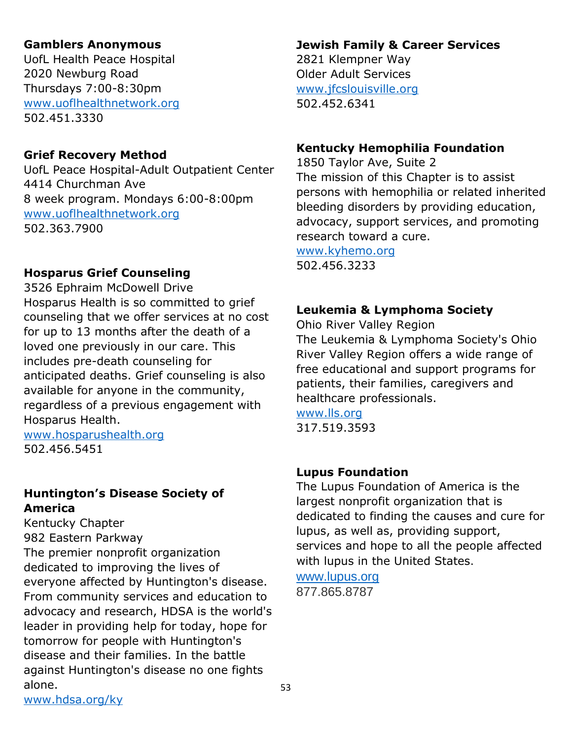**Gamblers Anonymous**
UofL Health Peace Hospital
2020 Newburg Road
Thursdays 7:00-8:30pm
www.uoflhealthnetwork.org
502.451.3330

**Grief Recovery Method**
UofL Peace Hospital-Adult Outpatient Center
4414 Churchman Ave
8 week program. Mondays 6:00-8:00pm
www.uoflhealthnetwork.org
502.363.7900

**Hosparus Grief Counseling**
3526 Ephraim McDowell Drive
Hosparus Health is so committed to grief counseling that we offer services at no cost for up to 13 months after the death of a loved one previously in our care. This includes pre-death counseling for anticipated deaths. Grief counseling is also available for anyone in the community, regardless of a previous engagement with Hosparus Health.
www.hosparushealth.org
502.456.5451

**Huntington's Disease Society of America**
Kentucky Chapter
982 Eastern Parkway
The premier nonprofit organization dedicated to improving the lives of everyone affected by Huntington's disease. From community services and education to advocacy and research, HDSA is the world's leader in providing help for today, hope for tomorrow for people with Huntington's disease and their families. In the battle against Huntington's disease no one fights alone.
www.hdsa.org/ky

**Jewish Family & Career Services**
2821 Klempner Way
Older Adult Services
www.jfcslouisville.org
502.452.6341

**Kentucky Hemophilia Foundation**
1850 Taylor Ave, Suite 2
The mission of this Chapter is to assist persons with hemophilia or related inherited bleeding disorders by providing education, advocacy, support services, and promoting research toward a cure.
www.kyhemo.org
502.456.3233

**Leukemia & Lymphoma Society**
Ohio River Valley Region
The Leukemia & Lymphoma Society's Ohio River Valley Region offers a wide range of free educational and support programs for patients, their families, caregivers and healthcare professionals.
www.lls.org
317.519.3593

**Lupus Foundation**
The Lupus Foundation of America is the largest nonprofit organization that is dedicated to finding the causes and cure for lupus, as well as, providing support, services and hope to all the people affected with lupus in the United States.
www.lupus.org
877.865.8787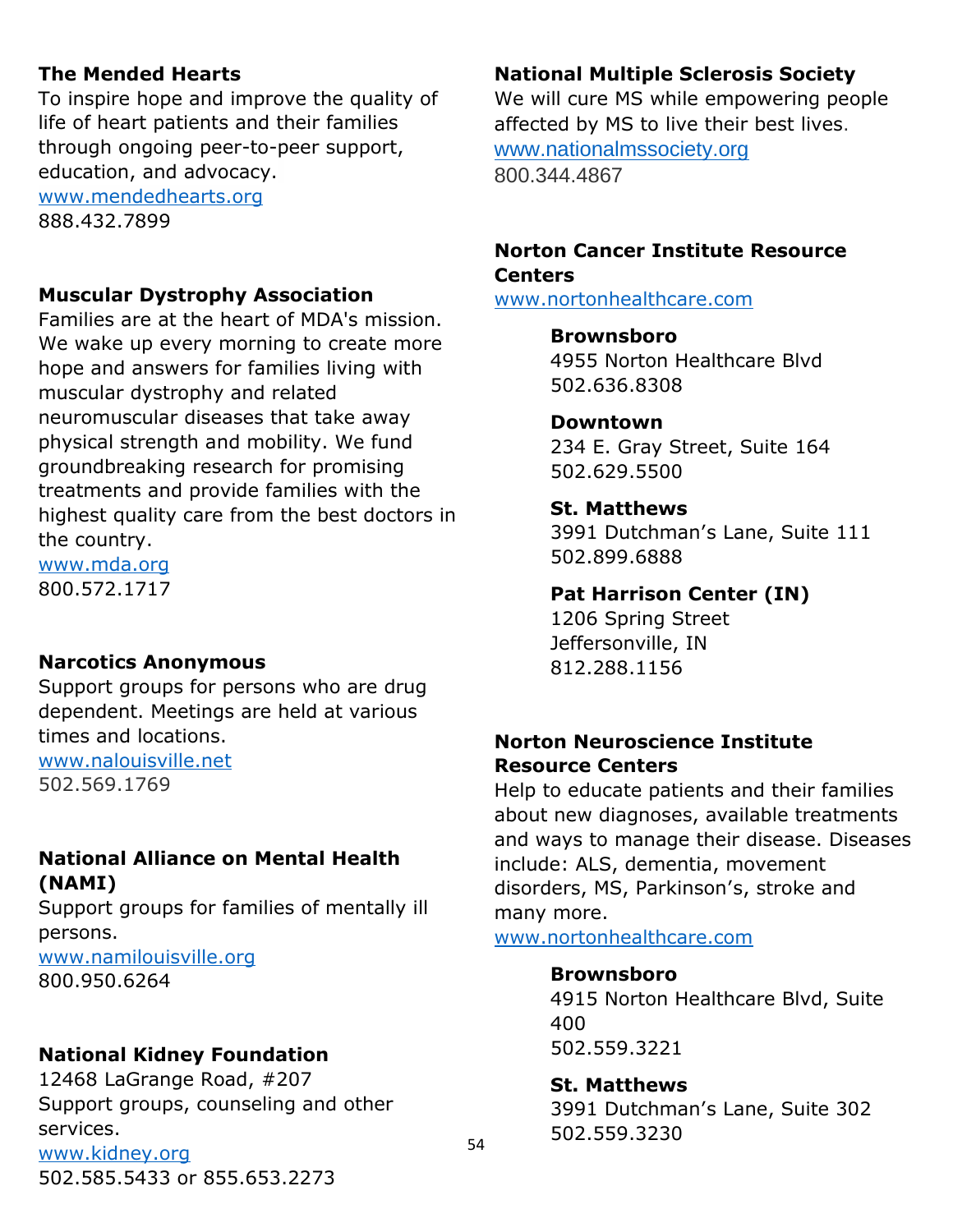**The Mended Hearts**

To inspire hope and improve the quality of life of heart patients and their families through ongoing peer-to-peer support, education, and advocacy.
www.mendedhearts.org
888.432.7899

**Muscular Dystrophy Association**

Families are at the heart of MDA's mission. We wake up every morning to create more hope and answers for families living with muscular dystrophy and related neuromuscular diseases that take away physical strength and mobility. We fund groundbreaking research for promising treatments and provide families with the highest quality care from the best doctors in the country.
www.mda.org
800.572.1717

**Narcotics Anonymous**

Support groups for persons who are drug dependent. Meetings are held at various times and locations.
www.nalouisville.net
502.569.1769

**National Alliance on Mental Health (NAMI)**

Support groups for families of mentally ill persons.
www.namilouisville.org
800.950.6264

**National Kidney Foundation**

12468 LaGrange Road, #207
Support groups, counseling and other services.
www.kidney.org
502.585.5433 or 855.653.2273

**National Multiple Sclerosis Society**

We will cure MS while empowering people affected by MS to live their best lives.
www.nationalmssociety.org
800.344.4867

**Norton Cancer Institute Resource Centers**

www.nortonhealthcare.com

**Brownsboro**
4955 Norton Healthcare Blvd
502.636.8308

**Downtown**
234 E. Gray Street, Suite 164
502.629.5500

**St. Matthews**
3991 Dutchman's Lane, Suite 111
502.899.6888

**Pat Harrison Center (IN)**
1206 Spring Street
Jeffersonville, IN
812.288.1156

**Norton Neuroscience Institute Resource Centers**

Help to educate patients and their families about new diagnoses, available treatments and ways to manage their disease. Diseases include: ALS, dementia, movement disorders, MS, Parkinson's, stroke and many more.
www.nortonhealthcare.com

**Brownsboro**
4915 Norton Healthcare Blvd, Suite 400
502.559.3221

**St. Matthews**
3991 Dutchman's Lane, Suite 302
502.559.3230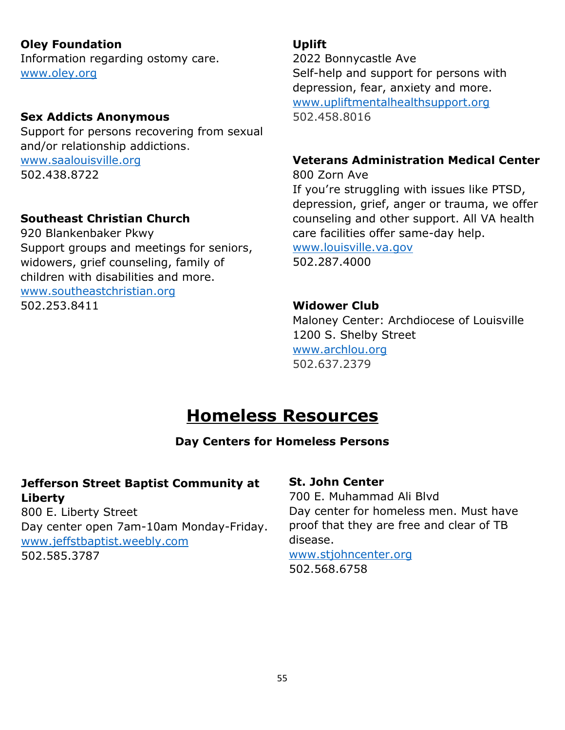**Oley Foundation**
Information regarding ostomy care.
www.oley.org

**Sex Addicts Anonymous**
Support for persons recovering from sexual and/or relationship addictions.
www.saalouisville.org
502.438.8722

**Southeast Christian Church**
920 Blankenbaker Pkwy
Support groups and meetings for seniors, widowers, grief counseling, family of children with disabilities and more.
www.southeastchristian.org
502.253.8411

**Uplift**
2022 Bonnycastle Ave
Self-help and support for persons with depression, fear, anxiety and more.
www.upliftmentalhealthsupport.org
502.458.8016

**Veterans Administration Medical Center**
800 Zorn Ave
If you're struggling with issues like PTSD, depression, grief, anger or trauma, we offer counseling and other support. All VA health care facilities offer same-day help.
www.louisville.va.gov
502.287.4000

**Widower Club**
Maloney Center: Archdiocese of Louisville
1200 S. Shelby Street
www.archlou.org
502.637.2379

# Homeless Resources

### Day Centers for Homeless Persons

**Jefferson Street Baptist Community at Liberty**
800 E. Liberty Street
Day center open 7am-10am Monday-Friday.
www.jeffstbaptist.weebly.com
502.585.3787

**St. John Center**
700 E. Muhammad Ali Blvd
Day center for homeless men. Must have proof that they are free and clear of TB disease.
www.stjohncenter.org
502.568.6758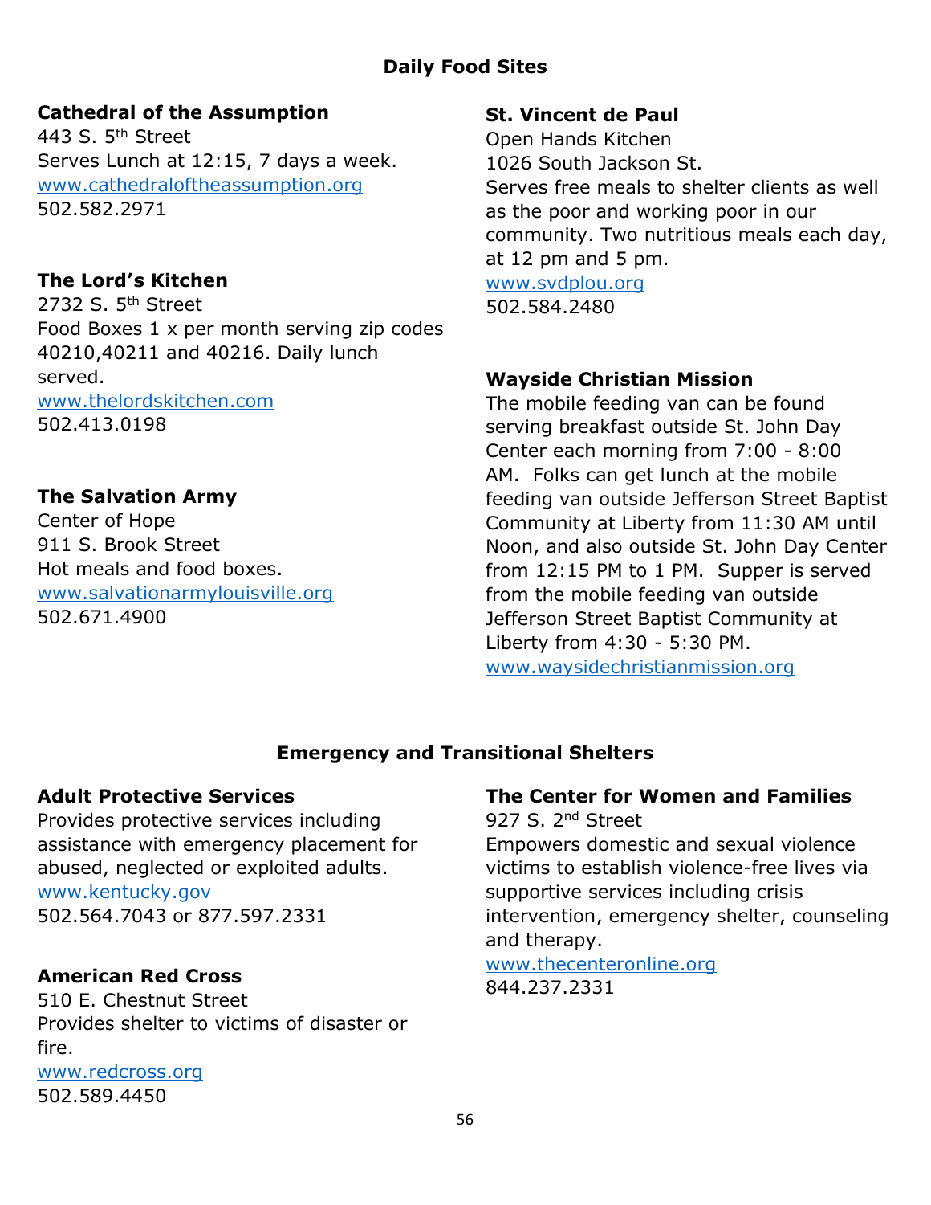## Daily Food Sites

**Cathedral of the Assumption**
443 S. 5th Street
Serves Lunch at 12:15, 7 days a week.
www.cathedraloftheassumption.org
502.582.2971

**The Lord's Kitchen**
2732 S. 5th Street
Food Boxes 1 x per month serving zip codes 40210,40211 and 40216. Daily lunch served.
www.thelordskitchen.com
502.413.0198

**The Salvation Army**
Center of Hope
911 S. Brook Street
Hot meals and food boxes.
www.salvationarmylouisville.org
502.671.4900

**St. Vincent de Paul**
Open Hands Kitchen
1026 South Jackson St.
Serves free meals to shelter clients as well as the poor and working poor in our community. Two nutritious meals each day, at 12 pm and 5 pm.
www.svdplou.org
502.584.2480

**Wayside Christian Mission**
The mobile feeding van can be found serving breakfast outside St. John Day Center each morning from 7:00 - 8:00 AM. Folks can get lunch at the mobile feeding van outside Jefferson Street Baptist Community at Liberty from 11:30 AM until Noon, and also outside St. John Day Center from 12:15 PM to 1 PM. Supper is served from the mobile feeding van outside Jefferson Street Baptist Community at Liberty from 4:30 - 5:30 PM.
www.waysidechristianmission.org

## Emergency and Transitional Shelters

**Adult Protective Services**
Provides protective services including assistance with emergency placement for abused, neglected or exploited adults.
www.kentucky.gov
502.564.7043 or 877.597.2331

**American Red Cross**
510 E. Chestnut Street
Provides shelter to victims of disaster or fire.
www.redcross.org
502.589.4450

**The Center for Women and Families**
927 S. 2nd Street
Empowers domestic and sexual violence victims to establish violence-free lives via supportive services including crisis intervention, emergency shelter, counseling and therapy.
www.thecenteronline.org
844.237.2331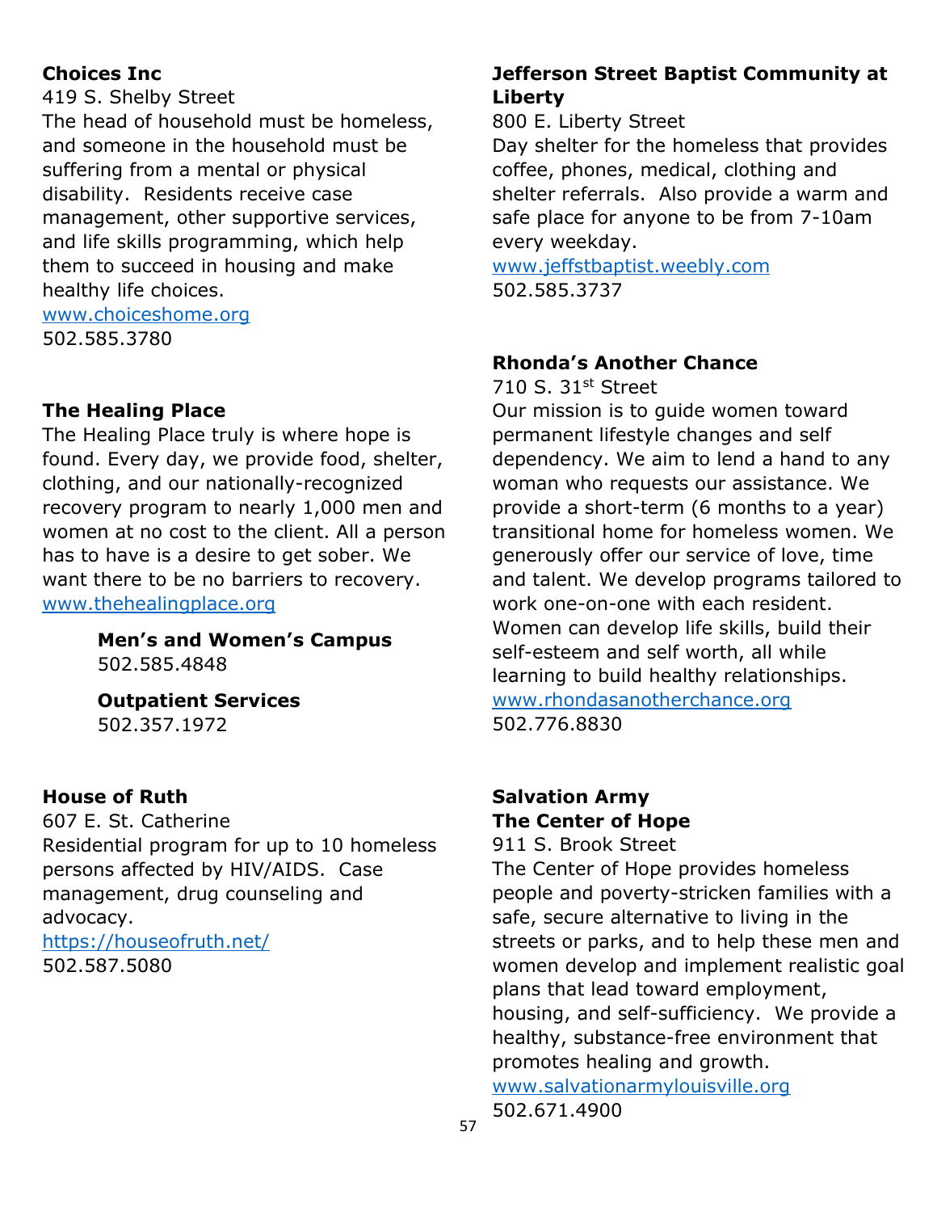**Choices Inc**

419 S. Shelby Street

The head of household must be homeless, and someone in the household must be suffering from a mental or physical disability. Residents receive case management, other supportive services, and life skills programming, which help them to succeed in housing and make healthy life choices.

www.choiceshome.org

502.585.3780

**The Healing Place**

The Healing Place truly is where hope is found. Every day, we provide food, shelter, clothing, and our nationally-recognized recovery program to nearly 1,000 men and women at no cost to the client. All a person has to have is a desire to get sober. We want there to be no barriers to recovery.

www.thehealingplace.org

**Men's and Women's Campus**
502.585.4848

**Outpatient Services**
502.357.1972

**House of Ruth**

607 E. St. Catherine

Residential program for up to 10 homeless persons affected by HIV/AIDS. Case management, drug counseling and advocacy.

https://houseofruth.net/

502.587.5080

**Jefferson Street Baptist Community at Liberty**

800 E. Liberty Street

Day shelter for the homeless that provides coffee, phones, medical, clothing and shelter referrals. Also provide a warm and safe place for anyone to be from 7-10am every weekday.

www.jeffstbaptist.weebly.com

502.585.3737

**Rhonda's Another Chance**

710 S. 31st Street

Our mission is to guide women toward permanent lifestyle changes and self dependency. We aim to lend a hand to any woman who requests our assistance. We provide a short-term (6 months to a year) transitional home for homeless women. We generously offer our service of love, time and talent. We develop programs tailored to work one-on-one with each resident. Women can develop life skills, build their self-esteem and self worth, all while learning to build healthy relationships.

www.rhondasanotherchance.org

502.776.8830

**Salvation Army**
**The Center of Hope**

911 S. Brook Street

The Center of Hope provides homeless people and poverty-stricken families with a safe, secure alternative to living in the streets or parks, and to help these men and women develop and implement realistic goal plans that lead toward employment, housing, and self-sufficiency. We provide a healthy, substance-free environment that promotes healing and growth.

www.salvationarmylouisville.org

502.671.4900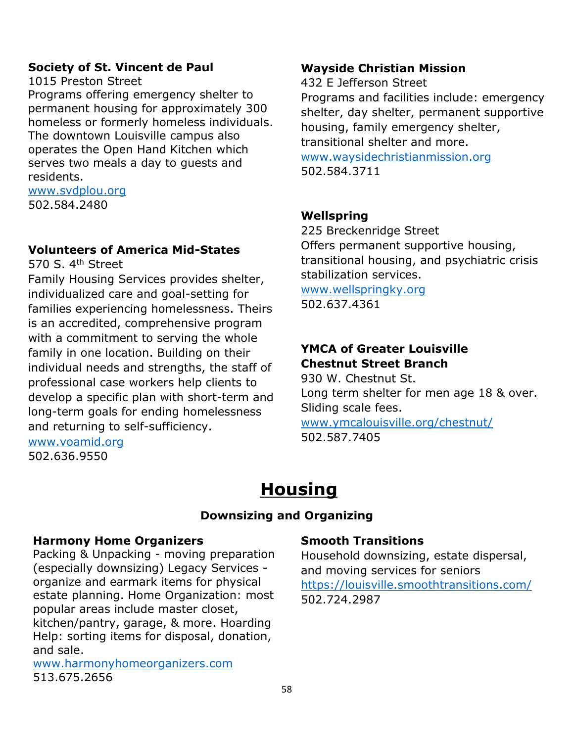**Society of St. Vincent de Paul**
1015 Preston Street
Programs offering emergency shelter to permanent housing for approximately 300 homeless or formerly homeless individuals. The downtown Louisville campus also operates the Open Hand Kitchen which serves two meals a day to guests and residents.
www.svdplou.org
502.584.2480

**Volunteers of America Mid-States**
570 S. 4th Street
Family Housing Services provides shelter, individualized care and goal-setting for families experiencing homelessness. Theirs is an accredited, comprehensive program with a commitment to serving the whole family in one location. Building on their individual needs and strengths, the staff of professional case workers help clients to develop a specific plan with short-term and long-term goals for ending homelessness and returning to self-sufficiency.
www.voamid.org
502.636.9550

**Wayside Christian Mission**
432 E Jefferson Street
Programs and facilities include: emergency shelter, day shelter, permanent supportive housing, family emergency shelter, transitional shelter and more.
www.waysidechristianmission.org
502.584.3711

**Wellspring**
225 Breckenridge Street
Offers permanent supportive housing, transitional housing, and psychiatric crisis stabilization services.
www.wellspringky.org
502.637.4361

**YMCA of Greater Louisville**
**Chestnut Street Branch**
930 W. Chestnut St.
Long term shelter for men age 18 & over. Sliding scale fees.
www.ymcalouisville.org/chestnut/
502.587.7405

# Housing

## Downsizing and Organizing

**Harmony Home Organizers**
Packing & Unpacking - moving preparation (especially downsizing) Legacy Services - organize and earmark items for physical estate planning. Home Organization: most popular areas include master closet, kitchen/pantry, garage, & more. Hoarding Help: sorting items for disposal, donation, and sale.
www.harmonyhomeorganizers.com
513.675.2656

**Smooth Transitions**
Household downsizing, estate dispersal, and moving services for seniors
https://louisville.smoothtransitions.com/
502.724.2987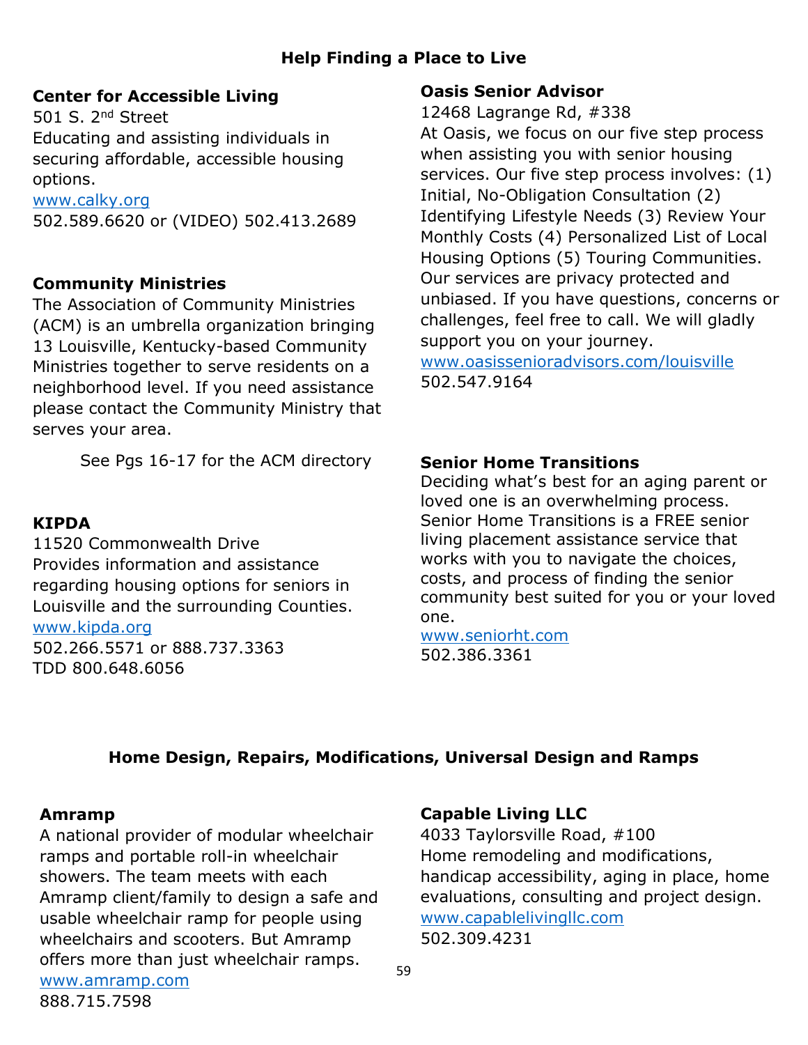## Help Finding a Place to Live

**Center for Accessible Living**
501 S. 2nd Street
Educating and assisting individuals in securing affordable, accessible housing options.
www.calky.org
502.589.6620 or (VIDEO) 502.413.2689

**Community Ministries**
The Association of Community Ministries (ACM) is an umbrella organization bringing 13 Louisville, Kentucky-based Community Ministries together to serve residents on a neighborhood level. If you need assistance please contact the Community Ministry that serves your area.

See Pgs 16-17 for the ACM directory

**KIPDA**
11520 Commonwealth Drive
Provides information and assistance regarding housing options for seniors in Louisville and the surrounding Counties.
www.kipda.org
502.266.5571 or 888.737.3363
TDD 800.648.6056

**Oasis Senior Advisor**
12468 Lagrange Rd, #338
At Oasis, we focus on our five step process when assisting you with senior housing services. Our five step process involves: (1) Initial, No-Obligation Consultation (2) Identifying Lifestyle Needs (3) Review Your Monthly Costs (4) Personalized List of Local Housing Options (5) Touring Communities. Our services are privacy protected and unbiased. If you have questions, concerns or challenges, feel free to call. We will gladly support you on your journey.
www.oasisseniorадvisors.com/louisville
502.547.9164

**Senior Home Transitions**
Deciding what's best for an aging parent or loved one is an overwhelming process. Senior Home Transitions is a FREE senior living placement assistance service that works with you to navigate the choices, costs, and process of finding the senior community best suited for you or your loved one.
www.seniorht.com
502.386.3361

## Home Design, Repairs, Modifications, Universal Design and Ramps

**Amramp**
A national provider of modular wheelchair ramps and portable roll-in wheelchair showers. The team meets with each Amramp client/family to design a safe and usable wheelchair ramp for people using wheelchairs and scooters. But Amramp offers more than just wheelchair ramps.
www.amramp.com
888.715.7598

**Capable Living LLC**
4033 Taylorsville Road, #100
Home remodeling and modifications, handicap accessibility, aging in place, home evaluations, consulting and project design.
www.capablelivingllc.com
502.309.4231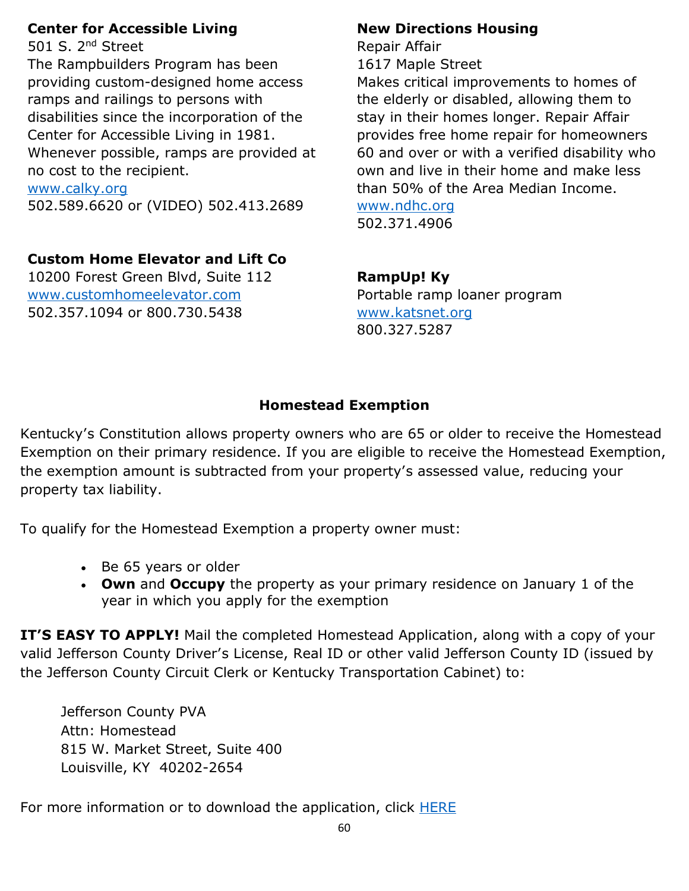**Center for Accessible Living**
501 S. 2nd Street
The Rampbuilders Program has been providing custom-designed home access ramps and railings to persons with disabilities since the incorporation of the Center for Accessible Living in 1981. Whenever possible, ramps are provided at no cost to the recipient.
www.calky.org
502.589.6620 or (VIDEO) 502.413.2689

**Custom Home Elevator and Lift Co**
10200 Forest Green Blvd, Suite 112
www.customhomeelevator.com
502.357.1094 or 800.730.5438

**New Directions Housing**
Repair Affair
1617 Maple Street
Makes critical improvements to homes of the elderly or disabled, allowing them to stay in their homes longer. Repair Affair provides free home repair for homeowners 60 and over or with a verified disability who own and live in their home and make less than 50% of the Area Median Income.
www.ndhc.org
502.371.4906

**RampUp! Ky**
Portable ramp loaner program
www.katsnet.org
800.327.5287

## Homestead Exemption

Kentucky's Constitution allows property owners who are 65 or older to receive the Homestead Exemption on their primary residence. If you are eligible to receive the Homestead Exemption, the exemption amount is subtracted from your property's assessed value, reducing your property tax liability.

To qualify for the Homestead Exemption a property owner must:

- Be 65 years or older
- **Own** and **Occupy** the property as your primary residence on January 1 of the year in which you apply for the exemption

**IT'S EASY TO APPLY!** Mail the completed Homestead Application, along with a copy of your valid Jefferson County Driver's License, Real ID or other valid Jefferson County ID (issued by the Jefferson County Circuit Clerk or Kentucky Transportation Cabinet) to:

Jefferson County PVA
Attn: Homestead
815 W. Market Street, Suite 400
Louisville, KY 40202-2654

For more information or to download the application, click HERE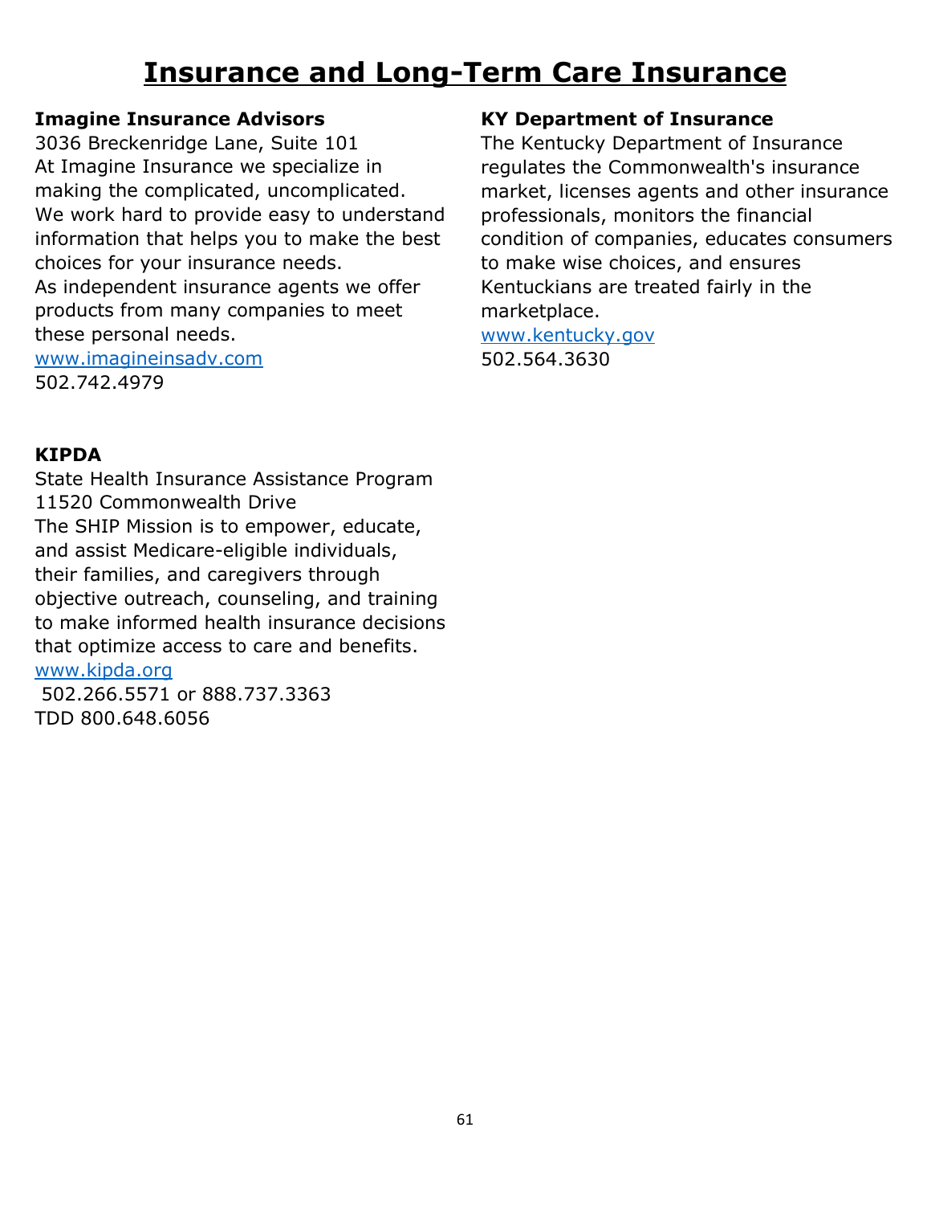# Insurance and Long-Term Care Insurance

**Imagine Insurance Advisors**
3036 Breckenridge Lane, Suite 101
At Imagine Insurance we specialize in making the complicated, uncomplicated. We work hard to provide easy to understand information that helps you to make the best choices for your insurance needs.
As independent insurance agents we offer products from many companies to meet these personal needs.
www.imagineinsadv.com
502.742.4979

**KIPDA**
State Health Insurance Assistance Program
11520 Commonwealth Drive
The SHIP Mission is to empower, educate, and assist Medicare-eligible individuals, their families, and caregivers through objective outreach, counseling, and training to make informed health insurance decisions that optimize access to care and benefits.
www.kipda.org
502.266.5571 or 888.737.3363
TDD 800.648.6056

**KY Department of Insurance**
The Kentucky Department of Insurance regulates the Commonwealth's insurance market, licenses agents and other insurance professionals, monitors the financial condition of companies, educates consumers to make wise choices, and ensures Kentuckians are treated fairly in the marketplace.
www.kentucky.gov
502.564.3630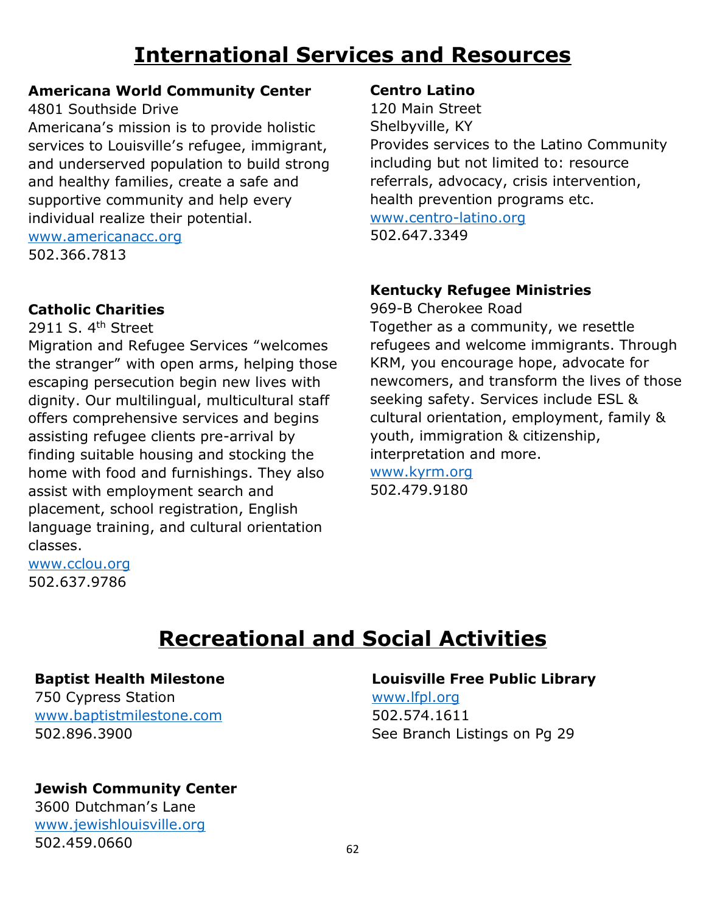# International Services and Resources

**Americana World Community Center**
4801 Southside Drive
Americana's mission is to provide holistic services to Louisville's refugee, immigrant, and underserved population to build strong and healthy families, create a safe and supportive community and help every individual realize their potential.
www.americanacc.org
502.366.7813

**Catholic Charities**
2911 S. 4th Street
Migration and Refugee Services "welcomes the stranger" with open arms, helping those escaping persecution begin new lives with dignity. Our multilingual, multicultural staff offers comprehensive services and begins assisting refugee clients pre-arrival by finding suitable housing and stocking the home with food and furnishings. They also assist with employment search and placement, school registration, English language training, and cultural orientation classes.
www.cclou.org
502.637.9786

**Centro Latino**
120 Main Street
Shelbyville, KY
Provides services to the Latino Community including but not limited to: resource referrals, advocacy, crisis intervention, health prevention programs etc.
www.centro-latino.org
502.647.3349

**Kentucky Refugee Ministries**
969-B Cherokee Road
Together as a community, we resettle refugees and welcome immigrants. Through KRM, you encourage hope, advocate for newcomers, and transform the lives of those seeking safety. Services include ESL & cultural orientation, employment, family & youth, immigration & citizenship, interpretation and more.
www.kyrm.org
502.479.9180

# Recreational and Social Activities

**Baptist Health Milestone**
750 Cypress Station
www.baptistmilestone.com
502.896.3900

**Jewish Community Center**
3600 Dutchman's Lane
www.jewishlouisville.org
502.459.0660

**Louisville Free Public Library**
www.lfpl.org
502.574.1611
See Branch Listings on Pg 29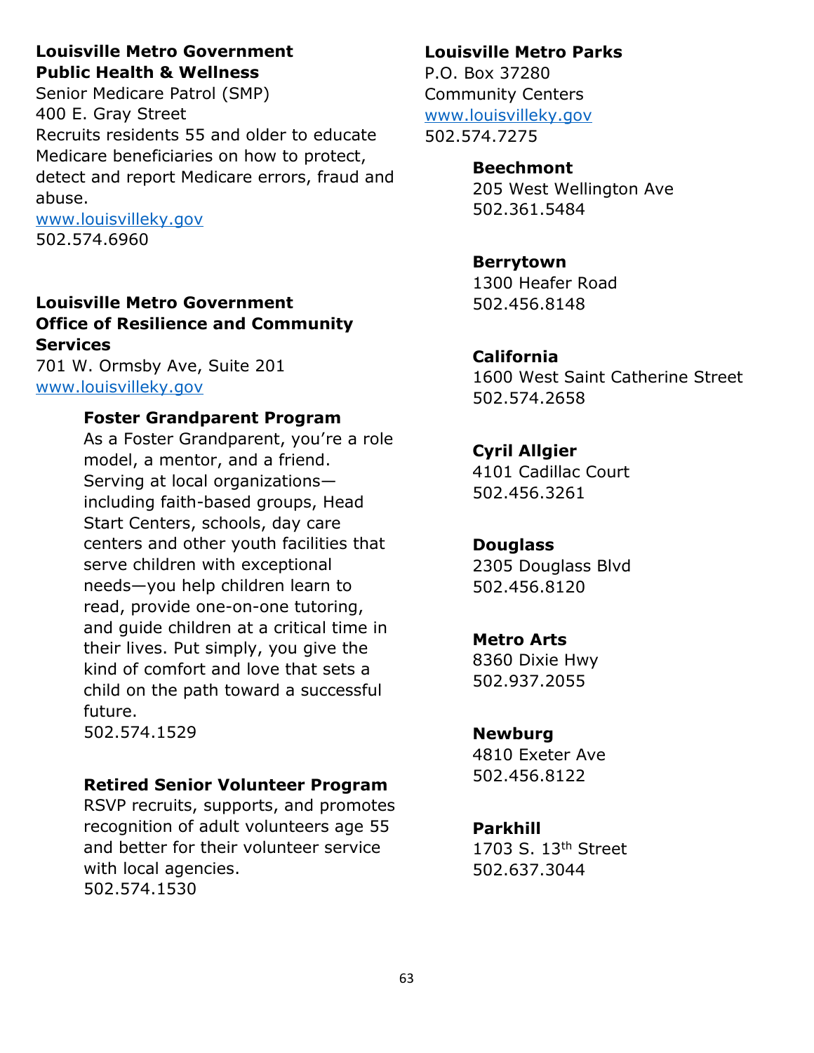**Louisville Metro Government**
**Public Health & Wellness**
Senior Medicare Patrol (SMP)
400 E. Gray Street
Recruits residents 55 and older to educate Medicare beneficiaries on how to protect, detect and report Medicare errors, fraud and abuse.
www.louisvilleky.gov
502.574.6960

**Louisville Metro Government**
**Office of Resilience and Community Services**
701 W. Ormsby Ave, Suite 201
www.louisvilleky.gov

**Foster Grandparent Program**
As a Foster Grandparent, you're a role model, a mentor, and a friend. Serving at local organizations—including faith-based groups, Head Start Centers, schools, day care centers and other youth facilities that serve children with exceptional needs—you help children learn to read, provide one-on-one tutoring, and guide children at a critical time in their lives. Put simply, you give the kind of comfort and love that sets a child on the path toward a successful future.
502.574.1529

**Retired Senior Volunteer Program**
RSVP recruits, supports, and promotes recognition of adult volunteers age 55 and better for their volunteer service with local agencies.
502.574.1530

**Louisville Metro Parks**
P.O. Box 37280
Community Centers
www.louisvilleky.gov
502.574.7275

**Beechmont**
205 West Wellington Ave
502.361.5484

**Berrytown**
1300 Heafer Road
502.456.8148

**California**
1600 West Saint Catherine Street
502.574.2658

**Cyril Allgier**
4101 Cadillac Court
502.456.3261

**Douglass**
2305 Douglass Blvd
502.456.8120

**Metro Arts**
8360 Dixie Hwy
502.937.2055

**Newburg**
4810 Exeter Ave
502.456.8122

**Parkhill**
1703 S. 13th Street
502.637.3044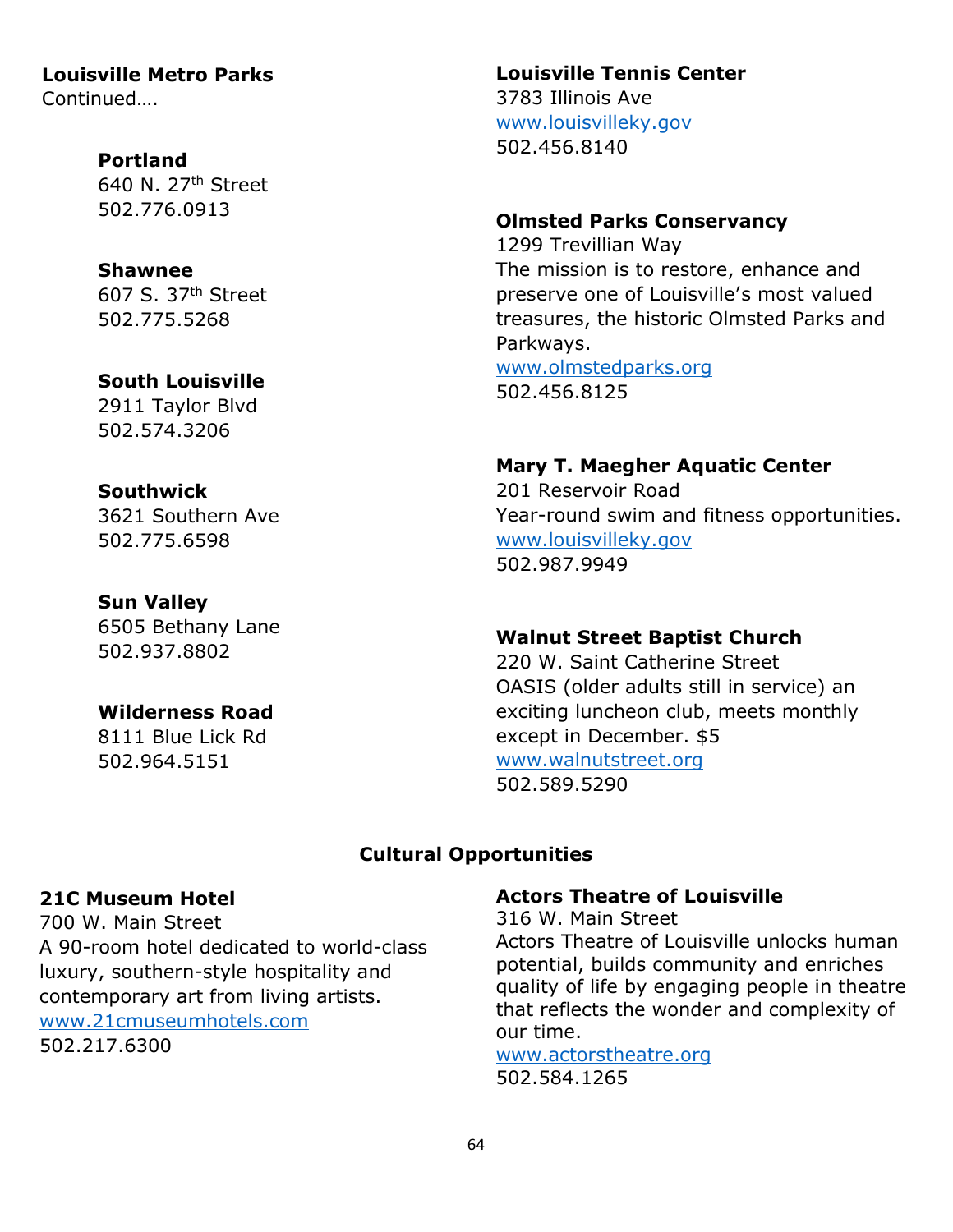**Louisville Metro Parks**
Continued….

**Portland**
640 N. 27th Street
502.776.0913

**Shawnee**
607 S. 37th Street
502.775.5268

**South Louisville**
2911 Taylor Blvd
502.574.3206

**Southwick**
3621 Southern Ave
502.775.6598

**Sun Valley**
6505 Bethany Lane
502.937.8802

**Wilderness Road**
8111 Blue Lick Rd
502.964.5151

**Louisville Tennis Center**
3783 Illinois Ave
www.louisvilleky.gov
502.456.8140

**Olmsted Parks Conservancy**
1299 Trevillian Way
The mission is to restore, enhance and preserve one of Louisville's most valued treasures, the historic Olmsted Parks and Parkways.
www.olmstedparks.org
502.456.8125

**Mary T. Maegher Aquatic Center**
201 Reservoir Road
Year-round swim and fitness opportunities.
www.louisvilleky.gov
502.987.9949

**Walnut Street Baptist Church**
220 W. Saint Catherine Street
OASIS (older adults still in service) an exciting luncheon club, meets monthly except in December. $5
www.walnutstreet.org
502.589.5290

## Cultural Opportunities

**21C Museum Hotel**
700 W. Main Street
A 90-room hotel dedicated to world-class luxury, southern-style hospitality and contemporary art from living artists.
www.21cmuseumhotels.com
502.217.6300

**Actors Theatre of Louisville**
316 W. Main Street
Actors Theatre of Louisville unlocks human potential, builds community and enriches quality of life by engaging people in theatre that reflects the wonder and complexity of our time.
www.actorstheatre.org
502.584.1265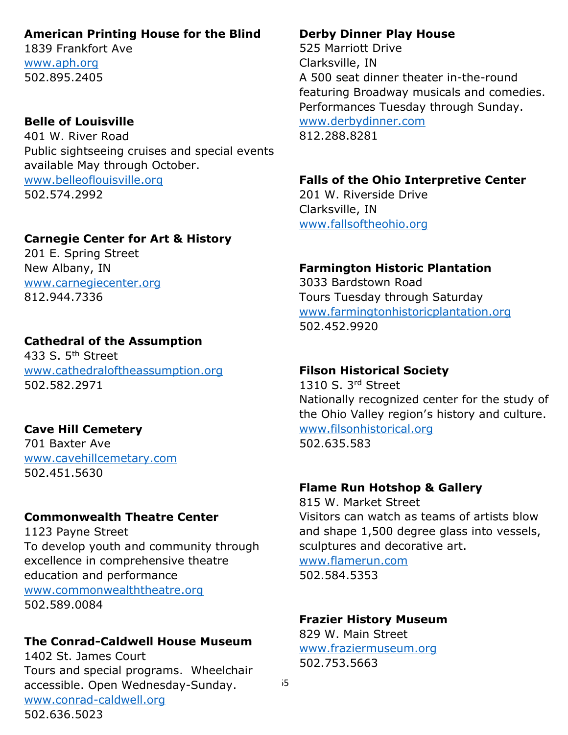**American Printing House for the Blind**
1839 Frankfort Ave
www.aph.org
502.895.2405

**Belle of Louisville**
401 W. River Road
Public sightseeing cruises and special events available May through October.
www.belleoflouisville.org
502.574.2992

**Carnegie Center for Art & History**
201 E. Spring Street
New Albany, IN
www.carnegiecenter.org
812.944.7336

**Cathedral of the Assumption**
433 S. 5th Street
www.cathedraloftheassumption.org
502.582.2971

**Cave Hill Cemetery**
701 Baxter Ave
www.cavehillcemetary.com
502.451.5630

**Commonwealth Theatre Center**
1123 Payne Street
To develop youth and community through excellence in comprehensive theatre education and performance
www.commonwealththeatre.org
502.589.0084

**The Conrad-Caldwell House Museum**
1402 St. James Court
Tours and special programs. Wheelchair accessible. Open Wednesday-Sunday.
www.conrad-caldwell.org
502.636.5023

**Derby Dinner Play House**
525 Marriott Drive
Clarksville, IN
A 500 seat dinner theater in-the-round featuring Broadway musicals and comedies. Performances Tuesday through Sunday.
www.derbydinner.com
812.288.8281

**Falls of the Ohio Interpretive Center**
201 W. Riverside Drive
Clarksville, IN
www.fallsoftheohio.org

**Farmington Historic Plantation**
3033 Bardstown Road
Tours Tuesday through Saturday
www.farmingtonhistoricplantation.org
502.452.9920

**Filson Historical Society**
1310 S. 3rd Street
Nationally recognized center for the study of the Ohio Valley region's history and culture.
www.filsonhistorical.org
502.635.583

**Flame Run Hotshop & Gallery**
815 W. Market Street
Visitors can watch as teams of artists blow and shape 1,500 degree glass into vessels, sculptures and decorative art.
www.flamerun.com
502.584.5353

**Frazier History Museum**
829 W. Main Street
www.fraziermuseum.org
502.753.5663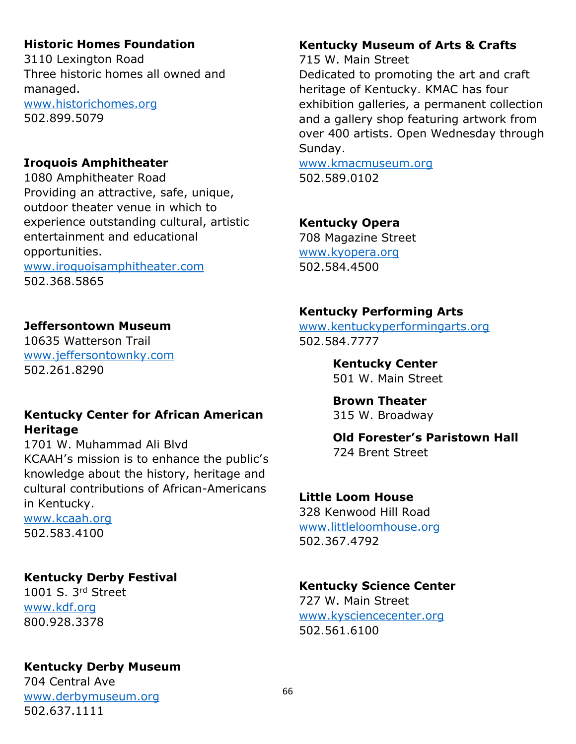**Historic Homes Foundation**
3110 Lexington Road
Three historic homes all owned and managed.
www.historichomes.org
502.899.5079

**Iroquois Amphitheater**
1080 Amphitheater Road
Providing an attractive, safe, unique, outdoor theater venue in which to experience outstanding cultural, artistic entertainment and educational opportunities.
www.iroquoisamphitheater.com
502.368.5865

**Jeffersontown Museum**
10635 Watterson Trail
www.jeffersontownky.com
502.261.8290

**Kentucky Center for African American Heritage**
1701 W. Muhammad Ali Blvd
KCAAH's mission is to enhance the public's knowledge about the history, heritage and cultural contributions of African-Americans in Kentucky.
www.kcaah.org
502.583.4100

**Kentucky Derby Festival**
1001 S. 3rd Street
www.kdf.org
800.928.3378

**Kentucky Derby Museum**
704 Central Ave
www.derbymuseum.org
502.637.1111

**Kentucky Museum of Arts & Crafts**
715 W. Main Street
Dedicated to promoting the art and craft heritage of Kentucky. KMAC has four exhibition galleries, a permanent collection and a gallery shop featuring artwork from over 400 artists. Open Wednesday through Sunday.
www.kmacmuseum.org
502.589.0102

**Kentucky Opera**
708 Magazine Street
www.kyopera.org
502.584.4500

**Kentucky Performing Arts**
www.kentuckyperformingarts.org
502.584.7777

> **Kentucky Center**
> 501 W. Main Street
>
> **Brown Theater**
> 315 W. Broadway
>
> **Old Forester's Paristown Hall**
> 724 Brent Street

**Little Loom House**
328 Kenwood Hill Road
www.littleloomhouse.org
502.367.4792

**Kentucky Science Center**
727 W. Main Street
www.kysciencecenter.org
502.561.6100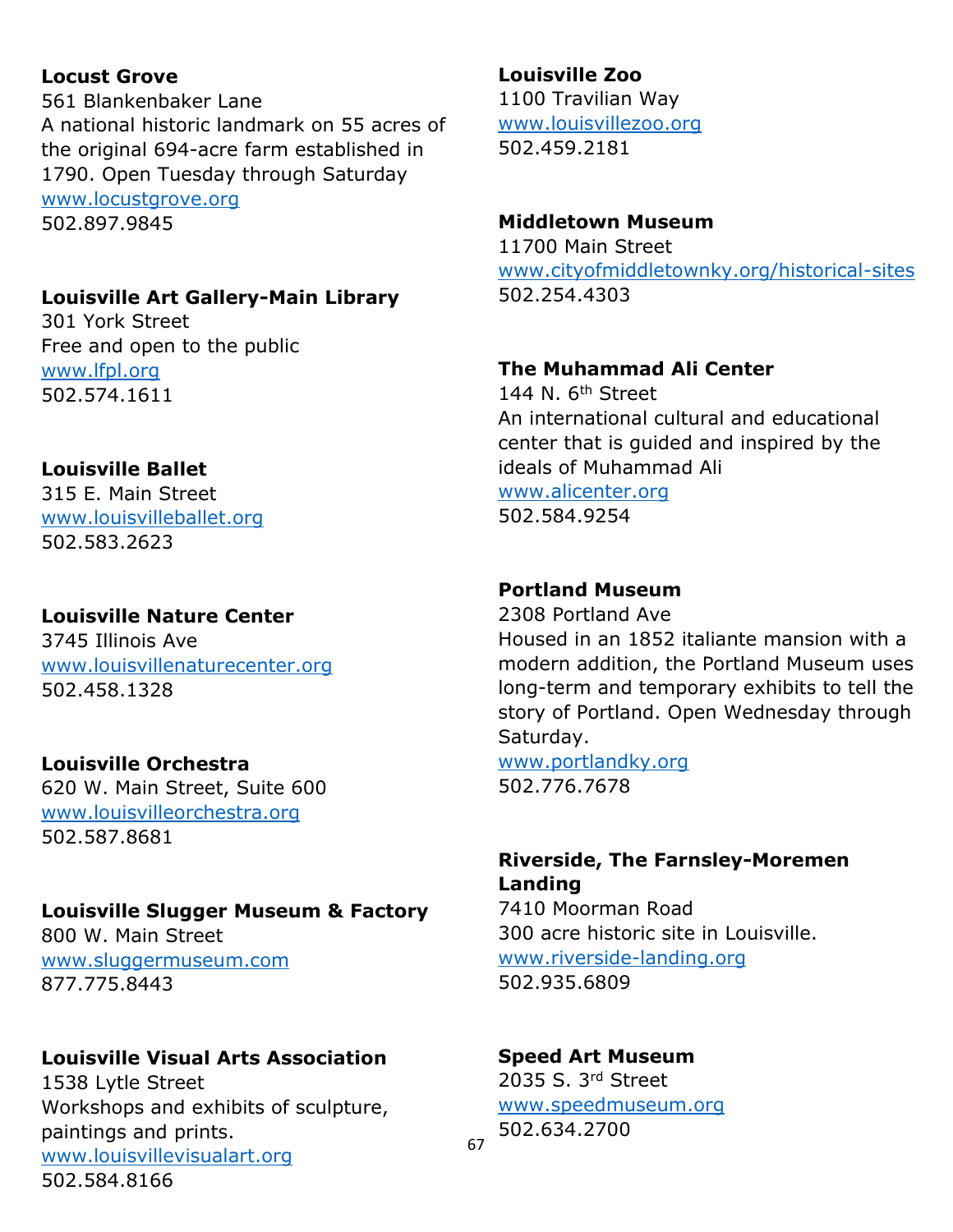**Locust Grove**
561 Blankenbaker Lane
A national historic landmark on 55 acres of the original 694-acre farm established in 1790. Open Tuesday through Saturday
www.locustgrove.org
502.897.9845

**Louisville Art Gallery-Main Library**
301 York Street
Free and open to the public
www.lfpl.org
502.574.1611

**Louisville Ballet**
315 E. Main Street
www.louisvilleballet.org
502.583.2623

**Louisville Nature Center**
3745 Illinois Ave
www.louisvillenaturecenter.org
502.458.1328

**Louisville Orchestra**
620 W. Main Street, Suite 600
www.louisvilleorchestra.org
502.587.8681

**Louisville Slugger Museum & Factory**
800 W. Main Street
www.sluggermuseum.com
877.775.8443

**Louisville Visual Arts Association**
1538 Lytle Street
Workshops and exhibits of sculpture, paintings and prints.
www.louisvillevisualart.org
502.584.8166

**Louisville Zoo**
1100 Travilian Way
www.louisvillezoo.org
502.459.2181

**Middletown Museum**
11700 Main Street
www.cityofmiddletownky.org/historical-sites
502.254.4303

**The Muhammad Ali Center**
144 N. 6th Street
An international cultural and educational center that is guided and inspired by the ideals of Muhammad Ali
www.alicenter.org
502.584.9254

**Portland Museum**
2308 Portland Ave
Housed in an 1852 italiante mansion with a modern addition, the Portland Museum uses long-term and temporary exhibits to tell the story of Portland. Open Wednesday through Saturday.
www.portlandky.org
502.776.7678

**Riverside, The Farnsley-Moremen Landing**
7410 Moorman Road
300 acre historic site in Louisville.
www.riverside-landing.org
502.935.6809

**Speed Art Museum**
2035 S. 3rd Street
www.speedmuseum.org
502.634.2700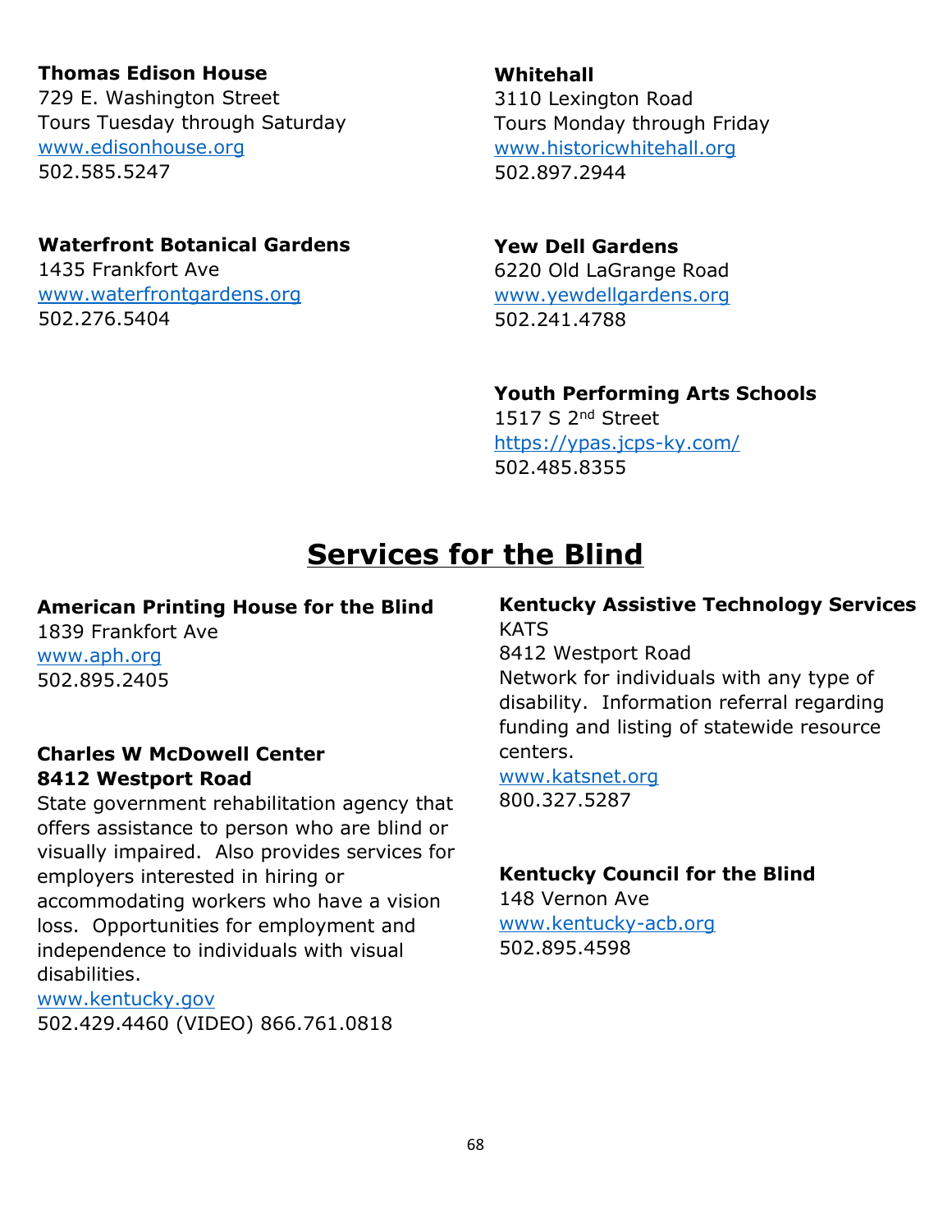**Thomas Edison House**
729 E. Washington Street
Tours Tuesday through Saturday
www.edisonhouse.org
502.585.5247

**Waterfront Botanical Gardens**
1435 Frankfort Ave
www.waterfrontgardens.org
502.276.5404

**Whitehall**
3110 Lexington Road
Tours Monday through Friday
www.historicwhitehall.org
502.897.2944

**Yew Dell Gardens**
6220 Old LaGrange Road
www.yewdellgardens.org
502.241.4788

**Youth Performing Arts Schools**
1517 S 2nd Street
https://ypas.jcps-ky.com/
502.485.8355

# Services for the Blind

**American Printing House for the Blind**
1839 Frankfort Ave
www.aph.org
502.895.2405

**Charles W McDowell Center**
**8412 Westport Road**
State government rehabilitation agency that offers assistance to person who are blind or visually impaired. Also provides services for employers interested in hiring or accommodating workers who have a vision loss. Opportunities for employment and independence to individuals with visual disabilities.
www.kentucky.gov
502.429.4460 (VIDEO) 866.761.0818

**Kentucky Assistive Technology Services**
KATS
8412 Westport Road
Network for individuals with any type of disability. Information referral regarding funding and listing of statewide resource centers.
www.katsnet.org
800.327.5287

**Kentucky Council for the Blind**
148 Vernon Ave
www.kentucky-acb.org
502.895.4598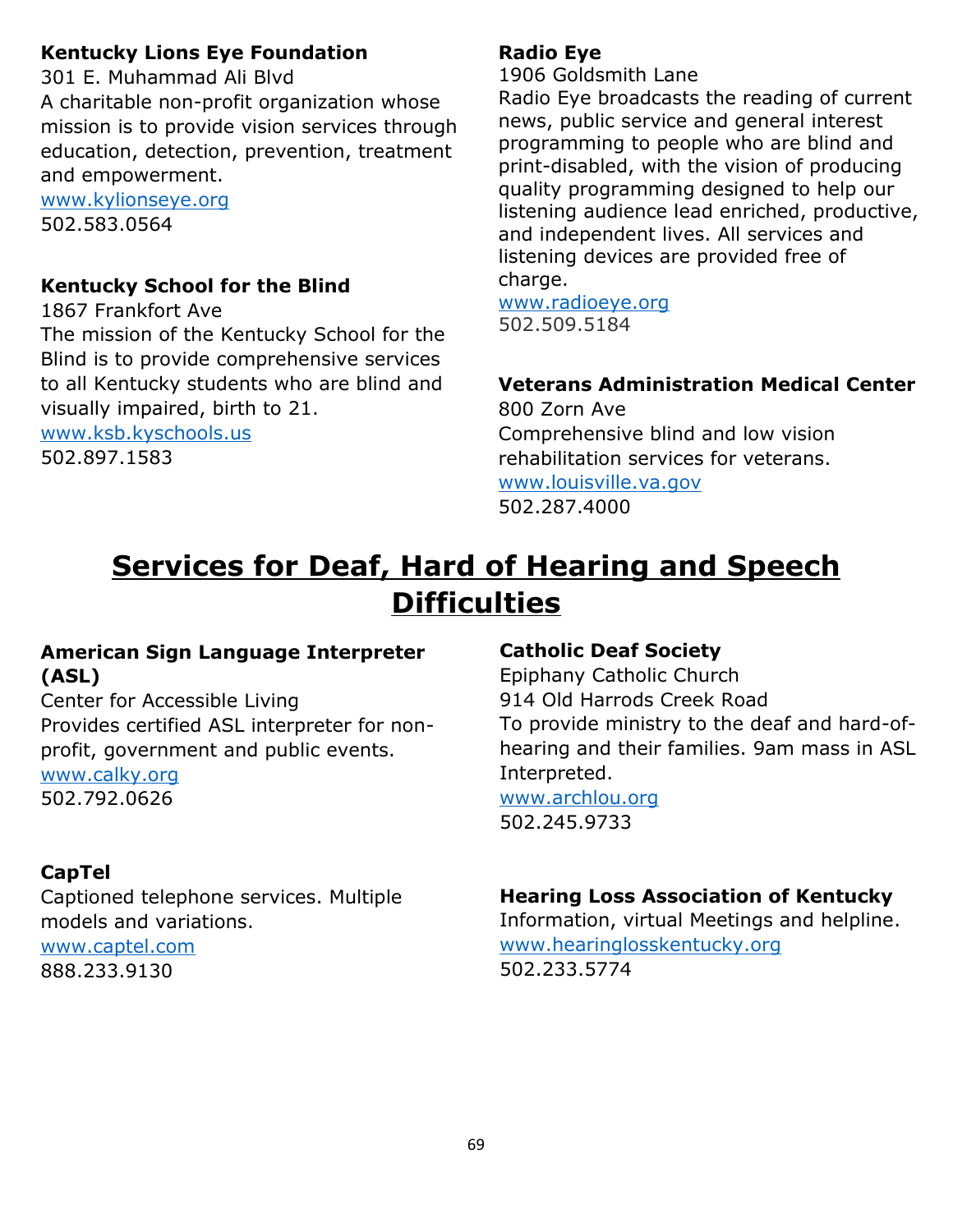**Kentucky Lions Eye Foundation**
301 E. Muhammad Ali Blvd
A charitable non-profit organization whose mission is to provide vision services through education, detection, prevention, treatment and empowerment.
www.kylionseye.org
502.583.0564

**Kentucky School for the Blind**
1867 Frankfort Ave
The mission of the Kentucky School for the Blind is to provide comprehensive services to all Kentucky students who are blind and visually impaired, birth to 21.
www.ksb.kyschools.us
502.897.1583

**Radio Eye**
1906 Goldsmith Lane
Radio Eye broadcasts the reading of current news, public service and general interest programming to people who are blind and print-disabled, with the vision of producing quality programming designed to help our listening audience lead enriched, productive, and independent lives. All services and listening devices are provided free of charge.
www.radioeye.org
502.509.5184

**Veterans Administration Medical Center**
800 Zorn Ave
Comprehensive blind and low vision rehabilitation services for veterans.
www.louisville.va.gov
502.287.4000

# Services for Deaf, Hard of Hearing and Speech Difficulties

**American Sign Language Interpreter (ASL)**
Center for Accessible Living
Provides certified ASL interpreter for non-profit, government and public events.
www.calky.org
502.792.0626

**CapTel**
Captioned telephone services. Multiple models and variations.
www.captel.com
888.233.9130

**Catholic Deaf Society**
Epiphany Catholic Church
914 Old Harrods Creek Road
To provide ministry to the deaf and hard-of-hearing and their families. 9am mass in ASL Interpreted.
www.archlou.org
502.245.9733

**Hearing Loss Association of Kentucky**
Information, virtual Meetings and helpline.
www.hearinglosskentucky.org
502.233.5774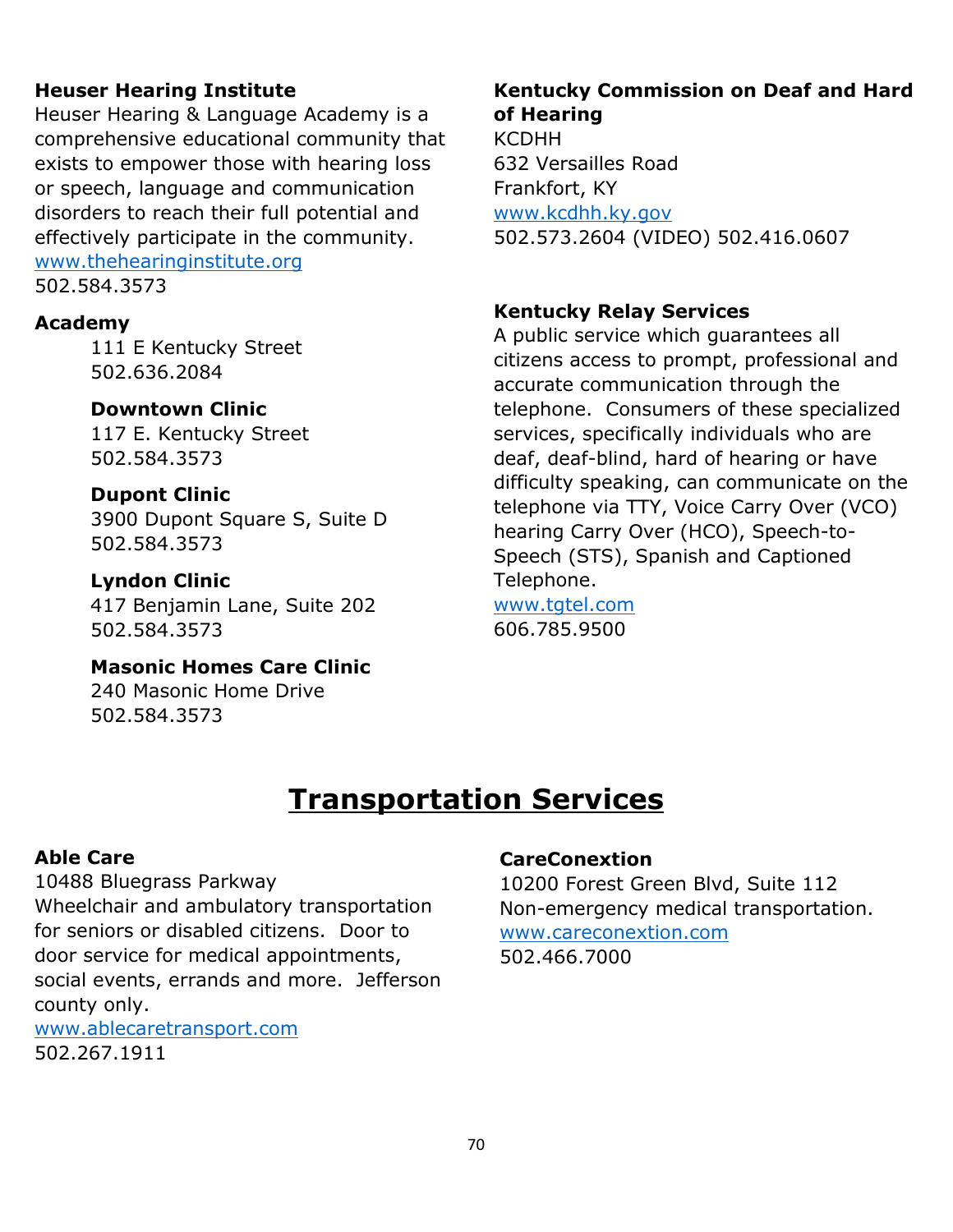**Heuser Hearing Institute**
Heuser Hearing & Language Academy is a comprehensive educational community that exists to empower those with hearing loss or speech, language and communication disorders to reach their full potential and effectively participate in the community.
www.thehearinginstitute.org
502.584.3573

**Academy**
111 E Kentucky Street
502.636.2084

**Downtown Clinic**
117 E. Kentucky Street
502.584.3573

**Dupont Clinic**
3900 Dupont Square S, Suite D
502.584.3573

**Lyndon Clinic**
417 Benjamin Lane, Suite 202
502.584.3573

**Masonic Homes Care Clinic**
240 Masonic Home Drive
502.584.3573

**Kentucky Commission on Deaf and Hard of Hearing**
KCDHH
632 Versailles Road
Frankfort, KY
www.kcdhh.ky.gov
502.573.2604 (VIDEO) 502.416.0607

**Kentucky Relay Services**
A public service which guarantees all citizens access to prompt, professional and accurate communication through the telephone. Consumers of these specialized services, specifically individuals who are deaf, deaf-blind, hard of hearing or have difficulty speaking, can communicate on the telephone via TTY, Voice Carry Over (VCO) hearing Carry Over (HCO), Speech-to-Speech (STS), Spanish and Captioned Telephone.
www.tgtel.com
606.785.9500

# Transportation Services

**Able Care**
10488 Bluegrass Parkway
Wheelchair and ambulatory transportation for seniors or disabled citizens. Door to door service for medical appointments, social events, errands and more. Jefferson county only.
www.ablecaretransport.com
502.267.1911

**CareConextion**
10200 Forest Green Blvd, Suite 112
Non-emergency medical transportation.
www.careconextion.com
502.466.7000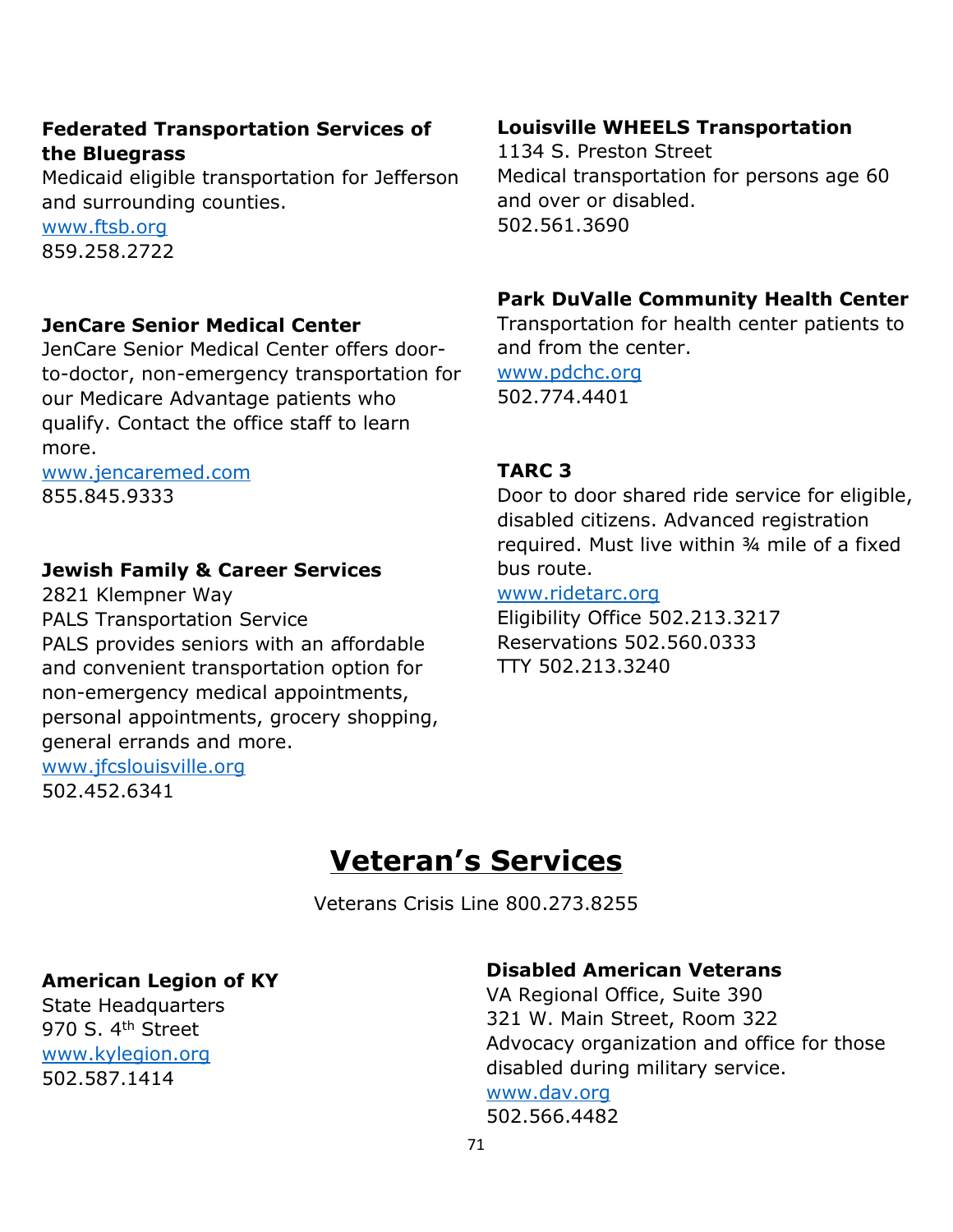**Federated Transportation Services of the Bluegrass**
Medicaid eligible transportation for Jefferson and surrounding counties.
www.ftsb.org
859.258.2722

**JenCare Senior Medical Center**
JenCare Senior Medical Center offers door-to-doctor, non-emergency transportation for our Medicare Advantage patients who qualify. Contact the office staff to learn more.
www.jencaremed.com
855.845.9333

**Jewish Family & Career Services**
2821 Klempner Way
PALS Transportation Service
PALS provides seniors with an affordable and convenient transportation option for non-emergency medical appointments, personal appointments, grocery shopping, general errands and more.
www.jfcslouisville.org
502.452.6341

**Louisville WHEELS Transportation**
1134 S. Preston Street
Medical transportation for persons age 60 and over or disabled.
502.561.3690

**Park DuValle Community Health Center**
Transportation for health center patients to and from the center.
www.pdchc.org
502.774.4401

**TARC 3**
Door to door shared ride service for eligible, disabled citizens. Advanced registration required. Must live within ¾ mile of a fixed bus route.
www.ridetarc.org
Eligibility Office 502.213.3217
Reservations 502.560.0333
TTY 502.213.3240

# Veteran's Services

Veterans Crisis Line 800.273.8255

**American Legion of KY**
State Headquarters
970 S. 4th Street
www.kylegion.org
502.587.1414

**Disabled American Veterans**
VA Regional Office, Suite 390
321 W. Main Street, Room 322
Advocacy organization and office for those disabled during military service.
www.dav.org
502.566.4482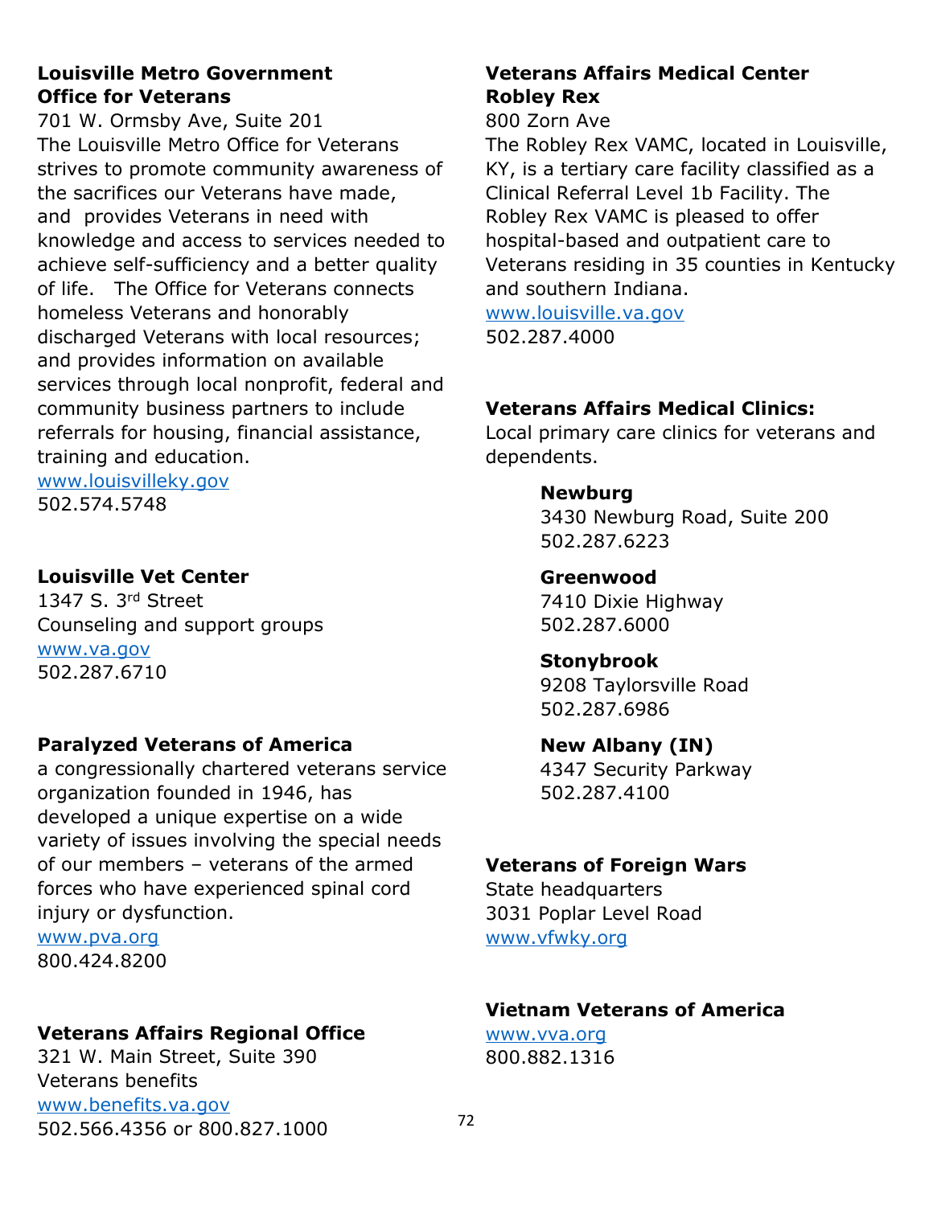**Louisville Metro Government Office for Veterans**
701 W. Ormsby Ave, Suite 201
The Louisville Metro Office for Veterans strives to promote community awareness of the sacrifices our Veterans have made, and provides Veterans in need with knowledge and access to services needed to achieve self-sufficiency and a better quality of life. The Office for Veterans connects homeless Veterans and honorably discharged Veterans with local resources; and provides information on available services through local nonprofit, federal and community business partners to include referrals for housing, financial assistance, training and education.
www.louisvilleky.gov
502.574.5748

**Louisville Vet Center**
1347 S. 3rd Street
Counseling and support groups
www.va.gov
502.287.6710

**Paralyzed Veterans of America**
a congressionally chartered veterans service organization founded in 1946, has developed a unique expertise on a wide variety of issues involving the special needs of our members – veterans of the armed forces who have experienced spinal cord injury or dysfunction.
www.pva.org
800.424.8200

**Veterans Affairs Regional Office**
321 W. Main Street, Suite 390
Veterans benefits
www.benefits.va.gov
502.566.4356 or 800.827.1000

**Veterans Affairs Medical Center Robley Rex**
800 Zorn Ave
The Robley Rex VAMC, located in Louisville, KY, is a tertiary care facility classified as a Clinical Referral Level 1b Facility. The Robley Rex VAMC is pleased to offer hospital-based and outpatient care to Veterans residing in 35 counties in Kentucky and southern Indiana.
www.louisville.va.gov
502.287.4000

**Veterans Affairs Medical Clinics:**
Local primary care clinics for veterans and dependents.

**Newburg**
3430 Newburg Road, Suite 200
502.287.6223

**Greenwood**
7410 Dixie Highway
502.287.6000

**Stonybrook**
9208 Taylorsville Road
502.287.6986

**New Albany (IN)**
4347 Security Parkway
502.287.4100

**Veterans of Foreign Wars**
State headquarters
3031 Poplar Level Road
www.vfwky.org

**Vietnam Veterans of America**
www.vva.org
800.882.1316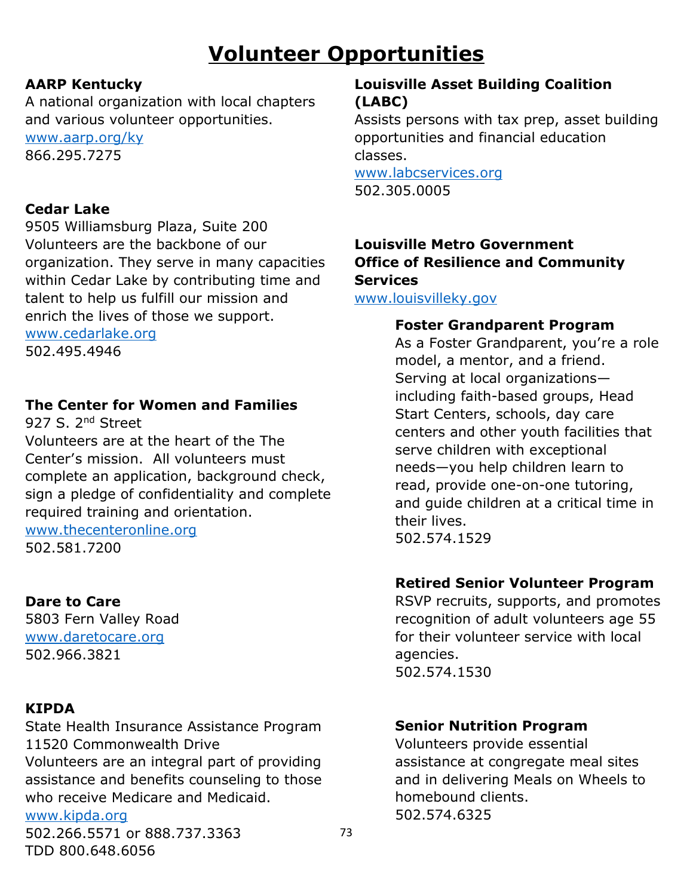# Volunteer Opportunities

**AARP Kentucky**
A national organization with local chapters and various volunteer opportunities.
www.aarp.org/ky
866.295.7275

**Cedar Lake**
9505 Williamsburg Plaza, Suite 200
Volunteers are the backbone of our organization. They serve in many capacities within Cedar Lake by contributing time and talent to help us fulfill our mission and enrich the lives of those we support.
www.cedarlake.org
502.495.4946

**The Center for Women and Families**
927 S. 2nd Street
Volunteers are at the heart of the The Center's mission. All volunteers must complete an application, background check, sign a pledge of confidentiality and complete required training and orientation.
www.thecenteronline.org
502.581.7200

**Dare to Care**
5803 Fern Valley Road
www.daretocare.org
502.966.3821

**KIPDA**
State Health Insurance Assistance Program
11520 Commonwealth Drive
Volunteers are an integral part of providing assistance and benefits counseling to those who receive Medicare and Medicaid.
www.kipda.org
502.266.5571 or 888.737.3363
TDD 800.648.6056

**Louisville Asset Building Coalition (LABC)**
Assists persons with tax prep, asset building opportunities and financial education classes.
www.labcservices.org
502.305.0005

**Louisville Metro Government Office of Resilience and Community Services**
www.louisvilleky.gov

**Foster Grandparent Program**
As a Foster Grandparent, you're a role model, a mentor, and a friend. Serving at local organizations—including faith-based groups, Head Start Centers, schools, day care centers and other youth facilities that serve children with exceptional needs—you help children learn to read, provide one-on-one tutoring, and guide children at a critical time in their lives.
502.574.1529

**Retired Senior Volunteer Program**
RSVP recruits, supports, and promotes recognition of adult volunteers age 55 for their volunteer service with local agencies.
502.574.1530

**Senior Nutrition Program**
Volunteers provide essential assistance at congregate meal sites and in delivering Meals on Wheels to homebound clients.
502.574.6325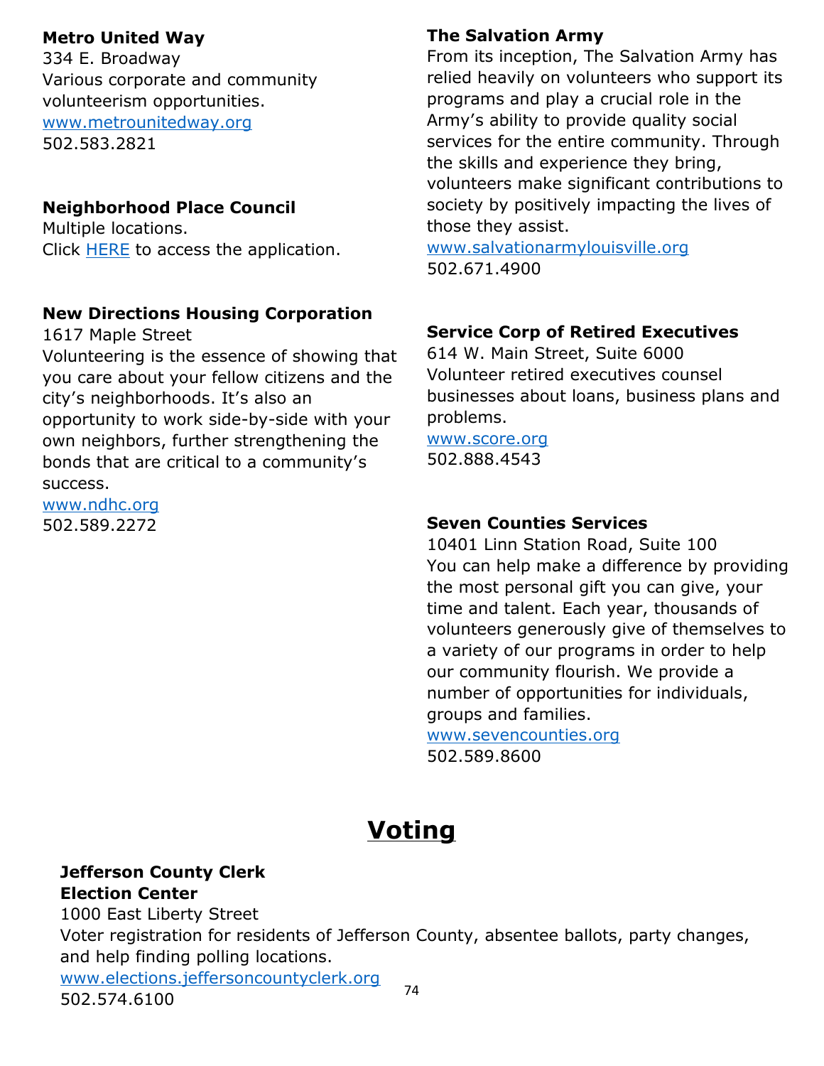**Metro United Way**
334 E. Broadway
Various corporate and community volunteerism opportunities.
www.metrounitedway.org
502.583.2821

**Neighborhood Place Council**
Multiple locations.
Click HERE to access the application.

**New Directions Housing Corporation**
1617 Maple Street
Volunteering is the essence of showing that you care about your fellow citizens and the city's neighborhoods. It's also an opportunity to work side-by-side with your own neighbors, further strengthening the bonds that are critical to a community's success.
www.ndhc.org
502.589.2272

**The Salvation Army**
From its inception, The Salvation Army has relied heavily on volunteers who support its programs and play a crucial role in the Army's ability to provide quality social services for the entire community. Through the skills and experience they bring, volunteers make significant contributions to society by positively impacting the lives of those they assist.
www.salvationarmylouisville.org
502.671.4900

**Service Corp of Retired Executives**
614 W. Main Street, Suite 6000
Volunteer retired executives counsel businesses about loans, business plans and problems.
www.score.org
502.888.4543

**Seven Counties Services**
10401 Linn Station Road, Suite 100
You can help make a difference by providing the most personal gift you can give, your time and talent. Each year, thousands of volunteers generously give of themselves to a variety of our programs in order to help our community flourish. We provide a number of opportunities for individuals, groups and families.
www.sevencounties.org
502.589.8600

# Voting

**Jefferson County Clerk**
**Election Center**
1000 East Liberty Street
Voter registration for residents of Jefferson County, absentee ballots, party changes, and help finding polling locations.
www.elections.jeffersoncountyclerk.org
502.574.6100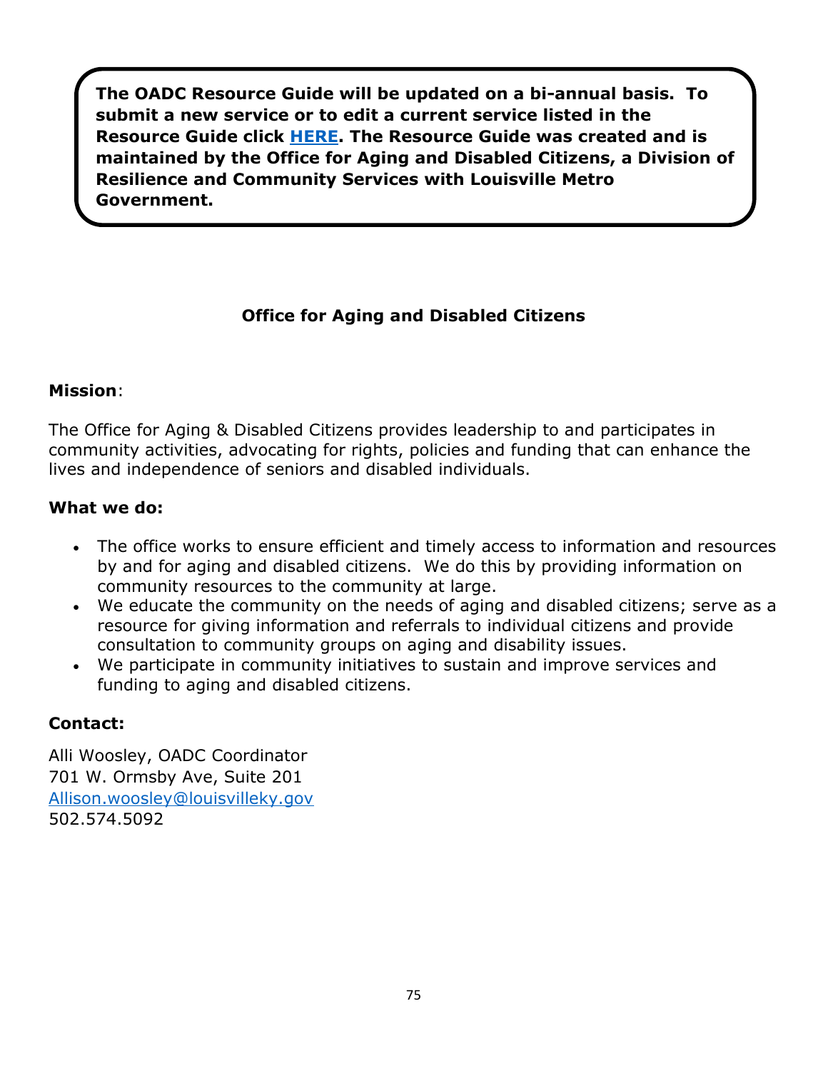**The OADC Resource Guide will be updated on a bi-annual basis. To submit a new service or to edit a current service listed in the Resource Guide click HERE. The Resource Guide was created and is maintained by the Office for Aging and Disabled Citizens, a Division of Resilience and Community Services with Louisville Metro Government.**

## Office for Aging and Disabled Citizens

**Mission**:

The Office for Aging & Disabled Citizens provides leadership to and participates in community activities, advocating for rights, policies and funding that can enhance the lives and independence of seniors and disabled individuals.

**What we do:**

- The office works to ensure efficient and timely access to information and resources by and for aging and disabled citizens. We do this by providing information on community resources to the community at large.
- We educate the community on the needs of aging and disabled citizens; serve as a resource for giving information and referrals to individual citizens and provide consultation to community groups on aging and disability issues.
- We participate in community initiatives to sustain and improve services and funding to aging and disabled citizens.

**Contact:**

Alli Woosley, OADC Coordinator
701 W. Ormsby Ave, Suite 201
Allison.woosley@louisvilleky.gov
502.574.5092